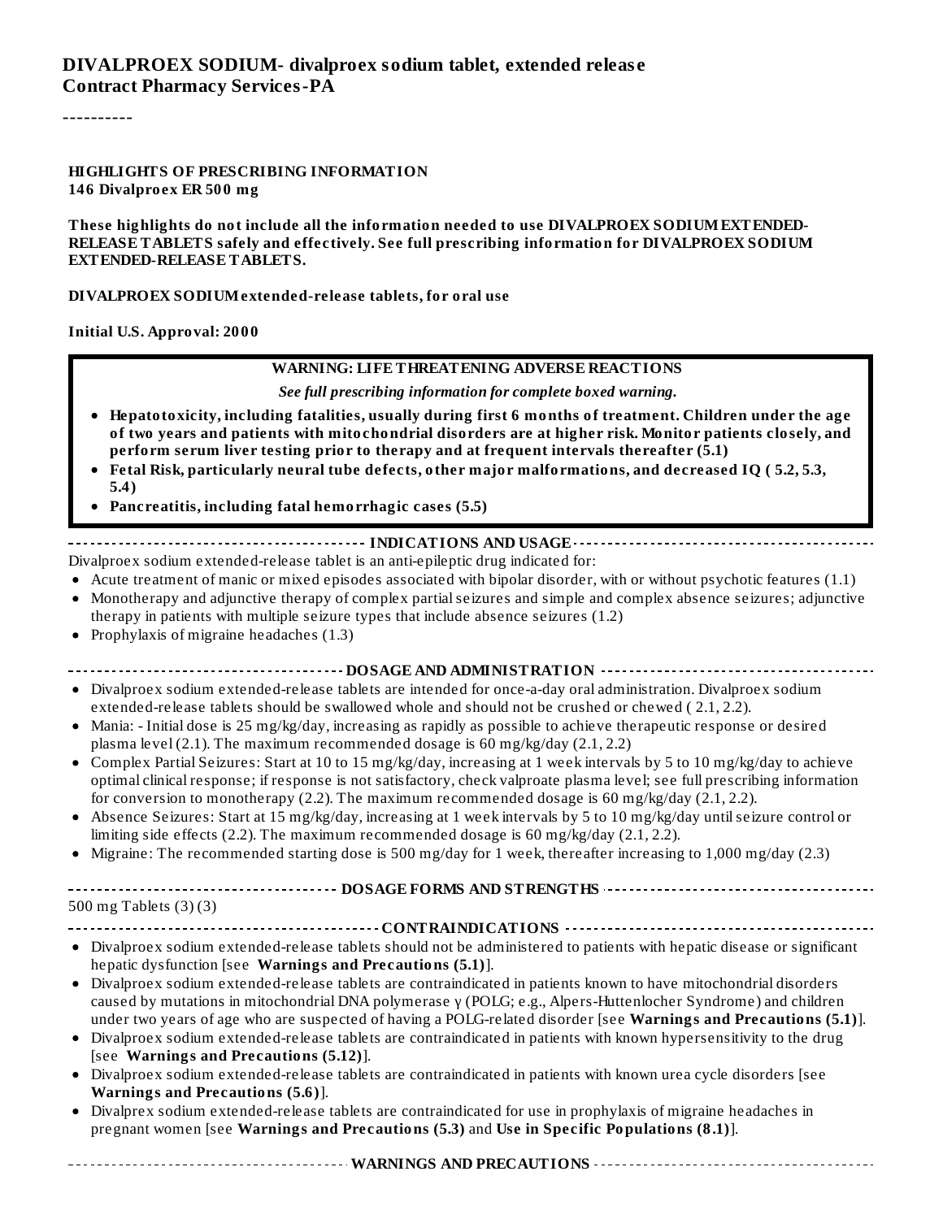# DIVALPROEX SODIUM- divalproex sodium tablet, extended release
**Contract Pharmacy Services-PA**

----------

**HIGHLIGHTS OF PRESCRIBING INFORMATION**
**146 Divalproex ER 500 mg**

**These highlights do not include all the information needed to use DIVALPROEX SODIUM EXTENDED-RELEASE TABLETS safely and effectively. See full prescribing information for DIVALPROEX SODIUM EXTENDED-RELEASE TABLETS.**

**DIVALPROEX SODIUM extended-release tablets, for oral use**

**Initial U.S. Approval: 2000**

**WARNING: LIFE THREATENING ADVERSE REACTIONS**

***See full prescribing information for complete boxed warning.***

- **Hepatotoxicity, including fatalities, usually during first 6 months of treatment. Children under the age of two years and patients with mitochondrial disorders are at higher risk. Monitor patients closely, and perform serum liver testing prior to therapy and at frequent intervals thereafter (5.1)**
- **Fetal Risk, particularly neural tube defects, other major malformations, and decreased IQ ( 5.2, 5.3, 5.4)**
- **Pancreatitis, including fatal hemorrhagic cases (5.5)**

**INDICATIONS AND USAGE**

Divalproex sodium extended-release tablet is an anti-epileptic drug indicated for:

- Acute treatment of manic or mixed episodes associated with bipolar disorder, with or without psychotic features (1.1)
- Monotherapy and adjunctive therapy of complex partial seizures and simple and complex absence seizures; adjunctive therapy in patients with multiple seizure types that include absence seizures (1.2)
- Prophylaxis of migraine headaches (1.3)

**DOSAGE AND ADMINISTRATION**

- Divalproex sodium extended-release tablets are intended for once-a-day oral administration. Divalproex sodium extended-release tablets should be swallowed whole and should not be crushed or chewed ( 2.1, 2.2).
- Mania: - Initial dose is 25 mg/kg/day, increasing as rapidly as possible to achieve therapeutic response or desired plasma level (2.1). The maximum recommended dosage is 60 mg/kg/day (2.1, 2.2)
- Complex Partial Seizures: Start at 10 to 15 mg/kg/day, increasing at 1 week intervals by 5 to 10 mg/kg/day to achieve optimal clinical response; if response is not satisfactory, check valproate plasma level; see full prescribing information for conversion to monotherapy (2.2). The maximum recommended dosage is 60 mg/kg/day (2.1, 2.2).
- Absence Seizures: Start at 15 mg/kg/day, increasing at 1 week intervals by 5 to 10 mg/kg/day until seizure control or limiting side effects (2.2). The maximum recommended dosage is 60 mg/kg/day (2.1, 2.2).
- Migraine: The recommended starting dose is 500 mg/day for 1 week, thereafter increasing to 1,000 mg/day (2.3)

**DOSAGE FORMS AND STRENGTHS**

500 mg Tablets (3) (3)

**CONTRAINDICATIONS**

- Divalproex sodium extended-release tablets should not be administered to patients with hepatic disease or significant hepatic dysfunction [see **Warnings and Precautions (5.1)**].
- Divalproex sodium extended-release tablets are contraindicated in patients known to have mitochondrial disorders caused by mutations in mitochondrial DNA polymerase γ (POLG; e.g., Alpers-Huttenlocher Syndrome) and children under two years of age who are suspected of having a POLG-related disorder [see **Warnings and Precautions (5.1)**].
- Divalproex sodium extended-release tablets are contraindicated in patients with known hypersensitivity to the drug [see **Warnings and Precautions (5.12)**].
- Divalproex sodium extended-release tablets are contraindicated in patients with known urea cycle disorders [see **Warnings and Precautions (5.6)**].
- Divalprex sodium extended-release tablets are contraindicated for use in prophylaxis of migraine headaches in pregnant women [see **Warnings and Precautions (5.3)** and **Use in Specific Populations (8.1)**].

**WARNINGS AND PRECAUTIONS**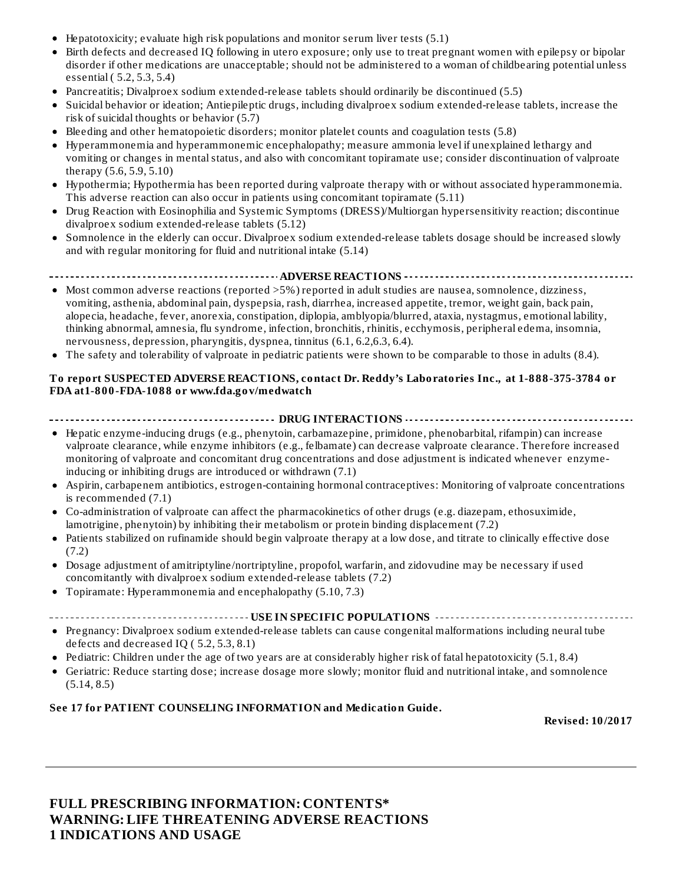- Hepatotoxicity; evaluate high risk populations and monitor serum liver tests (5.1)
- Birth defects and decreased IQ following in utero exposure; only use to treat pregnant women with epilepsy or bipolar disorder if other medications are unacceptable; should not be administered to a woman of childbearing potential unless essential ( 5.2, 5.3, 5.4)
- Pancreatitis; Divalproex sodium extended-release tablets should ordinarily be discontinued (5.5)
- Suicidal behavior or ideation; Antiepileptic drugs, including divalproex sodium extended-release tablets, increase the risk of suicidal thoughts or behavior (5.7)
- Bleeding and other hematopoietic disorders; monitor platelet counts and coagulation tests (5.8)
- Hyperammonemia and hyperammonemic encephalopathy; measure ammonia level if unexplained lethargy and vomiting or changes in mental status, and also with concomitant topiramate use; consider discontinuation of valproate therapy (5.6, 5.9, 5.10)
- Hypothermia; Hypothermia has been reported during valproate therapy with or without associated hyperammonemia. This adverse reaction can also occur in patients using concomitant topiramate (5.11)
- Drug Reaction with Eosinophilia and Systemic Symptoms (DRESS)/Multiorgan hypersensitivity reaction; discontinue divalproex sodium extended-release tablets (5.12)
- Somnolence in the elderly can occur. Divalproex sodium extended-release tablets dosage should be increased slowly and with regular monitoring for fluid and nutritional intake (5.14)

**ADVERSE REACTIONS**

- Most common adverse reactions (reported >5%) reported in adult studies are nausea, somnolence, dizziness, vomiting, asthenia, abdominal pain, dyspepsia, rash, diarrhea, increased appetite, tremor, weight gain, back pain, alopecia, headache, fever, anorexia, constipation, diplopia, amblyopia/blurred, ataxia, nystagmus, emotional lability, thinking abnormal, amnesia, flu syndrome, infection, bronchitis, rhinitis, ecchymosis, peripheral edema, insomnia, nervousness, depression, pharyngitis, dyspnea, tinnitus (6.1, 6.2,6.3, 6.4).
- The safety and tolerability of valproate in pediatric patients were shown to be comparable to those in adults (8.4).

**To report SUSPECTED ADVERSE REACTIONS, contact Dr. Reddy's Laboratories Inc., at 1-888-375-3784 or FDA at1-800-FDA-1088 or www.fda.gov/medwatch**

**DRUG INTERACTIONS**

- Hepatic enzyme-inducing drugs (e.g., phenytoin, carbamazepine, primidone, phenobarbital, rifampin) can increase valproate clearance, while enzyme inhibitors (e.g., felbamate) can decrease valproate clearance. Therefore increased monitoring of valproate and concomitant drug concentrations and dose adjustment is indicated whenever enzyme-inducing or inhibiting drugs are introduced or withdrawn (7.1)
- Aspirin, carbapenem antibiotics, estrogen-containing hormonal contraceptives: Monitoring of valproate concentrations is recommended (7.1)
- Co-administration of valproate can affect the pharmacokinetics of other drugs (e.g. diazepam, ethosuximide, lamotrigine, phenytoin) by inhibiting their metabolism or protein binding displacement (7.2)
- Patients stabilized on rufinamide should begin valproate therapy at a low dose, and titrate to clinically effective dose (7.2)
- Dosage adjustment of amitriptyline/nortriptyline, propofol, warfarin, and zidovudine may be necessary if used concomitantly with divalproex sodium extended-release tablets (7.2)
- Topiramate: Hyperammonemia and encephalopathy (5.10, 7.3)

**USE IN SPECIFIC POPULATIONS**

- Pregnancy: Divalproex sodium extended-release tablets can cause congenital malformations including neural tube defects and decreased IQ ( 5.2, 5.3, 8.1)
- Pediatric: Children under the age of two years are at considerably higher risk of fatal hepatotoxicity (5.1, 8.4)
- Geriatric: Reduce starting dose; increase dosage more slowly; monitor fluid and nutritional intake, and somnolence (5.14, 8.5)

**See 17 for PATIENT COUNSELING INFORMATION and Medication Guide.**

**Revised: 10/2017**

---

# FULL PRESCRIBING INFORMATION: CONTENTS*
# WARNING: LIFE THREATENING ADVERSE REACTIONS
# 1 INDICATIONS AND USAGE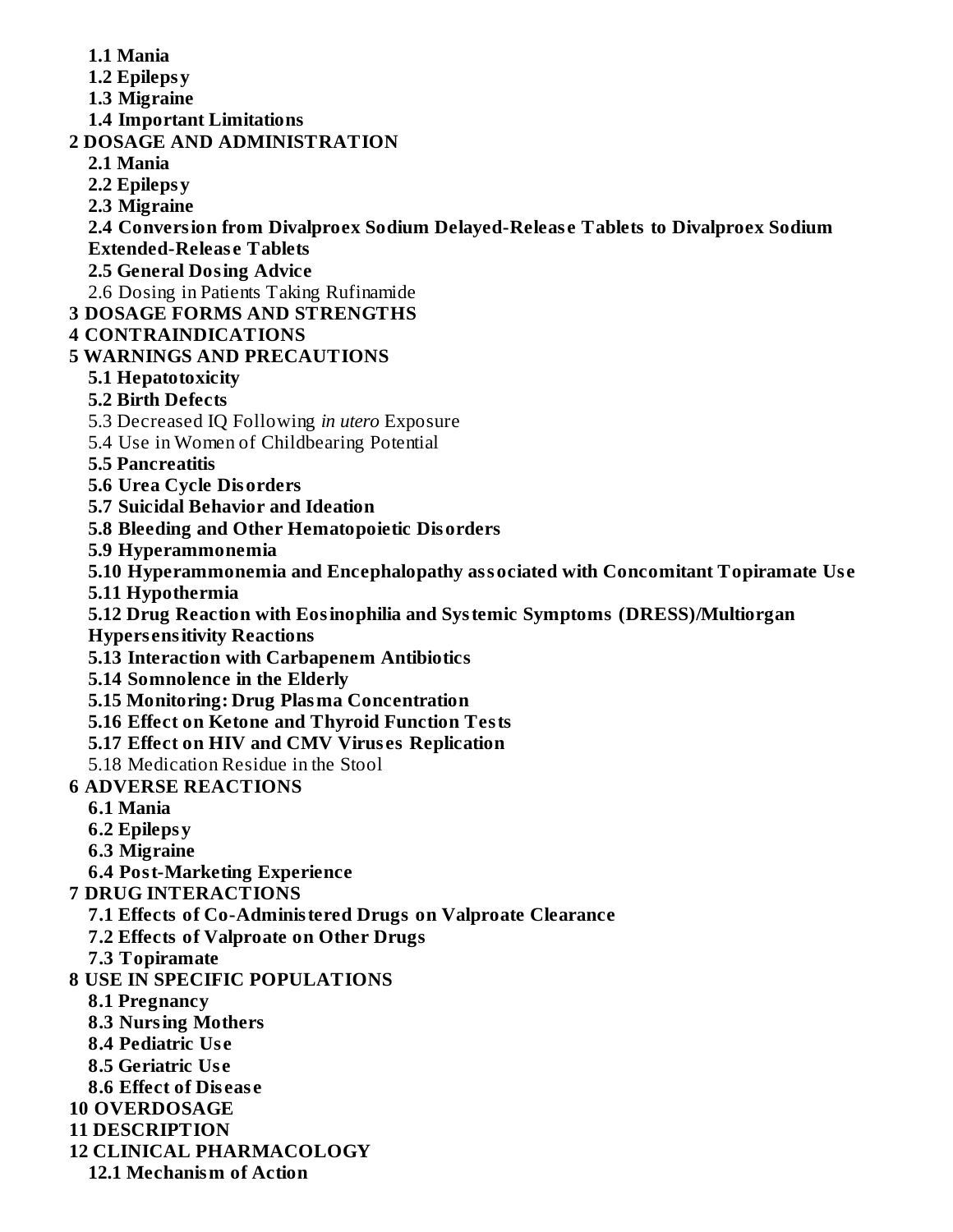**1.1 Mania**

**1.2 Epilepsy**

**1.3 Migraine**

**1.4 Important Limitations**

**2 DOSAGE AND ADMINISTRATION**

**2.1 Mania**

**2.2 Epilepsy**

**2.3 Migraine**

**2.4 Conversion from Divalproex Sodium Delayed-Release Tablets to Divalproex Sodium Extended-Release Tablets**

**2.5 General Dosing Advice**

2.6 Dosing in Patients Taking Rufinamide

**3 DOSAGE FORMS AND STRENGTHS**

**4 CONTRAINDICATIONS**

**5 WARNINGS AND PRECAUTIONS**

**5.1 Hepatotoxicity**

**5.2 Birth Defects**

5.3 Decreased IQ Following *in utero* Exposure

5.4 Use in Women of Childbearing Potential

**5.5 Pancreatitis**

**5.6 Urea Cycle Disorders**

**5.7 Suicidal Behavior and Ideation**

**5.8 Bleeding and Other Hematopoietic Disorders**

**5.9 Hyperammonemia**

**5.10 Hyperammonemia and Encephalopathy associated with Concomitant Topiramate Use**

**5.11 Hypothermia**

**5.12 Drug Reaction with Eosinophilia and Systemic Symptoms (DRESS)/Multiorgan Hypersensitivity Reactions**

**5.13 Interaction with Carbapenem Antibiotics**

**5.14 Somnolence in the Elderly**

**5.15 Monitoring: Drug Plasma Concentration**

**5.16 Effect on Ketone and Thyroid Function Tests**

**5.17 Effect on HIV and CMV Viruses Replication**

5.18 Medication Residue in the Stool

**6 ADVERSE REACTIONS**

**6.1 Mania**

**6.2 Epilepsy**

**6.3 Migraine**

**6.4 Post-Marketing Experience**

**7 DRUG INTERACTIONS**

**7.1 Effects of Co-Administered Drugs on Valproate Clearance**

**7.2 Effects of Valproate on Other Drugs**

**7.3 Topiramate**

**8 USE IN SPECIFIC POPULATIONS**

**8.1 Pregnancy**

**8.3 Nursing Mothers**

**8.4 Pediatric Use**

**8.5 Geriatric Use**

**8.6 Effect of Disease**

**10 OVERDOSAGE**

**11 DESCRIPTION**

**12 CLINICAL PHARMACOLOGY**

**12.1 Mechanism of Action**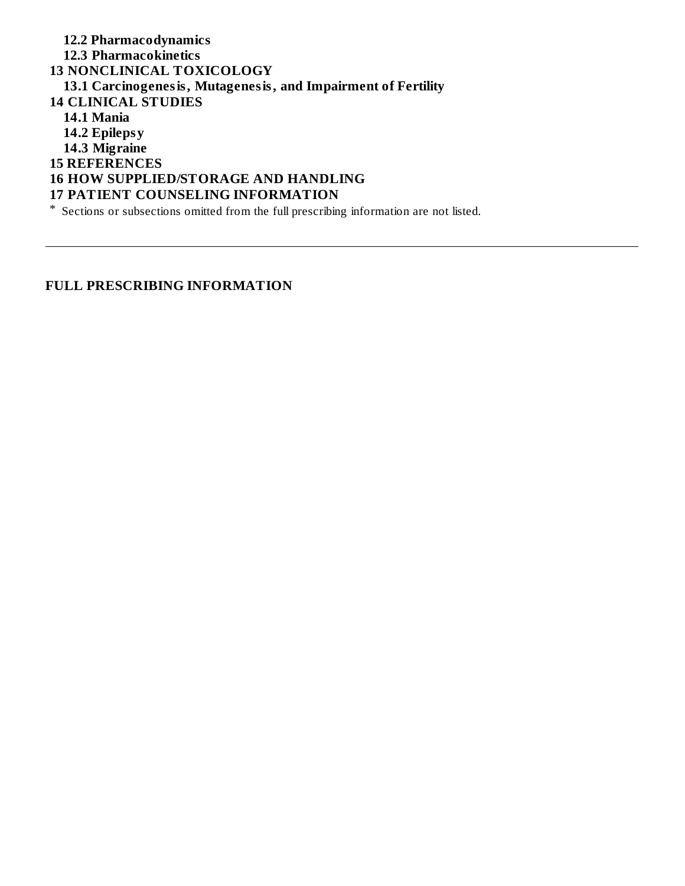**12.2 Pharmacodynamics**

**12.3 Pharmacokinetics**

**13 NONCLINICAL TOXICOLOGY**

**13.1 Carcinogenesis, Mutagenesis, and Impairment of Fertility**

**14 CLINICAL STUDIES**

**14.1 Mania**

**14.2 Epilepsy**

**14.3 Migraine**

**15 REFERENCES**

**16 HOW SUPPLIED/STORAGE AND HANDLING**

**17 PATIENT COUNSELING INFORMATION**

\* Sections or subsections omitted from the full prescribing information are not listed.

---

**FULL PRESCRIBING INFORMATION**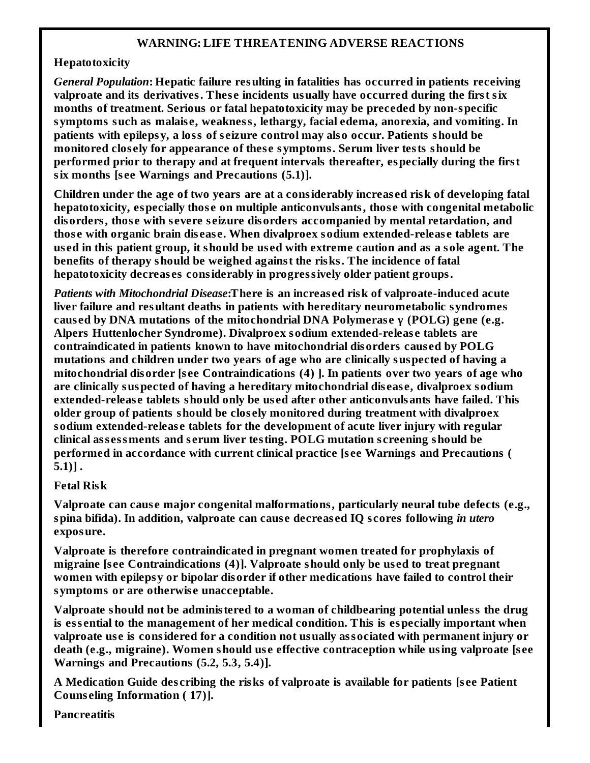# WARNING: LIFE THREATENING ADVERSE REACTIONS

**Hepatotoxicity**

***General Population*: Hepatic failure resulting in fatalities has occurred in patients receiving valproate and its derivatives. These incidents usually have occurred during the first six months of treatment. Serious or fatal hepatotoxicity may be preceded by non-specific symptoms such as malaise, weakness, lethargy, facial edema, anorexia, and vomiting. In patients with epilepsy, a loss of seizure control may also occur. Patients should be monitored closely for appearance of these symptoms. Serum liver tests should be performed prior to therapy and at frequent intervals thereafter, especially during the first six months [see Warnings and Precautions (5.1)].**

**Children under the age of two years are at a considerably increased risk of developing fatal hepatotoxicity, especially those on multiple anticonvulsants, those with congenital metabolic disorders, those with severe seizure disorders accompanied by mental retardation, and those with organic brain disease. When divalproex sodium extended-release tablets are used in this patient group, it should be used with extreme caution and as a sole agent. The benefits of therapy should be weighed against the risks. The incidence of fatal hepatotoxicity decreases considerably in progressively older patient groups.**

***Patients with Mitochondrial Disease*:There is an increased risk of valproate-induced acute liver failure and resultant deaths in patients with hereditary neurometabolic syndromes caused by DNA mutations of the mitochondrial DNA Polymerase γ (POLG) gene (e.g. Alpers Huttenlocher Syndrome). Divalproex sodium extended-release tablets are contraindicated in patients known to have mitochondrial disorders caused by POLG mutations and children under two years of age who are clinically suspected of having a mitochondrial disorder [see Contraindications (4) ]. In patients over two years of age who are clinically suspected of having a hereditary mitochondrial disease, divalproex sodium extended-release tablets should only be used after other anticonvulsants have failed. This older group of patients should be closely monitored during treatment with divalproex sodium extended-release tablets for the development of acute liver injury with regular clinical assessments and serum liver testing. POLG mutation screening should be performed in accordance with current clinical practice [see Warnings and Precautions ( 5.1)] .**

**Fetal Risk**

**Valproate can cause major congenital malformations, particularly neural tube defects (e.g., spina bifida). In addition, valproate can cause decreased IQ scores following *in utero* exposure.**

**Valproate is therefore contraindicated in pregnant women treated for prophylaxis of migraine [see Contraindications (4)]. Valproate should only be used to treat pregnant women with epilepsy or bipolar disorder if other medications have failed to control their symptoms or are otherwise unacceptable.**

**Valproate should not be administered to a woman of childbearing potential unless the drug is essential to the management of her medical condition. This is especially important when valproate use is considered for a condition not usually associated with permanent injury or death (e.g., migraine). Women should use effective contraception while using valproate [see Warnings and Precautions (5.2, 5.3, 5.4)].**

**A Medication Guide describing the risks of valproate is available for patients [see Patient Counseling Information ( 17)].**

**Pancreatitis**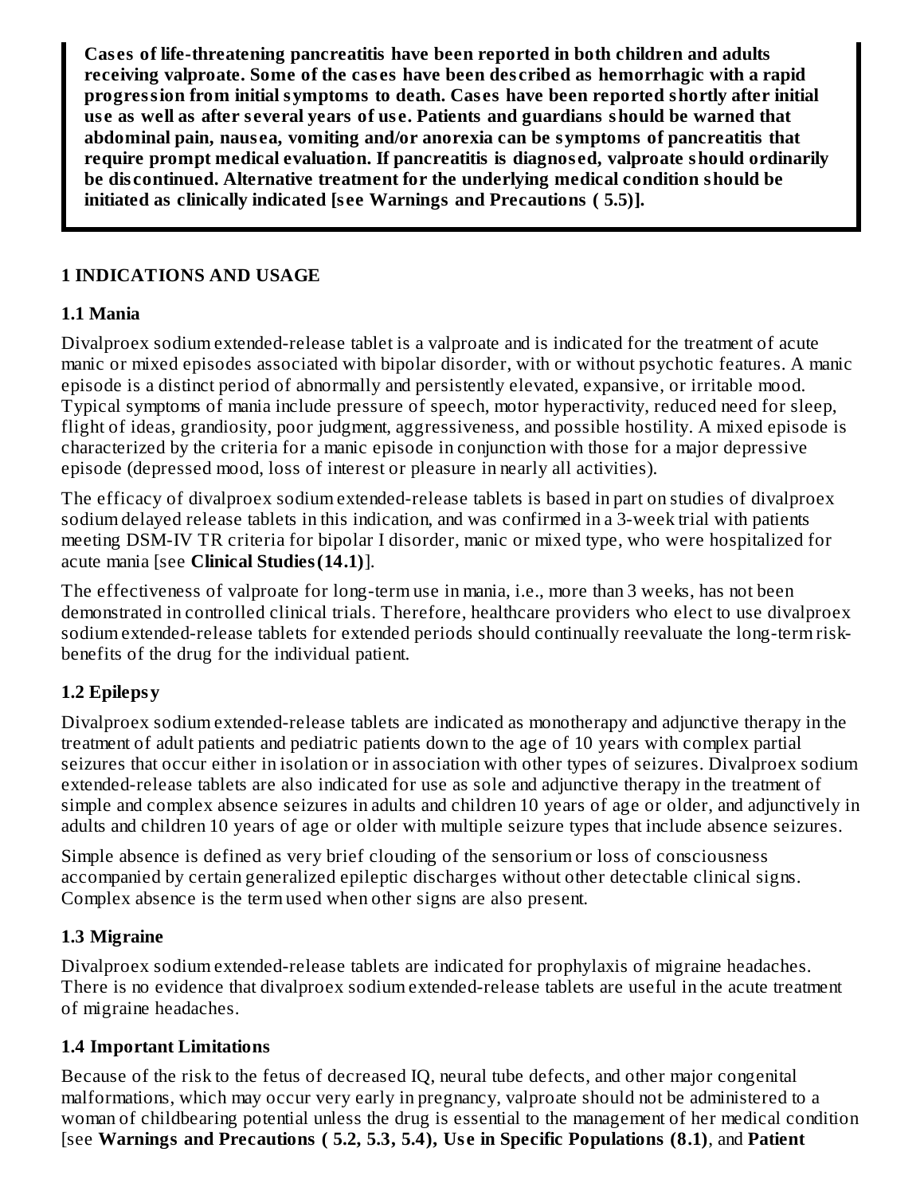**Cases of life-threatening pancreatitis have been reported in both children and adults receiving valproate. Some of the cases have been described as hemorrhagic with a rapid progression from initial symptoms to death. Cases have been reported shortly after initial use as well as after several years of use. Patients and guardians should be warned that abdominal pain, nausea, vomiting and/or anorexia can be symptoms of pancreatitis that require prompt medical evaluation. If pancreatitis is diagnosed, valproate should ordinarily be discontinued. Alternative treatment for the underlying medical condition should be initiated as clinically indicated [see Warnings and Precautions ( 5.5)].**

## 1 INDICATIONS AND USAGE

### 1.1 Mania

Divalproex sodium extended-release tablet is a valproate and is indicated for the treatment of acute manic or mixed episodes associated with bipolar disorder, with or without psychotic features. A manic episode is a distinct period of abnormally and persistently elevated, expansive, or irritable mood. Typical symptoms of mania include pressure of speech, motor hyperactivity, reduced need for sleep, flight of ideas, grandiosity, poor judgment, aggressiveness, and possible hostility. A mixed episode is characterized by the criteria for a manic episode in conjunction with those for a major depressive episode (depressed mood, loss of interest or pleasure in nearly all activities).

The efficacy of divalproex sodium extended-release tablets is based in part on studies of divalproex sodium delayed release tablets in this indication, and was confirmed in a 3-week trial with patients meeting DSM-IV TR criteria for bipolar I disorder, manic or mixed type, who were hospitalized for acute mania [see **Clinical Studies (14.1)**].

The effectiveness of valproate for long-term use in mania, i.e., more than 3 weeks, has not been demonstrated in controlled clinical trials. Therefore, healthcare providers who elect to use divalproex sodium extended-release tablets for extended periods should continually reevaluate the long-term risk-benefits of the drug for the individual patient.

### 1.2 Epilepsy

Divalproex sodium extended-release tablets are indicated as monotherapy and adjunctive therapy in the treatment of adult patients and pediatric patients down to the age of 10 years with complex partial seizures that occur either in isolation or in association with other types of seizures. Divalproex sodium extended-release tablets are also indicated for use as sole and adjunctive therapy in the treatment of simple and complex absence seizures in adults and children 10 years of age or older, and adjunctively in adults and children 10 years of age or older with multiple seizure types that include absence seizures.

Simple absence is defined as very brief clouding of the sensorium or loss of consciousness accompanied by certain generalized epileptic discharges without other detectable clinical signs. Complex absence is the term used when other signs are also present.

### 1.3 Migraine

Divalproex sodium extended-release tablets are indicated for prophylaxis of migraine headaches. There is no evidence that divalproex sodium extended-release tablets are useful in the acute treatment of migraine headaches.

### 1.4 Important Limitations

Because of the risk to the fetus of decreased IQ, neural tube defects, and other major congenital malformations, which may occur very early in pregnancy, valproate should not be administered to a woman of childbearing potential unless the drug is essential to the management of her medical condition [see **Warnings and Precautions ( 5.2, 5.3, 5.4), Use in Specific Populations (8.1)**, and **Patient**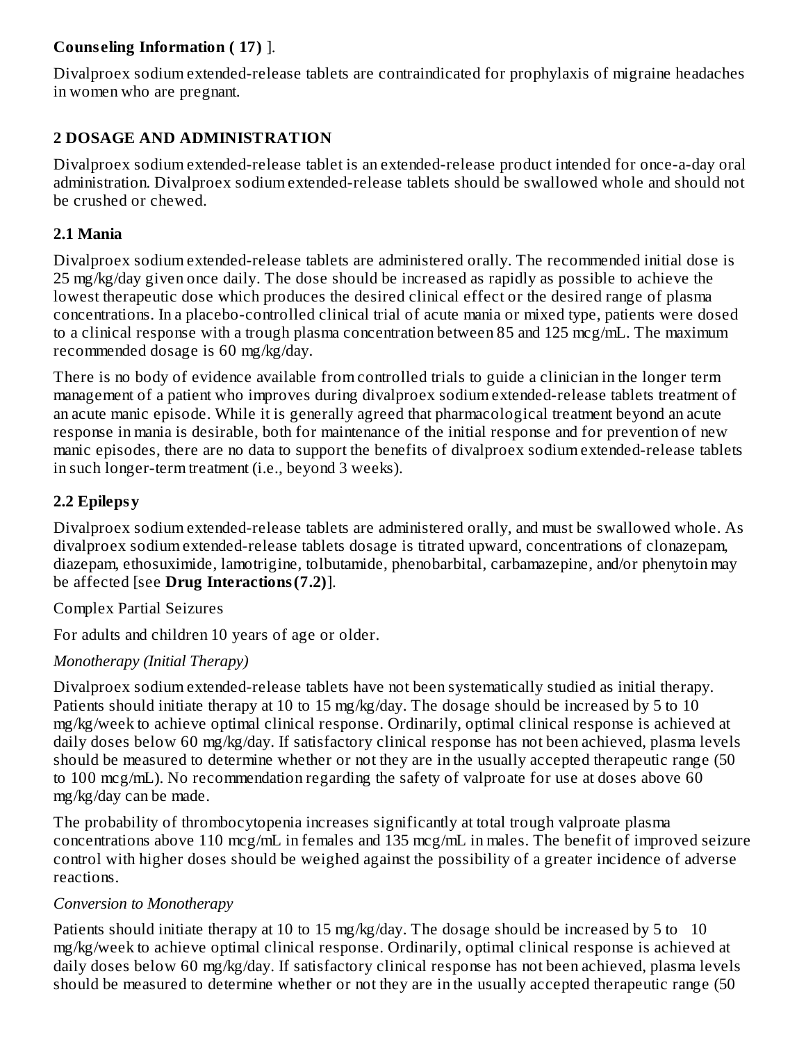**Counseling Information ( 17)** ].

Divalproex sodium extended-release tablets are contraindicated for prophylaxis of migraine headaches in women who are pregnant.

## 2 DOSAGE AND ADMINISTRATION

Divalproex sodium extended-release tablet is an extended-release product intended for once-a-day oral administration. Divalproex sodium extended-release tablets should be swallowed whole and should not be crushed or chewed.

### 2.1 Mania

Divalproex sodium extended-release tablets are administered orally. The recommended initial dose is 25 mg/kg/day given once daily. The dose should be increased as rapidly as possible to achieve the lowest therapeutic dose which produces the desired clinical effect or the desired range of plasma concentrations. In a placebo-controlled clinical trial of acute mania or mixed type, patients were dosed to a clinical response with a trough plasma concentration between 85 and 125 mcg/mL. The maximum recommended dosage is 60 mg/kg/day.

There is no body of evidence available from controlled trials to guide a clinician in the longer term management of a patient who improves during divalproex sodium extended-release tablets treatment of an acute manic episode. While it is generally agreed that pharmacological treatment beyond an acute response in mania is desirable, both for maintenance of the initial response and for prevention of new manic episodes, there are no data to support the benefits of divalproex sodium extended-release tablets in such longer-term treatment (i.e., beyond 3 weeks).

### 2.2 Epilepsy

Divalproex sodium extended-release tablets are administered orally, and must be swallowed whole. As divalproex sodium extended-release tablets dosage is titrated upward, concentrations of clonazepam, diazepam, ethosuximide, lamotrigine, tolbutamide, phenobarbital, carbamazepine, and/or phenytoin may be affected [see **Drug Interactions (7.2)**].

Complex Partial Seizures

For adults and children 10 years of age or older.

*Monotherapy (Initial Therapy)*

Divalproex sodium extended-release tablets have not been systematically studied as initial therapy. Patients should initiate therapy at 10 to 15 mg/kg/day. The dosage should be increased by 5 to 10 mg/kg/week to achieve optimal clinical response. Ordinarily, optimal clinical response is achieved at daily doses below 60 mg/kg/day. If satisfactory clinical response has not been achieved, plasma levels should be measured to determine whether or not they are in the usually accepted therapeutic range (50 to 100 mcg/mL). No recommendation regarding the safety of valproate for use at doses above 60 mg/kg/day can be made.

The probability of thrombocytopenia increases significantly at total trough valproate plasma concentrations above 110 mcg/mL in females and 135 mcg/mL in males. The benefit of improved seizure control with higher doses should be weighed against the possibility of a greater incidence of adverse reactions.

*Conversion to Monotherapy*

Patients should initiate therapy at 10 to 15 mg/kg/day. The dosage should be increased by 5 to 10 mg/kg/week to achieve optimal clinical response. Ordinarily, optimal clinical response is achieved at daily doses below 60 mg/kg/day. If satisfactory clinical response has not been achieved, plasma levels should be measured to determine whether or not they are in the usually accepted therapeutic range (50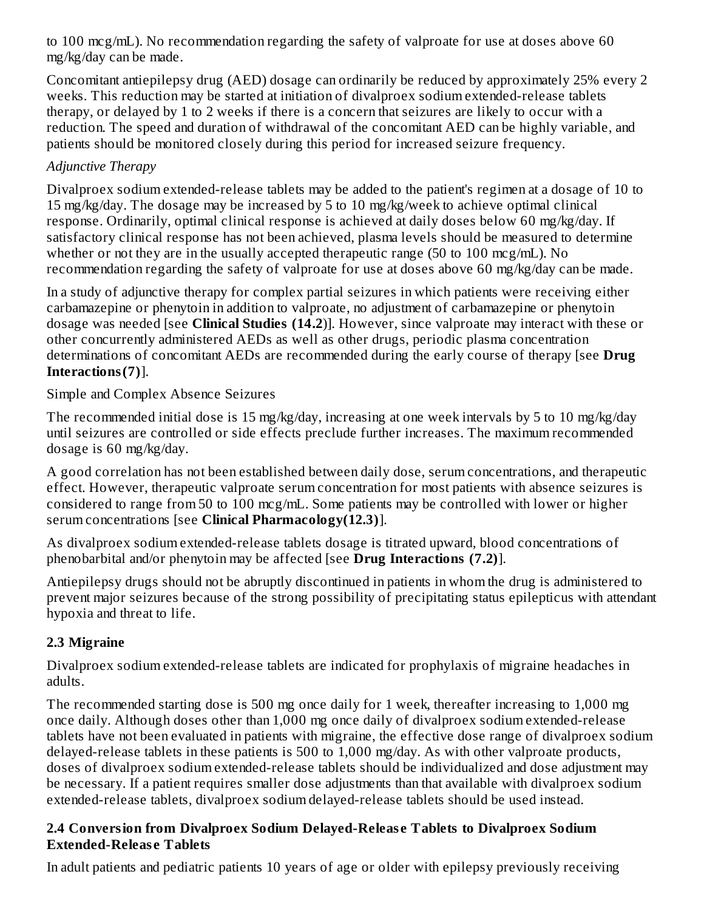to 100 mcg/mL). No recommendation regarding the safety of valproate for use at doses above 60 mg/kg/day can be made.

Concomitant antiepilepsy drug (AED) dosage can ordinarily be reduced by approximately 25% every 2 weeks. This reduction may be started at initiation of divalproex sodium extended-release tablets therapy, or delayed by 1 to 2 weeks if there is a concern that seizures are likely to occur with a reduction. The speed and duration of withdrawal of the concomitant AED can be highly variable, and patients should be monitored closely during this period for increased seizure frequency.

*Adjunctive Therapy*

Divalproex sodium extended-release tablets may be added to the patient's regimen at a dosage of 10 to 15 mg/kg/day. The dosage may be increased by 5 to 10 mg/kg/week to achieve optimal clinical response. Ordinarily, optimal clinical response is achieved at daily doses below 60 mg/kg/day. If satisfactory clinical response has not been achieved, plasma levels should be measured to determine whether or not they are in the usually accepted therapeutic range (50 to 100 mcg/mL). No recommendation regarding the safety of valproate for use at doses above 60 mg/kg/day can be made.

In a study of adjunctive therapy for complex partial seizures in which patients were receiving either carbamazepine or phenytoin in addition to valproate, no adjustment of carbamazepine or phenytoin dosage was needed [see **Clinical Studies (14.2)**]. However, since valproate may interact with these or other concurrently administered AEDs as well as other drugs, periodic plasma concentration determinations of concomitant AEDs are recommended during the early course of therapy [see **Drug Interactions (7)**].

Simple and Complex Absence Seizures

The recommended initial dose is 15 mg/kg/day, increasing at one week intervals by 5 to 10 mg/kg/day until seizures are controlled or side effects preclude further increases. The maximum recommended dosage is 60 mg/kg/day.

A good correlation has not been established between daily dose, serum concentrations, and therapeutic effect. However, therapeutic valproate serum concentration for most patients with absence seizures is considered to range from 50 to 100 mcg/mL. Some patients may be controlled with lower or higher serum concentrations [see **Clinical Pharmacology (12.3)**].

As divalproex sodium extended-release tablets dosage is titrated upward, blood concentrations of phenobarbital and/or phenytoin may be affected [see **Drug Interactions (7.2)**].

Antiepilepsy drugs should not be abruptly discontinued in patients in whom the drug is administered to prevent major seizures because of the strong possibility of precipitating status epilepticus with attendant hypoxia and threat to life.

### 2.3 Migraine

Divalproex sodium extended-release tablets are indicated for prophylaxis of migraine headaches in adults.

The recommended starting dose is 500 mg once daily for 1 week, thereafter increasing to 1,000 mg once daily. Although doses other than 1,000 mg once daily of divalproex sodium extended-release tablets have not been evaluated in patients with migraine, the effective dose range of divalproex sodium delayed-release tablets in these patients is 500 to 1,000 mg/day. As with other valproate products, doses of divalproex sodium extended-release tablets should be individualized and dose adjustment may be necessary. If a patient requires smaller dose adjustments than that available with divalproex sodium extended-release tablets, divalproex sodium delayed-release tablets should be used instead.

### 2.4 Conversion from Divalproex Sodium Delayed-Release Tablets to Divalproex Sodium Extended-Release Tablets

In adult patients and pediatric patients 10 years of age or older with epilepsy previously receiving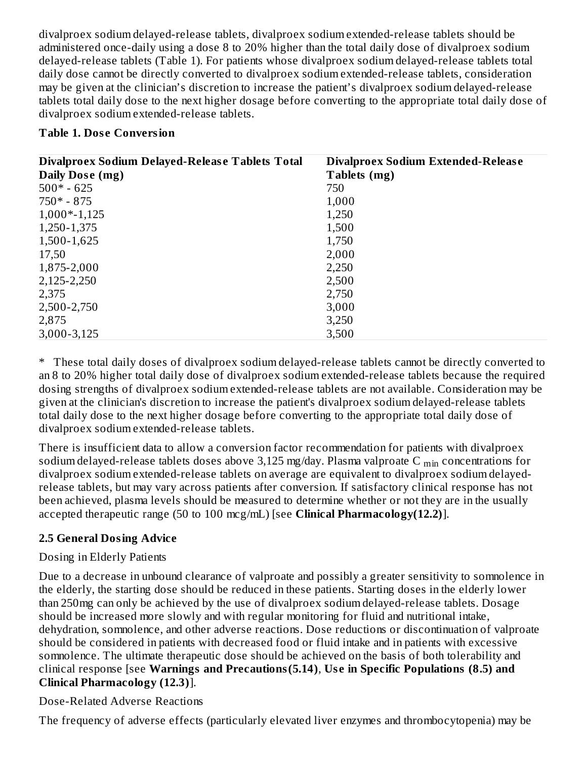divalproex sodium delayed-release tablets, divalproex sodium extended-release tablets should be administered once-daily using a dose 8 to 20% higher than the total daily dose of divalproex sodium delayed-release tablets (Table 1). For patients whose divalproex sodium delayed-release tablets total daily dose cannot be directly converted to divalproex sodium extended-release tablets, consideration may be given at the clinician's discretion to increase the patient's divalproex sodium delayed-release tablets total daily dose to the next higher dosage before converting to the appropriate total daily dose of divalproex sodium extended-release tablets.

**Table 1. Dose Conversion**

| Divalproex Sodium Delayed-Release Tablets Total Daily Dose (mg) | Divalproex Sodium Extended-Release Tablets (mg) |
|---|---|
| 500* - 625 | 750 |
| 750* - 875 | 1,000 |
| 1,000*-1,125 | 1,250 |
| 1,250-1,375 | 1,500 |
| 1,500-1,625 | 1,750 |
| 17,50 | 2,000 |
| 1,875-2,000 | 2,250 |
| 2,125-2,250 | 2,500 |
| 2,375 | 2,750 |
| 2,500-2,750 | 3,000 |
| 2,875 | 3,250 |
| 3,000-3,125 | 3,500 |

\* These total daily doses of divalproex sodium delayed-release tablets cannot be directly converted to an 8 to 20% higher total daily dose of divalproex sodium extended-release tablets because the required dosing strengths of divalproex sodium extended-release tablets are not available. Consideration may be given at the clinician's discretion to increase the patient's divalproex sodium delayed-release tablets total daily dose to the next higher dosage before converting to the appropriate total daily dose of divalproex sodium extended-release tablets.

There is insufficient data to allow a conversion factor recommendation for patients with divalproex sodium delayed-release tablets doses above 3,125 mg/day. Plasma valproate $C_{min}$ concentrations for divalproex sodium extended-release tablets on average are equivalent to divalproex sodium delayed-release tablets, but may vary across patients after conversion. If satisfactory clinical response has not been achieved, plasma levels should be measured to determine whether or not they are in the usually accepted therapeutic range (50 to 100 mcg/mL) [see **Clinical Pharmacology(12.2)**].

### 2.5 General Dosing Advice

Dosing in Elderly Patients

Due to a decrease in unbound clearance of valproate and possibly a greater sensitivity to somnolence in the elderly, the starting dose should be reduced in these patients. Starting doses in the elderly lower than 250mg can only be achieved by the use of divalproex sodium delayed-release tablets. Dosage should be increased more slowly and with regular monitoring for fluid and nutritional intake, dehydration, somnolence, and other adverse reactions. Dose reductions or discontinuation of valproate should be considered in patients with decreased food or fluid intake and in patients with excessive somnolence. The ultimate therapeutic dose should be achieved on the basis of both tolerability and clinical response [see **Warnings and Precautions(5.14)**, **Use in Specific Populations (8.5) and Clinical Pharmacology (12.3)**].

Dose-Related Adverse Reactions

The frequency of adverse effects (particularly elevated liver enzymes and thrombocytopenia) may be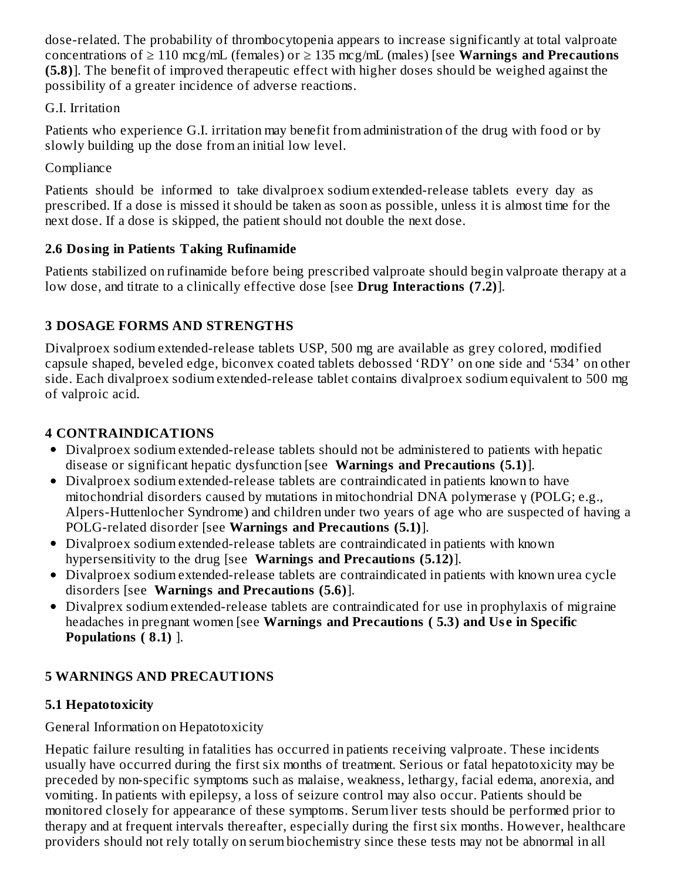dose-related. The probability of thrombocytopenia appears to increase significantly at total valproate concentrations of ≥ 110 mcg/mL (females) or ≥ 135 mcg/mL (males) [see **Warnings and Precautions (5.8)**]. The benefit of improved therapeutic effect with higher doses should be weighed against the possibility of a greater incidence of adverse reactions.

G.I. Irritation

Patients who experience G.I. irritation may benefit from administration of the drug with food or by slowly building up the dose from an initial low level.

Compliance

Patients should be informed to take divalproex sodium extended-release tablets every day as prescribed. If a dose is missed it should be taken as soon as possible, unless it is almost time for the next dose. If a dose is skipped, the patient should not double the next dose.

### 2.6 Dosing in Patients Taking Rufinamide

Patients stabilized on rufinamide before being prescribed valproate should begin valproate therapy at a low dose, and titrate to a clinically effective dose [see **Drug Interactions (7.2)**].

## 3 DOSAGE FORMS AND STRENGTHS

Divalproex sodium extended-release tablets USP, 500 mg are available as grey colored, modified capsule shaped, beveled edge, biconvex coated tablets debossed 'RDY' on one side and '534' on other side. Each divalproex sodium extended-release tablet contains divalproex sodium equivalent to 500 mg of valproic acid.

## 4 CONTRAINDICATIONS

- Divalproex sodium extended-release tablets should not be administered to patients with hepatic disease or significant hepatic dysfunction [see **Warnings and Precautions (5.1)**].
- Divalproex sodium extended-release tablets are contraindicated in patients known to have mitochondrial disorders caused by mutations in mitochondrial DNA polymerase γ (POLG; e.g., Alpers-Huttenlocher Syndrome) and children under two years of age who are suspected of having a POLG-related disorder [see **Warnings and Precautions (5.1)**].
- Divalproex sodium extended-release tablets are contraindicated in patients with known hypersensitivity to the drug [see **Warnings and Precautions (5.12)**].
- Divalproex sodium extended-release tablets are contraindicated in patients with known urea cycle disorders [see **Warnings and Precautions (5.6)**].
- Divalprex sodium extended-release tablets are contraindicated for use in prophylaxis of migraine headaches in pregnant women [see **Warnings and Precautions ( 5.3) and Use in Specific Populations ( 8.1)** ].

## 5 WARNINGS AND PRECAUTIONS

### 5.1 Hepatotoxicity

General Information on Hepatotoxicity

Hepatic failure resulting in fatalities has occurred in patients receiving valproate. These incidents usually have occurred during the first six months of treatment. Serious or fatal hepatotoxicity may be preceded by non-specific symptoms such as malaise, weakness, lethargy, facial edema, anorexia, and vomiting. In patients with epilepsy, a loss of seizure control may also occur. Patients should be monitored closely for appearance of these symptoms. Serum liver tests should be performed prior to therapy and at frequent intervals thereafter, especially during the first six months. However, healthcare providers should not rely totally on serum biochemistry since these tests may not be abnormal in all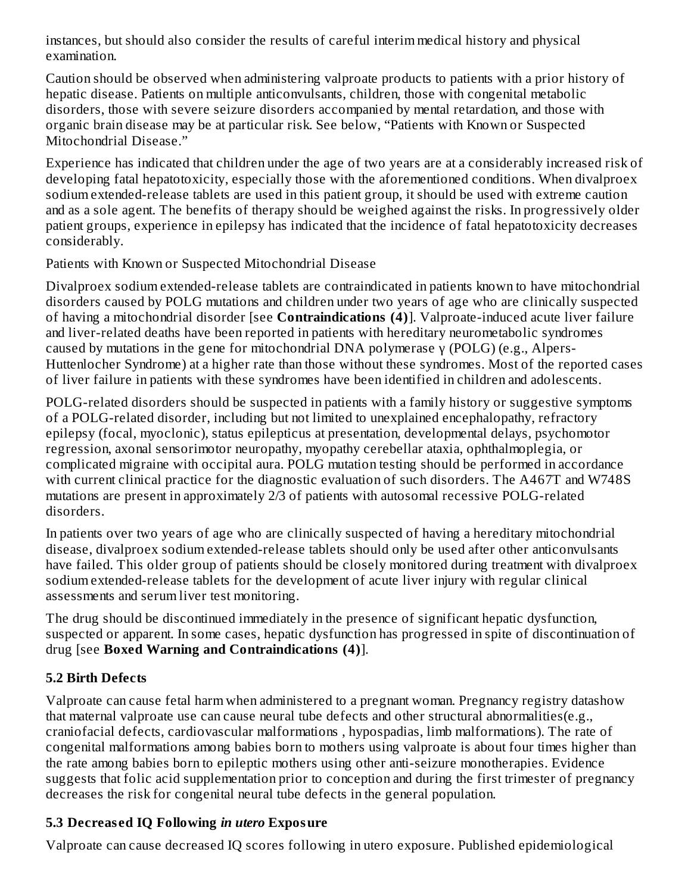instances, but should also consider the results of careful interim medical history and physical examination.

Caution should be observed when administering valproate products to patients with a prior history of hepatic disease. Patients on multiple anticonvulsants, children, those with congenital metabolic disorders, those with severe seizure disorders accompanied by mental retardation, and those with organic brain disease may be at particular risk. See below, "Patients with Known or Suspected Mitochondrial Disease."

Experience has indicated that children under the age of two years are at a considerably increased risk of developing fatal hepatotoxicity, especially those with the aforementioned conditions. When divalproex sodium extended-release tablets are used in this patient group, it should be used with extreme caution and as a sole agent. The benefits of therapy should be weighed against the risks. In progressively older patient groups, experience in epilepsy has indicated that the incidence of fatal hepatotoxicity decreases considerably.

Patients with Known or Suspected Mitochondrial Disease

Divalproex sodium extended-release tablets are contraindicated in patients known to have mitochondrial disorders caused by POLG mutations and children under two years of age who are clinically suspected of having a mitochondrial disorder [see **Contraindications (4)**]. Valproate-induced acute liver failure and liver-related deaths have been reported in patients with hereditary neurometabolic syndromes caused by mutations in the gene for mitochondrial DNA polymerase γ (POLG) (e.g., Alpers-Huttenlocher Syndrome) at a higher rate than those without these syndromes. Most of the reported cases of liver failure in patients with these syndromes have been identified in children and adolescents.

POLG-related disorders should be suspected in patients with a family history or suggestive symptoms of a POLG-related disorder, including but not limited to unexplained encephalopathy, refractory epilepsy (focal, myoclonic), status epilepticus at presentation, developmental delays, psychomotor regression, axonal sensorimotor neuropathy, myopathy cerebellar ataxia, ophthalmoplegia, or complicated migraine with occipital aura. POLG mutation testing should be performed in accordance with current clinical practice for the diagnostic evaluation of such disorders. The A467T and W748S mutations are present in approximately 2/3 of patients with autosomal recessive POLG-related disorders.

In patients over two years of age who are clinically suspected of having a hereditary mitochondrial disease, divalproex sodium extended-release tablets should only be used after other anticonvulsants have failed. This older group of patients should be closely monitored during treatment with divalproex sodium extended-release tablets for the development of acute liver injury with regular clinical assessments and serum liver test monitoring.

The drug should be discontinued immediately in the presence of significant hepatic dysfunction, suspected or apparent. In some cases, hepatic dysfunction has progressed in spite of discontinuation of drug [see **Boxed Warning and Contraindications (4)**].

### 5.2 Birth Defects

Valproate can cause fetal harm when administered to a pregnant woman. Pregnancy registry datashow that maternal valproate use can cause neural tube defects and other structural abnormalities(e.g., craniofacial defects, cardiovascular malformations , hypospadias, limb malformations). The rate of congenital malformations among babies born to mothers using valproate is about four times higher than the rate among babies born to epileptic mothers using other anti-seizure monotherapies. Evidence suggests that folic acid supplementation prior to conception and during the first trimester of pregnancy decreases the risk for congenital neural tube defects in the general population.

### 5.3 Decreased IQ Following *in utero* Exposure

Valproate can cause decreased IQ scores following in utero exposure. Published epidemiological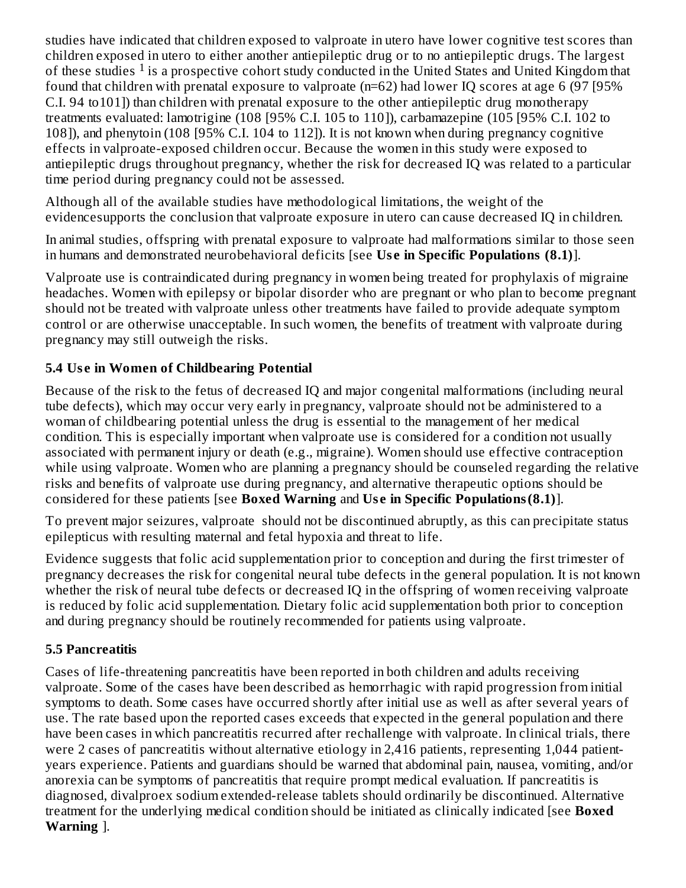studies have indicated that children exposed to valproate in utero have lower cognitive test scores than children exposed in utero to either another antiepileptic drug or to no antiepileptic drugs. The largest of these studies [1] is a prospective cohort study conducted in the United States and United Kingdom that found that children with prenatal exposure to valproate (n=62) had lower IQ scores at age 6 (97 [95% C.I. 94 to101]) than children with prenatal exposure to the other antiepileptic drug monotherapy treatments evaluated: lamotrigine (108 [95% C.I. 105 to 110]), carbamazepine (105 [95% C.I. 102 to 108]), and phenytoin (108 [95% C.I. 104 to 112]). It is not known when during pregnancy cognitive effects in valproate-exposed children occur. Because the women in this study were exposed to antiepileptic drugs throughout pregnancy, whether the risk for decreased IQ was related to a particular time period during pregnancy could not be assessed.

Although all of the available studies have methodological limitations, the weight of the evidencesupports the conclusion that valproate exposure in utero can cause decreased IQ in children.

In animal studies, offspring with prenatal exposure to valproate had malformations similar to those seen in humans and demonstrated neurobehavioral deficits [see **Use in Specific Populations (8.1)**].

Valproate use is contraindicated during pregnancy in women being treated for prophylaxis of migraine headaches. Women with epilepsy or bipolar disorder who are pregnant or who plan to become pregnant should not be treated with valproate unless other treatments have failed to provide adequate symptom control or are otherwise unacceptable. In such women, the benefits of treatment with valproate during pregnancy may still outweigh the risks.

### 5.4 Use in Women of Childbearing Potential

Because of the risk to the fetus of decreased IQ and major congenital malformations (including neural tube defects), which may occur very early in pregnancy, valproate should not be administered to a woman of childbearing potential unless the drug is essential to the management of her medical condition. This is especially important when valproate use is considered for a condition not usually associated with permanent injury or death (e.g., migraine). Women should use effective contraception while using valproate. Women who are planning a pregnancy should be counseled regarding the relative risks and benefits of valproate use during pregnancy, and alternative therapeutic options should be considered for these patients [see **Boxed Warning** and **Use in Specific Populations (8.1)**].

To prevent major seizures, valproate should not be discontinued abruptly, as this can precipitate status epilepticus with resulting maternal and fetal hypoxia and threat to life.

Evidence suggests that folic acid supplementation prior to conception and during the first trimester of pregnancy decreases the risk for congenital neural tube defects in the general population. It is not known whether the risk of neural tube defects or decreased IQ in the offspring of women receiving valproate is reduced by folic acid supplementation. Dietary folic acid supplementation both prior to conception and during pregnancy should be routinely recommended for patients using valproate.

### 5.5 Pancreatitis

Cases of life-threatening pancreatitis have been reported in both children and adults receiving valproate. Some of the cases have been described as hemorrhagic with rapid progression from initial symptoms to death. Some cases have occurred shortly after initial use as well as after several years of use. The rate based upon the reported cases exceeds that expected in the general population and there have been cases in which pancreatitis recurred after rechallenge with valproate. In clinical trials, there were 2 cases of pancreatitis without alternative etiology in 2,416 patients, representing 1,044 patient-years experience. Patients and guardians should be warned that abdominal pain, nausea, vomiting, and/or anorexia can be symptoms of pancreatitis that require prompt medical evaluation. If pancreatitis is diagnosed, divalproex sodium extended-release tablets should ordinarily be discontinued. Alternative treatment for the underlying medical condition should be initiated as clinically indicated [see **Boxed Warning** ].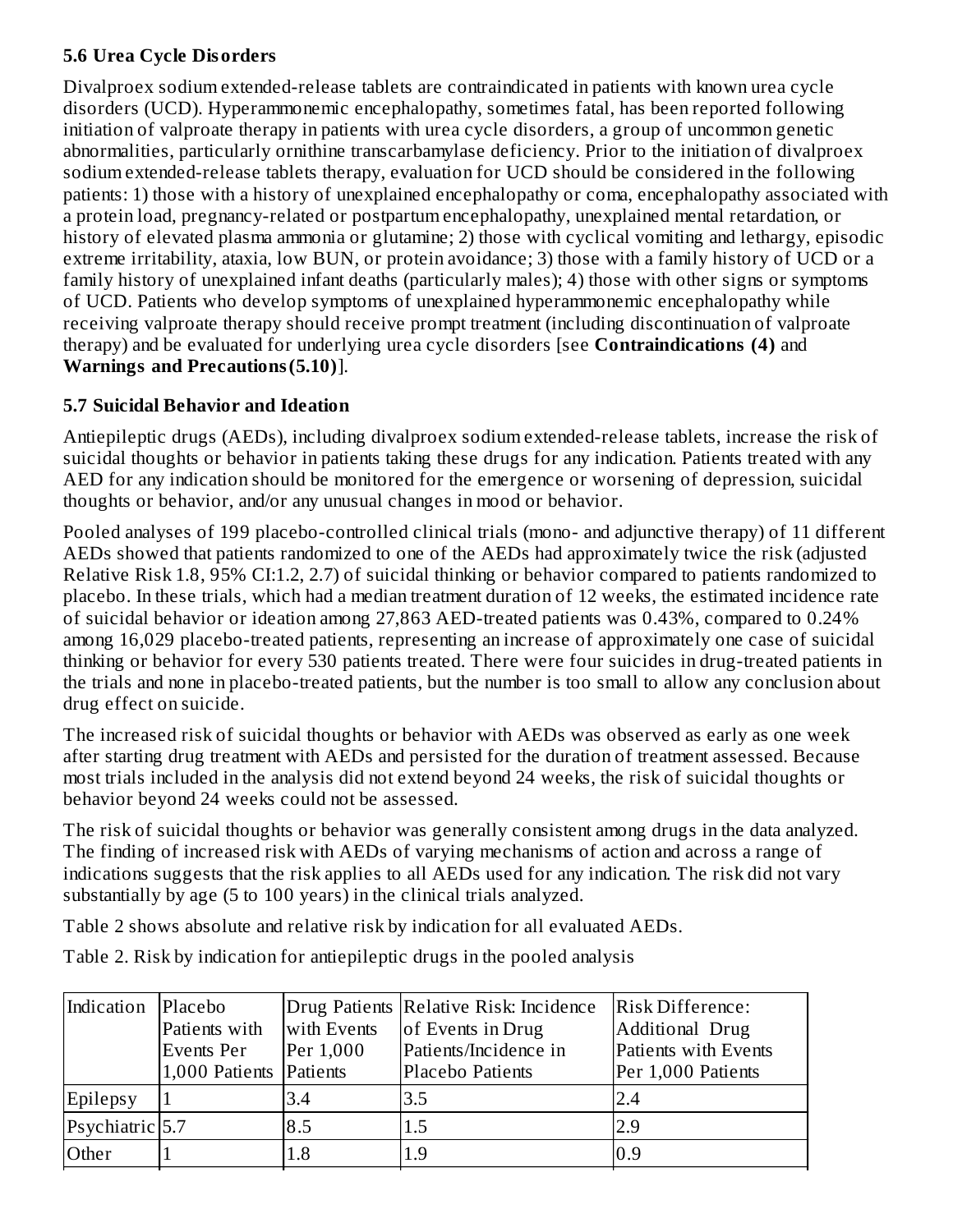### 5.6 Urea Cycle Disorders

Divalproex sodium extended-release tablets are contraindicated in patients with known urea cycle disorders (UCD). Hyperammonemic encephalopathy, sometimes fatal, has been reported following initiation of valproate therapy in patients with urea cycle disorders, a group of uncommon genetic abnormalities, particularly ornithine transcarbamylase deficiency. Prior to the initiation of divalproex sodium extended-release tablets therapy, evaluation for UCD should be considered in the following patients: 1) those with a history of unexplained encephalopathy or coma, encephalopathy associated with a protein load, pregnancy-related or postpartum encephalopathy, unexplained mental retardation, or history of elevated plasma ammonia or glutamine; 2) those with cyclical vomiting and lethargy, episodic extreme irritability, ataxia, low BUN, or protein avoidance; 3) those with a family history of UCD or a family history of unexplained infant deaths (particularly males); 4) those with other signs or symptoms of UCD. Patients who develop symptoms of unexplained hyperammonemic encephalopathy while receiving valproate therapy should receive prompt treatment (including discontinuation of valproate therapy) and be evaluated for underlying urea cycle disorders [see **Contraindications (4)** and **Warnings and Precautions (5.10)**].

### 5.7 Suicidal Behavior and Ideation

Antiepileptic drugs (AEDs), including divalproex sodium extended-release tablets, increase the risk of suicidal thoughts or behavior in patients taking these drugs for any indication. Patients treated with any AED for any indication should be monitored for the emergence or worsening of depression, suicidal thoughts or behavior, and/or any unusual changes in mood or behavior.

Pooled analyses of 199 placebo-controlled clinical trials (mono- and adjunctive therapy) of 11 different AEDs showed that patients randomized to one of the AEDs had approximately twice the risk (adjusted Relative Risk 1.8, 95% CI:1.2, 2.7) of suicidal thinking or behavior compared to patients randomized to placebo. In these trials, which had a median treatment duration of 12 weeks, the estimated incidence rate of suicidal behavior or ideation among 27,863 AED-treated patients was 0.43%, compared to 0.24% among 16,029 placebo-treated patients, representing an increase of approximately one case of suicidal thinking or behavior for every 530 patients treated. There were four suicides in drug-treated patients in the trials and none in placebo-treated patients, but the number is too small to allow any conclusion about drug effect on suicide.

The increased risk of suicidal thoughts or behavior with AEDs was observed as early as one week after starting drug treatment with AEDs and persisted for the duration of treatment assessed. Because most trials included in the analysis did not extend beyond 24 weeks, the risk of suicidal thoughts or behavior beyond 24 weeks could not be assessed.

The risk of suicidal thoughts or behavior was generally consistent among drugs in the data analyzed. The finding of increased risk with AEDs of varying mechanisms of action and across a range of indications suggests that the risk applies to all AEDs used for any indication. The risk did not vary substantially by age (5 to 100 years) in the clinical trials analyzed.

Table 2 shows absolute and relative risk by indication for all evaluated AEDs.

Table 2. Risk by indication for antiepileptic drugs in the pooled analysis

| Indication | Placebo Patients with Events Per 1,000 Patients | Drug Patients with Events Per 1,000 Patients | Relative Risk: Incidence of Events in Drug Patients/Incidence in Placebo Patients | Risk Difference: Additional Drug Patients with Events Per 1,000 Patients |
|---|---|---|---|---|
| Epilepsy | 1 | 3.4 | 3.5 | 2.4 |
| Psychiatric | 5.7 | 8.5 | 1.5 | 2.9 |
| Other | 1 | 1.8 | 1.9 | 0.9 |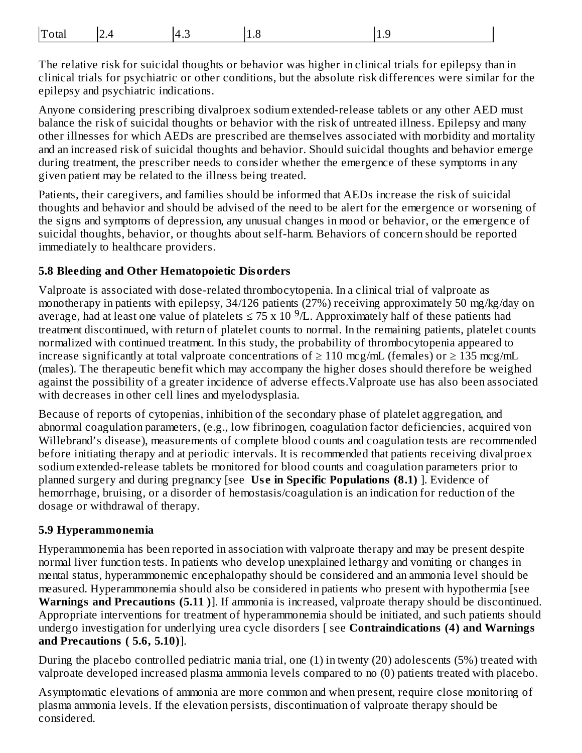| Total | 2.4 | 4.3 | 1.8 | 1.9 |
|---|---|---|---|---|

The relative risk for suicidal thoughts or behavior was higher in clinical trials for epilepsy than in clinical trials for psychiatric or other conditions, but the absolute risk differences were similar for the epilepsy and psychiatric indications.

Anyone considering prescribing divalproex sodium extended-release tablets or any other AED must balance the risk of suicidal thoughts or behavior with the risk of untreated illness. Epilepsy and many other illnesses for which AEDs are prescribed are themselves associated with morbidity and mortality and an increased risk of suicidal thoughts and behavior. Should suicidal thoughts and behavior emerge during treatment, the prescriber needs to consider whether the emergence of these symptoms in any given patient may be related to the illness being treated.

Patients, their caregivers, and families should be informed that AEDs increase the risk of suicidal thoughts and behavior and should be advised of the need to be alert for the emergence or worsening of the signs and symptoms of depression, any unusual changes in mood or behavior, or the emergence of suicidal thoughts, behavior, or thoughts about self-harm. Behaviors of concern should be reported immediately to healthcare providers.

### 5.8 Bleeding and Other Hematopoietic Disorders

Valproate is associated with dose-related thrombocytopenia. In a clinical trial of valproate as monotherapy in patients with epilepsy, 34/126 patients (27%) receiving approximately 50 mg/kg/day on average, had at least one value of platelets ≤ 75 x 10 $^{9}$/L. Approximately half of these patients had treatment discontinued, with return of platelet counts to normal. In the remaining patients, platelet counts normalized with continued treatment. In this study, the probability of thrombocytopenia appeared to increase significantly at total valproate concentrations of ≥ 110 mcg/mL (females) or ≥ 135 mcg/mL (males). The therapeutic benefit which may accompany the higher doses should therefore be weighed against the possibility of a greater incidence of adverse effects.Valproate use has also been associated with decreases in other cell lines and myelodysplasia.

Because of reports of cytopenias, inhibition of the secondary phase of platelet aggregation, and abnormal coagulation parameters, (e.g., low fibrinogen, coagulation factor deficiencies, acquired von Willebrand's disease), measurements of complete blood counts and coagulation tests are recommended before initiating therapy and at periodic intervals. It is recommended that patients receiving divalproex sodium extended-release tablets be monitored for blood counts and coagulation parameters prior to planned surgery and during pregnancy [see **Use in Specific Populations (8.1)** ]. Evidence of hemorrhage, bruising, or a disorder of hemostasis/coagulation is an indication for reduction of the dosage or withdrawal of therapy.

### 5.9 Hyperammonemia

Hyperammonemia has been reported in association with valproate therapy and may be present despite normal liver function tests. In patients who develop unexplained lethargy and vomiting or changes in mental status, hyperammonemic encephalopathy should be considered and an ammonia level should be measured. Hyperammonemia should also be considered in patients who present with hypothermia [see **Warnings and Precautions (5.11 )**]. If ammonia is increased, valproate therapy should be discontinued. Appropriate interventions for treatment of hyperammonemia should be initiated, and such patients should undergo investigation for underlying urea cycle disorders [ see **Contraindications (4) and Warnings and Precautions ( 5.6, 5.10)**].

During the placebo controlled pediatric mania trial, one (1) in twenty (20) adolescents (5%) treated with valproate developed increased plasma ammonia levels compared to no (0) patients treated with placebo.

Asymptomatic elevations of ammonia are more common and when present, require close monitoring of plasma ammonia levels. If the elevation persists, discontinuation of valproate therapy should be considered.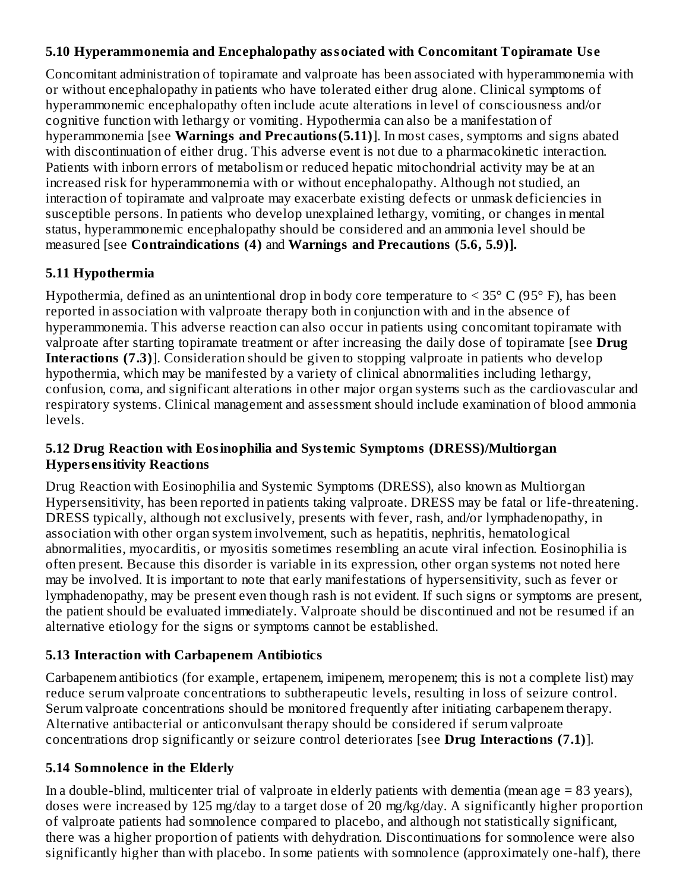### 5.10 Hyperammonemia and Encephalopathy associated with Concomitant Topiramate Use

Concomitant administration of topiramate and valproate has been associated with hyperammonemia with or without encephalopathy in patients who have tolerated either drug alone. Clinical symptoms of hyperammonemic encephalopathy often include acute alterations in level of consciousness and/or cognitive function with lethargy or vomiting. Hypothermia can also be a manifestation of hyperammonemia [see **Warnings and Precautions (5.11)**]. In most cases, symptoms and signs abated with discontinuation of either drug. This adverse event is not due to a pharmacokinetic interaction. Patients with inborn errors of metabolism or reduced hepatic mitochondrial activity may be at an increased risk for hyperammonemia with or without encephalopathy. Although not studied, an interaction of topiramate and valproate may exacerbate existing defects or unmask deficiencies in susceptible persons. In patients who develop unexplained lethargy, vomiting, or changes in mental status, hyperammonemic encephalopathy should be considered and an ammonia level should be measured [see **Contraindications (4)** and **Warnings and Precautions (5.6, 5.9)].**

### 5.11 Hypothermia

Hypothermia, defined as an unintentional drop in body core temperature to < 35° C (95° F), has been reported in association with valproate therapy both in conjunction with and in the absence of hyperammonemia. This adverse reaction can also occur in patients using concomitant topiramate with valproate after starting topiramate treatment or after increasing the daily dose of topiramate [see **Drug Interactions (7.3)**]. Consideration should be given to stopping valproate in patients who develop hypothermia, which may be manifested by a variety of clinical abnormalities including lethargy, confusion, coma, and significant alterations in other major organ systems such as the cardiovascular and respiratory systems. Clinical management and assessment should include examination of blood ammonia levels.

### 5.12 Drug Reaction with Eosinophilia and Systemic Symptoms (DRESS)/Multiorgan Hypersensitivity Reactions

Drug Reaction with Eosinophilia and Systemic Symptoms (DRESS), also known as Multiorgan Hypersensitivity, has been reported in patients taking valproate. DRESS may be fatal or life-threatening. DRESS typically, although not exclusively, presents with fever, rash, and/or lymphadenopathy, in association with other organ system involvement, such as hepatitis, nephritis, hematological abnormalities, myocarditis, or myositis sometimes resembling an acute viral infection. Eosinophilia is often present. Because this disorder is variable in its expression, other organ systems not noted here may be involved. It is important to note that early manifestations of hypersensitivity, such as fever or lymphadenopathy, may be present even though rash is not evident. If such signs or symptoms are present, the patient should be evaluated immediately. Valproate should be discontinued and not be resumed if an alternative etiology for the signs or symptoms cannot be established.

### 5.13 Interaction with Carbapenem Antibiotics

Carbapenem antibiotics (for example, ertapenem, imipenem, meropenem; this is not a complete list) may reduce serum valproate concentrations to subtherapeutic levels, resulting in loss of seizure control. Serum valproate concentrations should be monitored frequently after initiating carbapenem therapy. Alternative antibacterial or anticonvulsant therapy should be considered if serum valproate concentrations drop significantly or seizure control deteriorates [see **Drug Interactions (7.1)**].

### 5.14 Somnolence in the Elderly

In a double-blind, multicenter trial of valproate in elderly patients with dementia (mean age = 83 years), doses were increased by 125 mg/day to a target dose of 20 mg/kg/day. A significantly higher proportion of valproate patients had somnolence compared to placebo, and although not statistically significant, there was a higher proportion of patients with dehydration. Discontinuations for somnolence were also significantly higher than with placebo. In some patients with somnolence (approximately one-half), there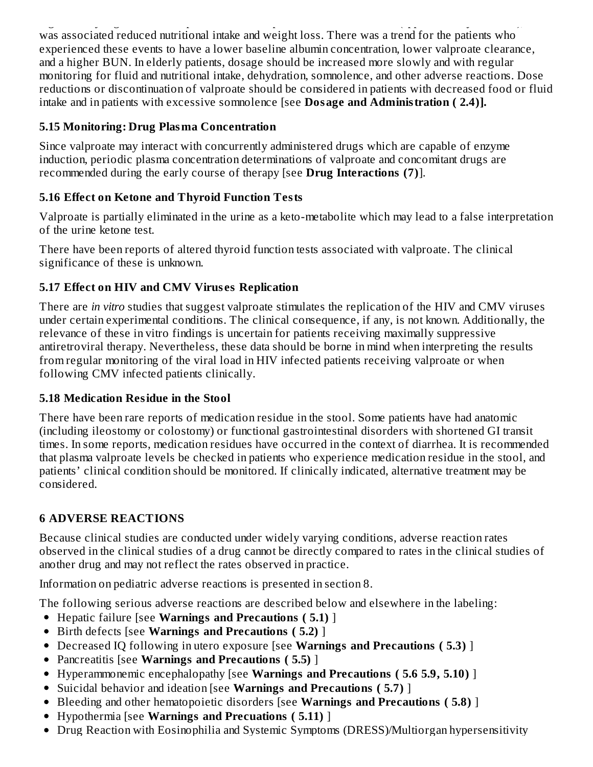was associated reduced nutritional intake and weight loss. There was a trend for the patients who experienced these events to have a lower baseline albumin concentration, lower valproate clearance, and a higher BUN. In elderly patients, dosage should be increased more slowly and with regular monitoring for fluid and nutritional intake, dehydration, somnolence, and other adverse reactions. Dose reductions or discontinuation of valproate should be considered in patients with decreased food or fluid intake and in patients with excessive somnolence [see **Dosage and Administration ( 2.4)].**

### 5.15 Monitoring: Drug Plasma Concentration

Since valproate may interact with concurrently administered drugs which are capable of enzyme induction, periodic plasma concentration determinations of valproate and concomitant drugs are recommended during the early course of therapy [see **Drug Interactions (7)**].

### 5.16 Effect on Ketone and Thyroid Function Tests

Valproate is partially eliminated in the urine as a keto-metabolite which may lead to a false interpretation of the urine ketone test.

There have been reports of altered thyroid function tests associated with valproate. The clinical significance of these is unknown.

### 5.17 Effect on HIV and CMV Viruses Replication

There are *in vitro* studies that suggest valproate stimulates the replication of the HIV and CMV viruses under certain experimental conditions. The clinical consequence, if any, is not known. Additionally, the relevance of these in vitro findings is uncertain for patients receiving maximally suppressive antiretroviral therapy. Nevertheless, these data should be borne in mind when interpreting the results from regular monitoring of the viral load in HIV infected patients receiving valproate or when following CMV infected patients clinically.

### 5.18 Medication Residue in the Stool

There have been rare reports of medication residue in the stool. Some patients have had anatomic (including ileostomy or colostomy) or functional gastrointestinal disorders with shortened GI transit times. In some reports, medication residues have occurred in the context of diarrhea. It is recommended that plasma valproate levels be checked in patients who experience medication residue in the stool, and patients' clinical condition should be monitored. If clinically indicated, alternative treatment may be considered.

## 6 ADVERSE REACTIONS

Because clinical studies are conducted under widely varying conditions, adverse reaction rates observed in the clinical studies of a drug cannot be directly compared to rates in the clinical studies of another drug and may not reflect the rates observed in practice.

Information on pediatric adverse reactions is presented in section 8.

The following serious adverse reactions are described below and elsewhere in the labeling:

- Hepatic failure [see **Warnings and Precautions ( 5.1)** ]
- Birth defects [see **Warnings and Precautions ( 5.2)** ]
- Decreased IQ following in utero exposure [see **Warnings and Precautions ( 5.3)** ]
- Pancreatitis [see **Warnings and Precautions ( 5.5)** ]
- Hyperammonemic encephalopathy [see **Warnings and Precautions ( 5.6 5.9, 5.10)** ]
- Suicidal behavior and ideation [see **Warnings and Precautions ( 5.7)** ]
- Bleeding and other hematopoietic disorders [see **Warnings and Precautions ( 5.8)** ]
- Hypothermia [see **Warnings and Precuations ( 5.11)** ]
- Drug Reaction with Eosinophilia and Systemic Symptoms (DRESS)/Multiorgan hypersensitivity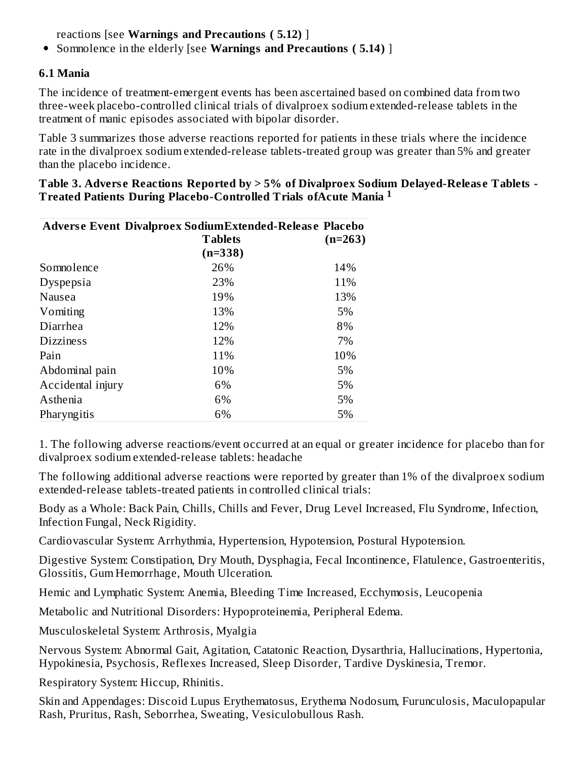reactions [see **Warnings and Precautions ( 5.12)** ]

- Somnolence in the elderly [see **Warnings and Precautions ( 5.14)** ]

### 6.1 Mania

The incidence of treatment-emergent events has been ascertained based on combined data from two three-week placebo-controlled clinical trials of divalproex sodium extended-release tablets in the treatment of manic episodes associated with bipolar disorder.

Table 3 summarizes those adverse reactions reported for patients in these trials where the incidence rate in the divalproex sodium extended-release tablets-treated group was greater than 5% and greater than the placebo incidence.

**Table 3. Adverse Reactions Reported by > 5% of Divalproex Sodium Delayed-Release Tablets - Treated Patients During Placebo-Controlled Trials ofAcute Mania [1]**

| Adverse Event | Divalproex SodiumExtended-Release Tablets (n=338) | Placebo (n=263) |
|---|---|---|
| Somnolence | 26% | 14% |
| Dyspepsia | 23% | 11% |
| Nausea | 19% | 13% |
| Vomiting | 13% | 5% |
| Diarrhea | 12% | 8% |
| Dizziness | 12% | 7% |
| Pain | 11% | 10% |
| Abdominal pain | 10% | 5% |
| Accidental injury | 6% | 5% |
| Asthenia | 6% | 5% |
| Pharyngitis | 6% | 5% |

1. The following adverse reactions/event occurred at an equal or greater incidence for placebo than for divalproex sodium extended-release tablets: headache

The following additional adverse reactions were reported by greater than 1% of the divalproex sodium extended-release tablets-treated patients in controlled clinical trials:

Body as a Whole: Back Pain, Chills, Chills and Fever, Drug Level Increased, Flu Syndrome, Infection, Infection Fungal, Neck Rigidity.

Cardiovascular System: Arrhythmia, Hypertension, Hypotension, Postural Hypotension.

Digestive System: Constipation, Dry Mouth, Dysphagia, Fecal Incontinence, Flatulence, Gastroenteritis, Glossitis, Gum Hemorrhage, Mouth Ulceration.

Hemic and Lymphatic System: Anemia, Bleeding Time Increased, Ecchymosis, Leucopenia

Metabolic and Nutritional Disorders: Hypoproteinemia, Peripheral Edema.

Musculoskeletal System: Arthrosis, Myalgia

Nervous System: Abnormal Gait, Agitation, Catatonic Reaction, Dysarthria, Hallucinations, Hypertonia, Hypokinesia, Psychosis, Reflexes Increased, Sleep Disorder, Tardive Dyskinesia, Tremor.

Respiratory System: Hiccup, Rhinitis.

Skin and Appendages: Discoid Lupus Erythematosus, Erythema Nodosum, Furunculosis, Maculopapular Rash, Pruritus, Rash, Seborrhea, Sweating, Vesiculobullous Rash.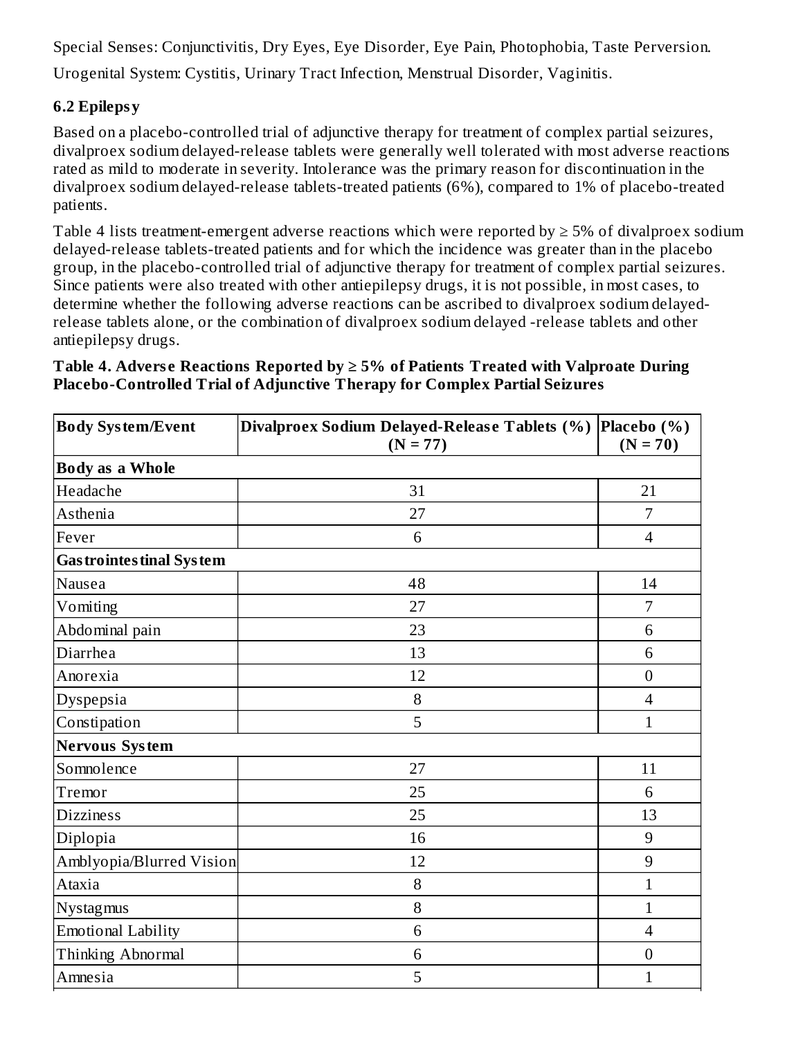Special Senses: Conjunctivitis, Dry Eyes, Eye Disorder, Eye Pain, Photophobia, Taste Perversion.

Urogenital System: Cystitis, Urinary Tract Infection, Menstrual Disorder, Vaginitis.

### 6.2 Epilepsy

Based on a placebo-controlled trial of adjunctive therapy for treatment of complex partial seizures, divalproex sodium delayed-release tablets were generally well tolerated with most adverse reactions rated as mild to moderate in severity. Intolerance was the primary reason for discontinuation in the divalproex sodium delayed-release tablets-treated patients (6%), compared to 1% of placebo-treated patients.

Table 4 lists treatment-emergent adverse reactions which were reported by ≥ 5% of divalproex sodium delayed-release tablets-treated patients and for which the incidence was greater than in the placebo group, in the placebo-controlled trial of adjunctive therapy for treatment of complex partial seizures. Since patients were also treated with other antiepilepsy drugs, it is not possible, in most cases, to determine whether the following adverse reactions can be ascribed to divalproex sodium delayed-release tablets alone, or the combination of divalproex sodium delayed -release tablets and other antiepilepsy drugs.

**Table 4. Adverse Reactions Reported by ≥ 5% of Patients Treated with Valproate During Placebo-Controlled Trial of Adjunctive Therapy for Complex Partial Seizures**

| Body System/Event | Divalproex Sodium Delayed-Release Tablets (%) (N = 77) | Placebo (%) (N = 70) |
|---|---|---|
| **Body as a Whole** | | |
| Headache | 31 | 21 |
| Asthenia | 27 | 7 |
| Fever | 6 | 4 |
| **Gastrointestinal System** | | |
| Nausea | 48 | 14 |
| Vomiting | 27 | 7 |
| Abdominal pain | 23 | 6 |
| Diarrhea | 13 | 6 |
| Anorexia | 12 | 0 |
| Dyspepsia | 8 | 4 |
| Constipation | 5 | 1 |
| **Nervous System** | | |
| Somnolence | 27 | 11 |
| Tremor | 25 | 6 |
| Dizziness | 25 | 13 |
| Diplopia | 16 | 9 |
| Amblyopia/Blurred Vision | 12 | 9 |
| Ataxia | 8 | 1 |
| Nystagmus | 8 | 1 |
| Emotional Lability | 6 | 4 |
| Thinking Abnormal | 6 | 0 |
| Amnesia | 5 | 1 |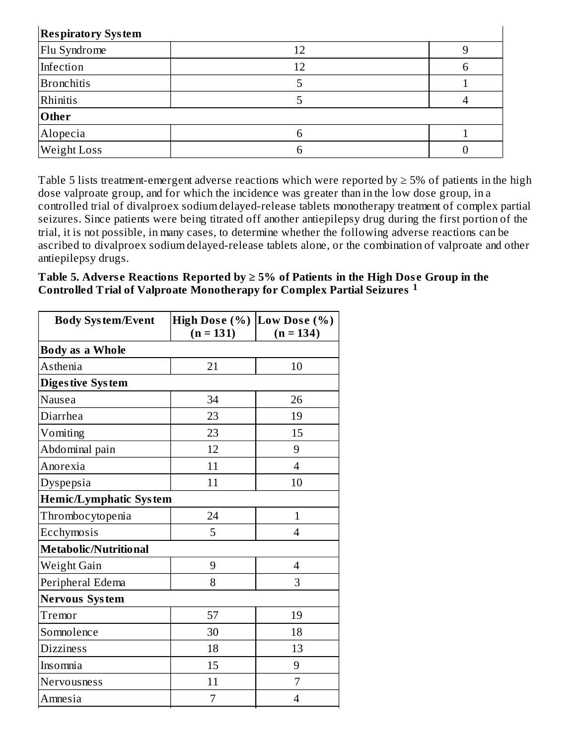| | | |
|---|---|---|
| **Respiratory System** | | |
| Flu Syndrome | 12 | 9 |
| Infection | 12 | 6 |
| Bronchitis | 5 | 1 |
| Rhinitis | 5 | 4 |
| **Other** | | |
| Alopecia | 6 | 1 |
| Weight Loss | 6 | 0 |

Table 5 lists treatment-emergent adverse reactions which were reported by ≥ 5% of patients in the high dose valproate group, and for which the incidence was greater than in the low dose group, in a controlled trial of divalproex sodium delayed-release tablets monotherapy treatment of complex partial seizures. Since patients were being titrated off another antiepilepsy drug during the first portion of the trial, it is not possible, in many cases, to determine whether the following adverse reactions can be ascribed to divalproex sodium delayed-release tablets alone, or the combination of valproate and other antiepilepsy drugs.

**Table 5. Adverse Reactions Reported by ≥ 5% of Patients in the High Dose Group in the Controlled Trial of Valproate Monotherapy for Complex Partial Seizures [1]**

| Body System/Event | High Dose (%) (n = 131) | Low Dose (%) (n = 134) |
|---|---|---|
| **Body as a Whole** | | |
| Asthenia | 21 | 10 |
| **Digestive System** | | |
| Nausea | 34 | 26 |
| Diarrhea | 23 | 19 |
| Vomiting | 23 | 15 |
| Abdominal pain | 12 | 9 |
| Anorexia | 11 | 4 |
| Dyspepsia | 11 | 10 |
| **Hemic/Lymphatic System** | | |
| Thrombocytopenia | 24 | 1 |
| Ecchymosis | 5 | 4 |
| **Metabolic/Nutritional** | | |
| Weight Gain | 9 | 4 |
| Peripheral Edema | 8 | 3 |
| **Nervous System** | | |
| Tremor | 57 | 19 |
| Somnolence | 30 | 18 |
| Dizziness | 18 | 13 |
| Insomnia | 15 | 9 |
| Nervousness | 11 | 7 |
| Amnesia | 7 | 4 |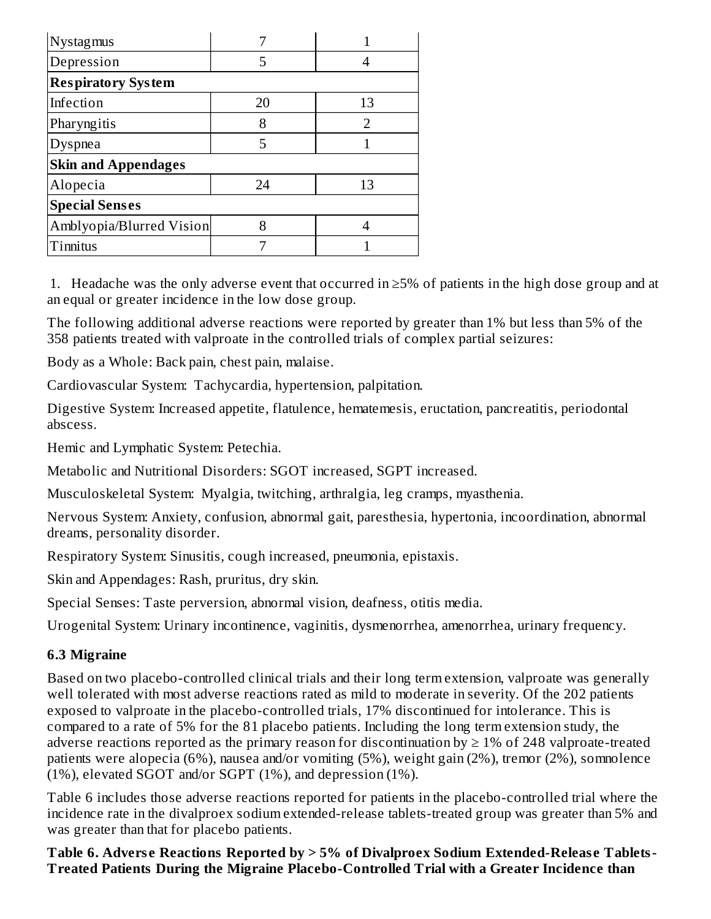| | | |
|---|---|---|
| Nystagmus | 7 | 1 |
| Depression | 5 | 4 |
| **Respiratory System** | | |
| Infection | 20 | 13 |
| Pharyngitis | 8 | 2 |
| Dyspnea | 5 | 1 |
| **Skin and Appendages** | | |
| Alopecia | 24 | 13 |
| **Special Senses** | | |
| Amblyopia/Blurred Vision | 8 | 4 |
| Tinnitus | 7 | 1 |

1. Headache was the only adverse event that occurred in ≥5% of patients in the high dose group and at an equal or greater incidence in the low dose group.

The following additional adverse reactions were reported by greater than 1% but less than 5% of the 358 patients treated with valproate in the controlled trials of complex partial seizures:

Body as a Whole: Back pain, chest pain, malaise.

Cardiovascular System: Tachycardia, hypertension, palpitation.

Digestive System: Increased appetite, flatulence, hematemesis, eructation, pancreatitis, periodontal abscess.

Hemic and Lymphatic System: Petechia.

Metabolic and Nutritional Disorders: SGOT increased, SGPT increased.

Musculoskeletal System: Myalgia, twitching, arthralgia, leg cramps, myasthenia.

Nervous System: Anxiety, confusion, abnormal gait, paresthesia, hypertonia, incoordination, abnormal dreams, personality disorder.

Respiratory System: Sinusitis, cough increased, pneumonia, epistaxis.

Skin and Appendages: Rash, pruritus, dry skin.

Special Senses: Taste perversion, abnormal vision, deafness, otitis media.

Urogenital System: Urinary incontinence, vaginitis, dysmenorrhea, amenorrhea, urinary frequency.

### 6.3 Migraine

Based on two placebo-controlled clinical trials and their long term extension, valproate was generally well tolerated with most adverse reactions rated as mild to moderate in severity. Of the 202 patients exposed to valproate in the placebo-controlled trials, 17% discontinued for intolerance. This is compared to a rate of 5% for the 81 placebo patients. Including the long term extension study, the adverse reactions reported as the primary reason for discontinuation by ≥ 1% of 248 valproate-treated patients were alopecia (6%), nausea and/or vomiting (5%), weight gain (2%), tremor (2%), somnolence (1%), elevated SGOT and/or SGPT (1%), and depression (1%).

Table 6 includes those adverse reactions reported for patients in the placebo-controlled trial where the incidence rate in the divalproex sodium extended-release tablets-treated group was greater than 5% and was greater than that for placebo patients.

**Table 6. Adverse Reactions Reported by > 5% of Divalproex Sodium Extended-Release Tablets-Treated Patients During the Migraine Placebo-Controlled Trial with a Greater Incidence than**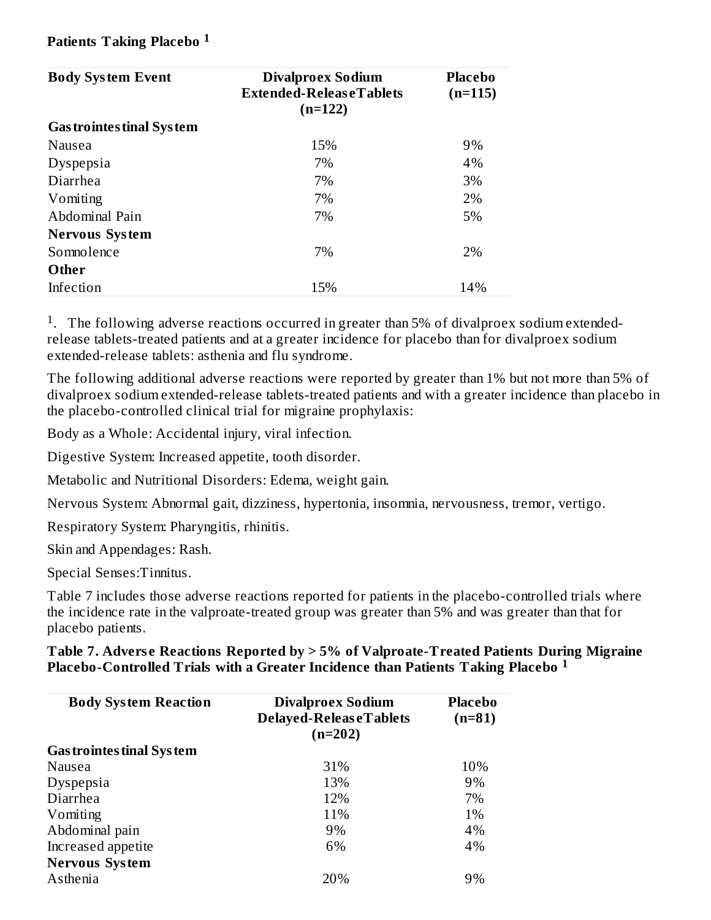**Patients Taking Placebo [1]**

| Body System Event | Divalproex Sodium Extended-Release Tablets (n=122) | Placebo (n=115) |
|---|---|---|
| **Gastrointestinal System** | | |
| Nausea | 15% | 9% |
| Dyspepsia | 7% | 4% |
| Diarrhea | 7% | 3% |
| Vomiting | 7% | 2% |
| Abdominal Pain | 7% | 5% |
| **Nervous System** | | |
| Somnolence | 7% | 2% |
| **Other** | | |
| Infection | 15% | 14% |

[1]. The following adverse reactions occurred in greater than 5% of divalproex sodium extended-release tablets-treated patients and at a greater incidence for placebo than for divalproex sodium extended-release tablets: asthenia and flu syndrome.

The following additional adverse reactions were reported by greater than 1% but not more than 5% of divalproex sodium extended-release tablets-treated patients and with a greater incidence than placebo in the placebo-controlled clinical trial for migraine prophylaxis:

Body as a Whole: Accidental injury, viral infection.

Digestive System: Increased appetite, tooth disorder.

Metabolic and Nutritional Disorders: Edema, weight gain.

Nervous System: Abnormal gait, dizziness, hypertonia, insomnia, nervousness, tremor, vertigo.

Respiratory System: Pharyngitis, rhinitis.

Skin and Appendages: Rash.

Special Senses:Tinnitus.

Table 7 includes those adverse reactions reported for patients in the placebo-controlled trials where the incidence rate in the valproate-treated group was greater than 5% and was greater than that for placebo patients.

**Table 7. Adverse Reactions Reported by > 5% of Valproate-Treated Patients During Migraine Placebo-Controlled Trials with a Greater Incidence than Patients Taking Placebo [1]**

| Body System Reaction | Divalproex Sodium Delayed-Release Tablets (n=202) | Placebo (n=81) |
|---|---|---|
| **Gastrointestinal System** | | |
| Nausea | 31% | 10% |
| Dyspepsia | 13% | 9% |
| Diarrhea | 12% | 7% |
| Vomiting | 11% | 1% |
| Abdominal pain | 9% | 4% |
| Increased appetite | 6% | 4% |
| **Nervous System** | | |
| Asthenia | 20% | 9% |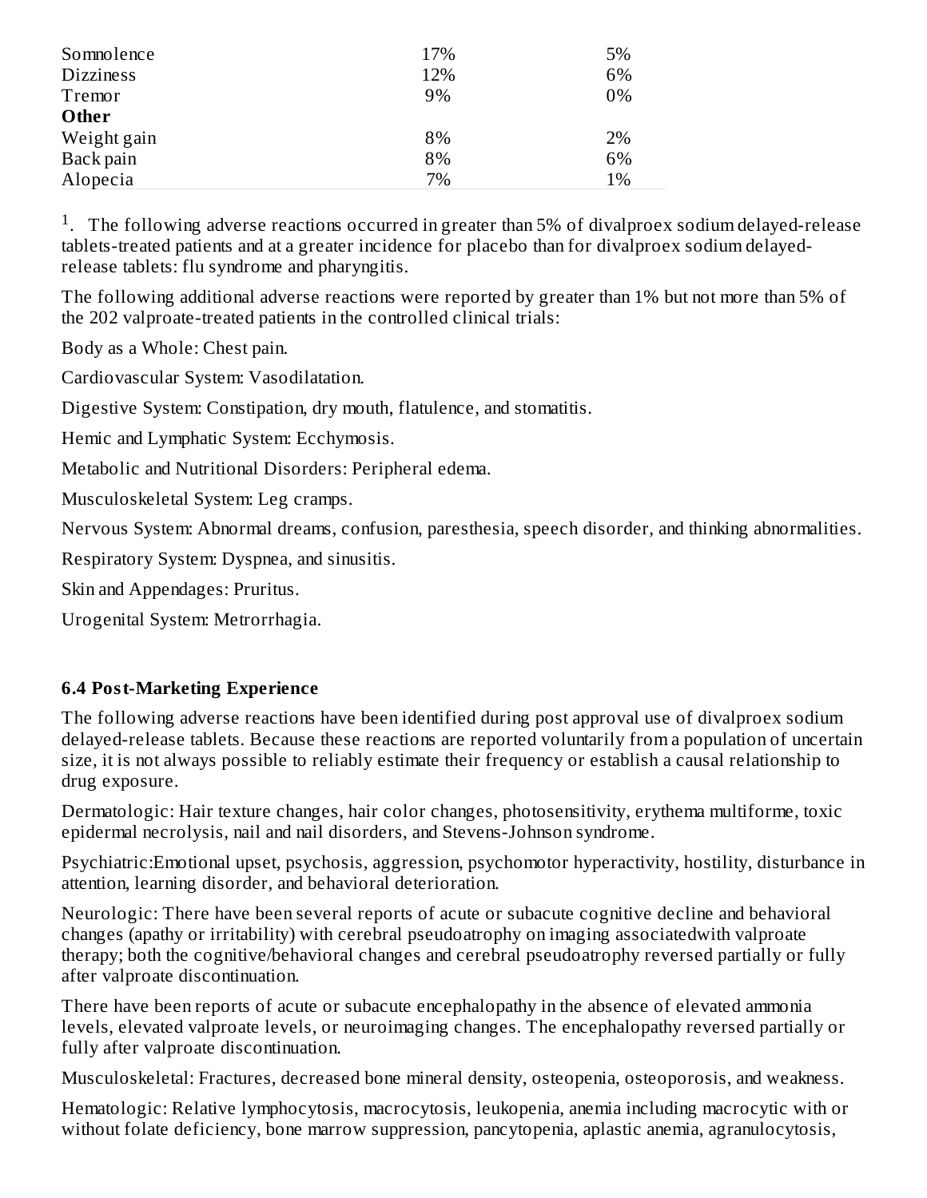| | | |
|---|---|---|
| Somnolence | 17% | 5% |
| Dizziness | 12% | 6% |
| Tremor | 9% | 0% |
| **Other** | | |
| Weight gain | 8% | 2% |
| Back pain | 8% | 6% |
| Alopecia | 7% | 1% |

[1]. The following adverse reactions occurred in greater than 5% of divalproex sodium delayed-release tablets-treated patients and at a greater incidence for placebo than for divalproex sodium delayed-release tablets: flu syndrome and pharyngitis.

The following additional adverse reactions were reported by greater than 1% but not more than 5% of the 202 valproate-treated patients in the controlled clinical trials:

Body as a Whole: Chest pain.

Cardiovascular System: Vasodilatation.

Digestive System: Constipation, dry mouth, flatulence, and stomatitis.

Hemic and Lymphatic System: Ecchymosis.

Metabolic and Nutritional Disorders: Peripheral edema.

Musculoskeletal System: Leg cramps.

Nervous System: Abnormal dreams, confusion, paresthesia, speech disorder, and thinking abnormalities.

Respiratory System: Dyspnea, and sinusitis.

Skin and Appendages: Pruritus.

Urogenital System: Metrorrhagia.

### 6.4 Post-Marketing Experience

The following adverse reactions have been identified during post approval use of divalproex sodium delayed-release tablets. Because these reactions are reported voluntarily from a population of uncertain size, it is not always possible to reliably estimate their frequency or establish a causal relationship to drug exposure.

Dermatologic: Hair texture changes, hair color changes, photosensitivity, erythema multiforme, toxic epidermal necrolysis, nail and nail disorders, and Stevens-Johnson syndrome.

Psychiatric:Emotional upset, psychosis, aggression, psychomotor hyperactivity, hostility, disturbance in attention, learning disorder, and behavioral deterioration.

Neurologic: There have been several reports of acute or subacute cognitive decline and behavioral changes (apathy or irritability) with cerebral pseudoatrophy on imaging associatedwith valproate therapy; both the cognitive/behavioral changes and cerebral pseudoatrophy reversed partially or fully after valproate discontinuation.

There have been reports of acute or subacute encephalopathy in the absence of elevated ammonia levels, elevated valproate levels, or neuroimaging changes. The encephalopathy reversed partially or fully after valproate discontinuation.

Musculoskeletal: Fractures, decreased bone mineral density, osteopenia, osteoporosis, and weakness.

Hematologic: Relative lymphocytosis, macrocytosis, leukopenia, anemia including macrocytic with or without folate deficiency, bone marrow suppression, pancytopenia, aplastic anemia, agranulocytosis,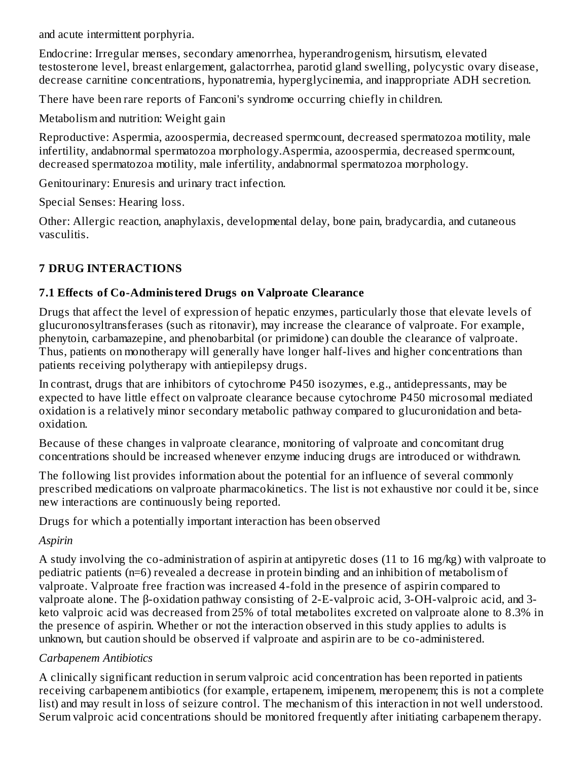and acute intermittent porphyria.

Endocrine: Irregular menses, secondary amenorrhea, hyperandrogenism, hirsutism, elevated testosterone level, breast enlargement, galactorrhea, parotid gland swelling, polycystic ovary disease, decrease carnitine concentrations, hyponatremia, hyperglycinemia, and inappropriate ADH secretion.

There have been rare reports of Fanconi's syndrome occurring chiefly in children.

Metabolism and nutrition: Weight gain

Reproductive: Aspermia, azoospermia, decreased spermcount, decreased spermatozoa motility, male infertility, andabnormal spermatozoa morphology.Aspermia, azoospermia, decreased spermcount, decreased spermatozoa motility, male infertility, andabnormal spermatozoa morphology.

Genitourinary: Enuresis and urinary tract infection.

Special Senses: Hearing loss.

Other: Allergic reaction, anaphylaxis, developmental delay, bone pain, bradycardia, and cutaneous vasculitis.

## 7 DRUG INTERACTIONS

### 7.1 Effects of Co-Administered Drugs on Valproate Clearance

Drugs that affect the level of expression of hepatic enzymes, particularly those that elevate levels of glucuronosyltransferases (such as ritonavir), may increase the clearance of valproate. For example, phenytoin, carbamazepine, and phenobarbital (or primidone) can double the clearance of valproate. Thus, patients on monotherapy will generally have longer half-lives and higher concentrations than patients receiving polytherapy with antiepilepsy drugs.

In contrast, drugs that are inhibitors of cytochrome P450 isozymes, e.g., antidepressants, may be expected to have little effect on valproate clearance because cytochrome P450 microsomal mediated oxidation is a relatively minor secondary metabolic pathway compared to glucuronidation and beta-oxidation.

Because of these changes in valproate clearance, monitoring of valproate and concomitant drug concentrations should be increased whenever enzyme inducing drugs are introduced or withdrawn.

The following list provides information about the potential for an influence of several commonly prescribed medications on valproate pharmacokinetics. The list is not exhaustive nor could it be, since new interactions are continuously being reported.

Drugs for which a potentially important interaction has been observed

*Aspirin*

A study involving the co-administration of aspirin at antipyretic doses (11 to 16 mg/kg) with valproate to pediatric patients (n=6) revealed a decrease in protein binding and an inhibition of metabolism of valproate. Valproate free fraction was increased 4-fold in the presence of aspirin compared to valproate alone. The β-oxidation pathway consisting of 2-E-valproic acid, 3-OH-valproic acid, and 3-keto valproic acid was decreased from 25% of total metabolites excreted on valproate alone to 8.3% in the presence of aspirin. Whether or not the interaction observed in this study applies to adults is unknown, but caution should be observed if valproate and aspirin are to be co-administered.

*Carbapenem Antibiotics*

A clinically significant reduction in serum valproic acid concentration has been reported in patients receiving carbapenem antibiotics (for example, ertapenem, imipenem, meropenem; this is not a complete list) and may result in loss of seizure control. The mechanism of this interaction in not well understood. Serum valproic acid concentrations should be monitored frequently after initiating carbapenem therapy.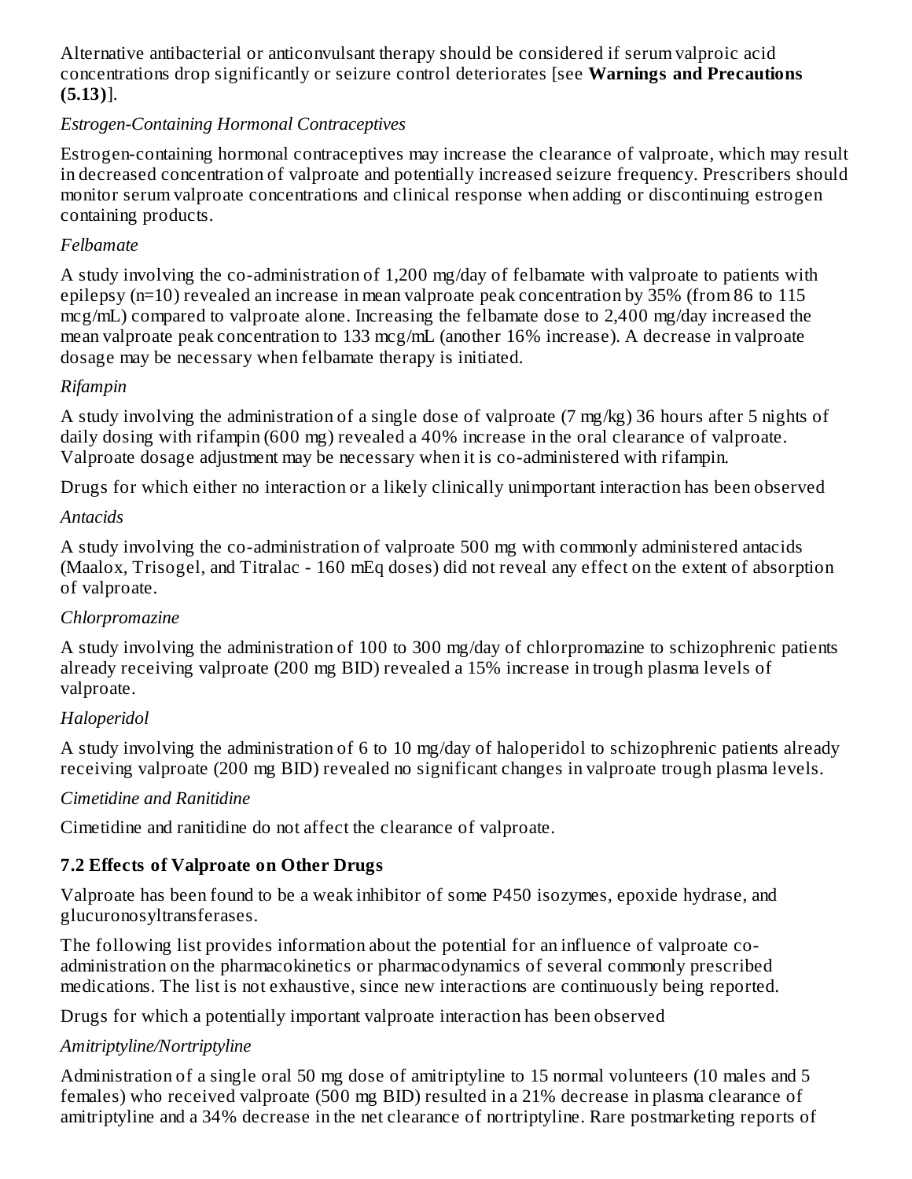Alternative antibacterial or anticonvulsant therapy should be considered if serum valproic acid concentrations drop significantly or seizure control deteriorates [see **Warnings and Precautions (5.13)**].

*Estrogen-Containing Hormonal Contraceptives*

Estrogen-containing hormonal contraceptives may increase the clearance of valproate, which may result in decreased concentration of valproate and potentially increased seizure frequency. Prescribers should monitor serum valproate concentrations and clinical response when adding or discontinuing estrogen containing products.

*Felbamate*

A study involving the co-administration of 1,200 mg/day of felbamate with valproate to patients with epilepsy (n=10) revealed an increase in mean valproate peak concentration by 35% (from 86 to 115 mcg/mL) compared to valproate alone. Increasing the felbamate dose to 2,400 mg/day increased the mean valproate peak concentration to 133 mcg/mL (another 16% increase). A decrease in valproate dosage may be necessary when felbamate therapy is initiated.

*Rifampin*

A study involving the administration of a single dose of valproate (7 mg/kg) 36 hours after 5 nights of daily dosing with rifampin (600 mg) revealed a 40% increase in the oral clearance of valproate. Valproate dosage adjustment may be necessary when it is co-administered with rifampin.

Drugs for which either no interaction or a likely clinically unimportant interaction has been observed

*Antacids*

A study involving the co-administration of valproate 500 mg with commonly administered antacids (Maalox, Trisogel, and Titralac - 160 mEq doses) did not reveal any effect on the extent of absorption of valproate.

*Chlorpromazine*

A study involving the administration of 100 to 300 mg/day of chlorpromazine to schizophrenic patients already receiving valproate (200 mg BID) revealed a 15% increase in trough plasma levels of valproate.

*Haloperidol*

A study involving the administration of 6 to 10 mg/day of haloperidol to schizophrenic patients already receiving valproate (200 mg BID) revealed no significant changes in valproate trough plasma levels.

*Cimetidine and Ranitidine*

Cimetidine and ranitidine do not affect the clearance of valproate.

### 7.2 Effects of Valproate on Other Drugs

Valproate has been found to be a weak inhibitor of some P450 isozymes, epoxide hydrase, and glucuronosyltransferases.

The following list provides information about the potential for an influence of valproate co-administration on the pharmacokinetics or pharmacodynamics of several commonly prescribed medications. The list is not exhaustive, since new interactions are continuously being reported.

Drugs for which a potentially important valproate interaction has been observed

*Amitriptyline/Nortriptyline*

Administration of a single oral 50 mg dose of amitriptyline to 15 normal volunteers (10 males and 5 females) who received valproate (500 mg BID) resulted in a 21% decrease in plasma clearance of amitriptyline and a 34% decrease in the net clearance of nortriptyline. Rare postmarketing reports of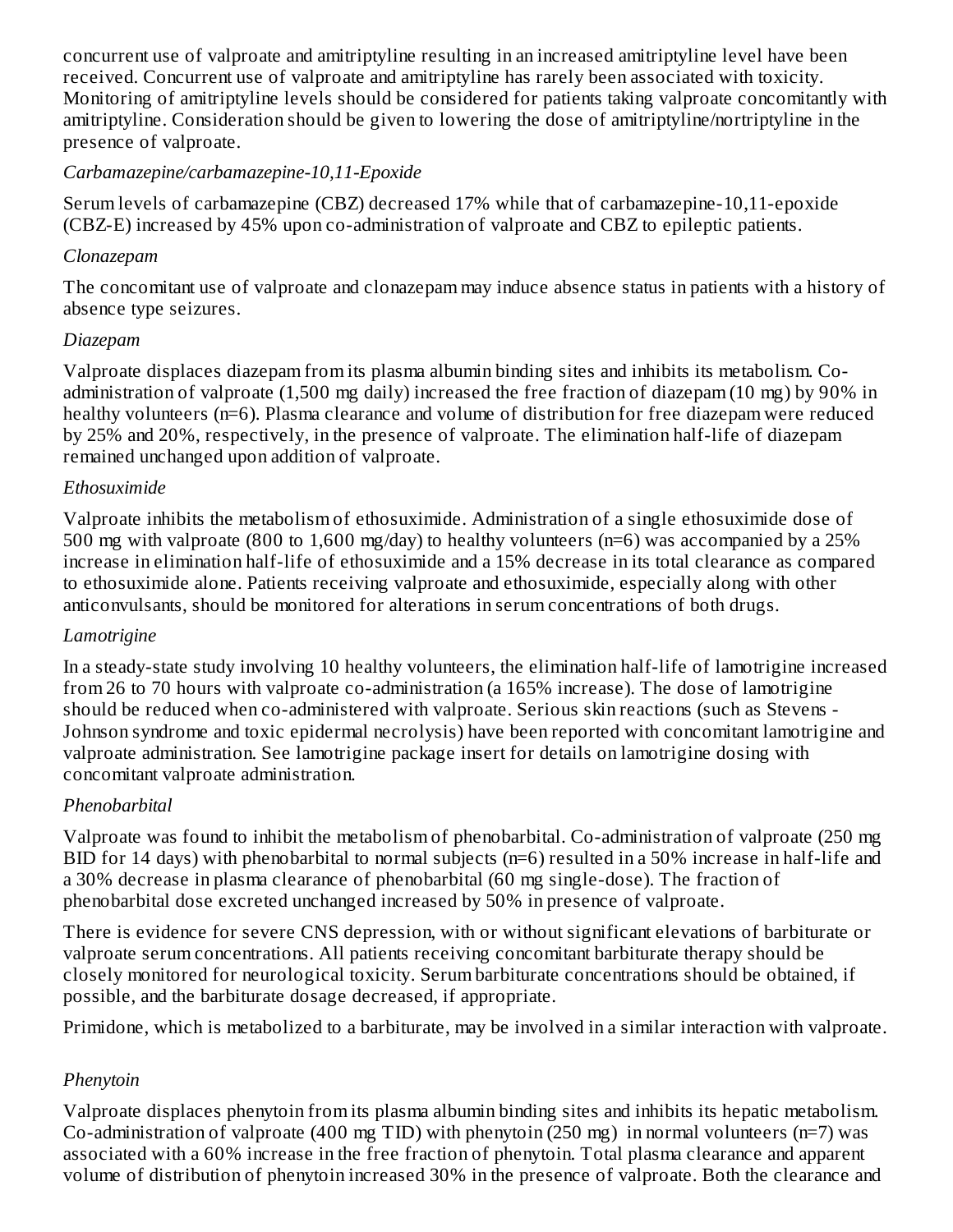concurrent use of valproate and amitriptyline resulting in an increased amitriptyline level have been received. Concurrent use of valproate and amitriptyline has rarely been associated with toxicity. Monitoring of amitriptyline levels should be considered for patients taking valproate concomitantly with amitriptyline. Consideration should be given to lowering the dose of amitriptyline/nortriptyline in the presence of valproate.

*Carbamazepine/carbamazepine-10,11-Epoxide*

Serum levels of carbamazepine (CBZ) decreased 17% while that of carbamazepine-10,11-epoxide (CBZ-E) increased by 45% upon co-administration of valproate and CBZ to epileptic patients.

*Clonazepam*

The concomitant use of valproate and clonazepam may induce absence status in patients with a history of absence type seizures.

*Diazepam*

Valproate displaces diazepam from its plasma albumin binding sites and inhibits its metabolism. Co-administration of valproate (1,500 mg daily) increased the free fraction of diazepam (10 mg) by 90% in healthy volunteers (n=6). Plasma clearance and volume of distribution for free diazepam were reduced by 25% and 20%, respectively, in the presence of valproate. The elimination half-life of diazepam remained unchanged upon addition of valproate.

*Ethosuximide*

Valproate inhibits the metabolism of ethosuximide. Administration of a single ethosuximide dose of 500 mg with valproate (800 to 1,600 mg/day) to healthy volunteers (n=6) was accompanied by a 25% increase in elimination half-life of ethosuximide and a 15% decrease in its total clearance as compared to ethosuximide alone. Patients receiving valproate and ethosuximide, especially along with other anticonvulsants, should be monitored for alterations in serum concentrations of both drugs.

*Lamotrigine*

In a steady-state study involving 10 healthy volunteers, the elimination half-life of lamotrigine increased from 26 to 70 hours with valproate co-administration (a 165% increase). The dose of lamotrigine should be reduced when co-administered with valproate. Serious skin reactions (such as Stevens - Johnson syndrome and toxic epidermal necrolysis) have been reported with concomitant lamotrigine and valproate administration. See lamotrigine package insert for details on lamotrigine dosing with concomitant valproate administration.

*Phenobarbital*

Valproate was found to inhibit the metabolism of phenobarbital. Co-administration of valproate (250 mg BID for 14 days) with phenobarbital to normal subjects (n=6) resulted in a 50% increase in half-life and a 30% decrease in plasma clearance of phenobarbital (60 mg single-dose). The fraction of phenobarbital dose excreted unchanged increased by 50% in presence of valproate.

There is evidence for severe CNS depression, with or without significant elevations of barbiturate or valproate serum concentrations. All patients receiving concomitant barbiturate therapy should be closely monitored for neurological toxicity. Serum barbiturate concentrations should be obtained, if possible, and the barbiturate dosage decreased, if appropriate.

Primidone, which is metabolized to a barbiturate, may be involved in a similar interaction with valproate.

*Phenytoin*

Valproate displaces phenytoin from its plasma albumin binding sites and inhibits its hepatic metabolism. Co-administration of valproate (400 mg TID) with phenytoin (250 mg) in normal volunteers (n=7) was associated with a 60% increase in the free fraction of phenytoin. Total plasma clearance and apparent volume of distribution of phenytoin increased 30% in the presence of valproate. Both the clearance and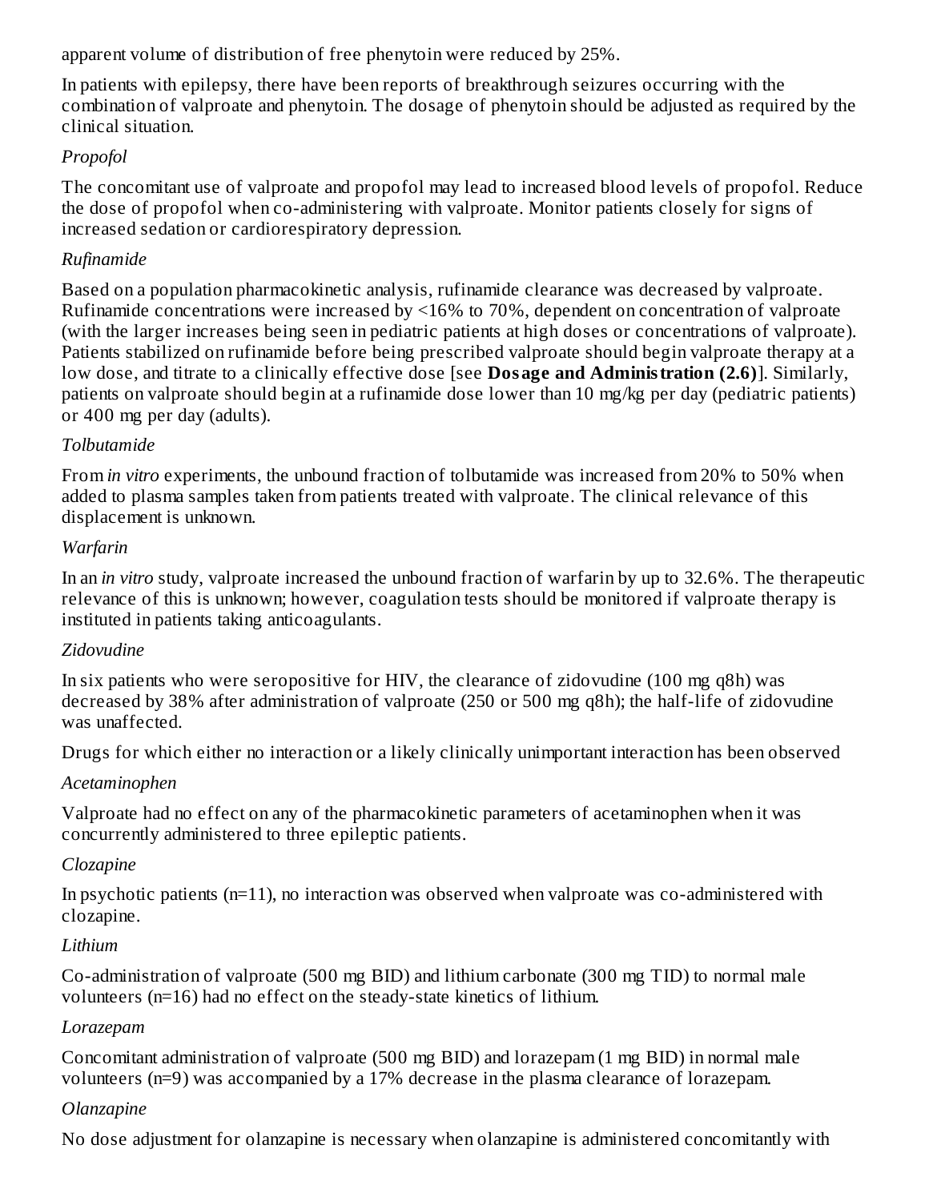apparent volume of distribution of free phenytoin were reduced by 25%.

In patients with epilepsy, there have been reports of breakthrough seizures occurring with the combination of valproate and phenytoin. The dosage of phenytoin should be adjusted as required by the clinical situation.

*Propofol*

The concomitant use of valproate and propofol may lead to increased blood levels of propofol. Reduce the dose of propofol when co-administering with valproate. Monitor patients closely for signs of increased sedation or cardiorespiratory depression.

*Rufinamide*

Based on a population pharmacokinetic analysis, rufinamide clearance was decreased by valproate. Rufinamide concentrations were increased by <16% to 70%, dependent on concentration of valproate (with the larger increases being seen in pediatric patients at high doses or concentrations of valproate). Patients stabilized on rufinamide before being prescribed valproate should begin valproate therapy at a low dose, and titrate to a clinically effective dose [see **Dosage and Administration (2.6)**]. Similarly, patients on valproate should begin at a rufinamide dose lower than 10 mg/kg per day (pediatric patients) or 400 mg per day (adults).

*Tolbutamide*

From *in vitro* experiments, the unbound fraction of tolbutamide was increased from 20% to 50% when added to plasma samples taken from patients treated with valproate. The clinical relevance of this displacement is unknown.

*Warfarin*

In an *in vitro* study, valproate increased the unbound fraction of warfarin by up to 32.6%. The therapeutic relevance of this is unknown; however, coagulation tests should be monitored if valproate therapy is instituted in patients taking anticoagulants.

*Zidovudine*

In six patients who were seropositive for HIV, the clearance of zidovudine (100 mg q8h) was decreased by 38% after administration of valproate (250 or 500 mg q8h); the half-life of zidovudine was unaffected.

Drugs for which either no interaction or a likely clinically unimportant interaction has been observed

*Acetaminophen*

Valproate had no effect on any of the pharmacokinetic parameters of acetaminophen when it was concurrently administered to three epileptic patients.

*Clozapine*

In psychotic patients (n=11), no interaction was observed when valproate was co-administered with clozapine.

*Lithium*

Co-administration of valproate (500 mg BID) and lithium carbonate (300 mg TID) to normal male volunteers (n=16) had no effect on the steady-state kinetics of lithium.

*Lorazepam*

Concomitant administration of valproate (500 mg BID) and lorazepam (1 mg BID) in normal male volunteers (n=9) was accompanied by a 17% decrease in the plasma clearance of lorazepam.

*Olanzapine*

No dose adjustment for olanzapine is necessary when olanzapine is administered concomitantly with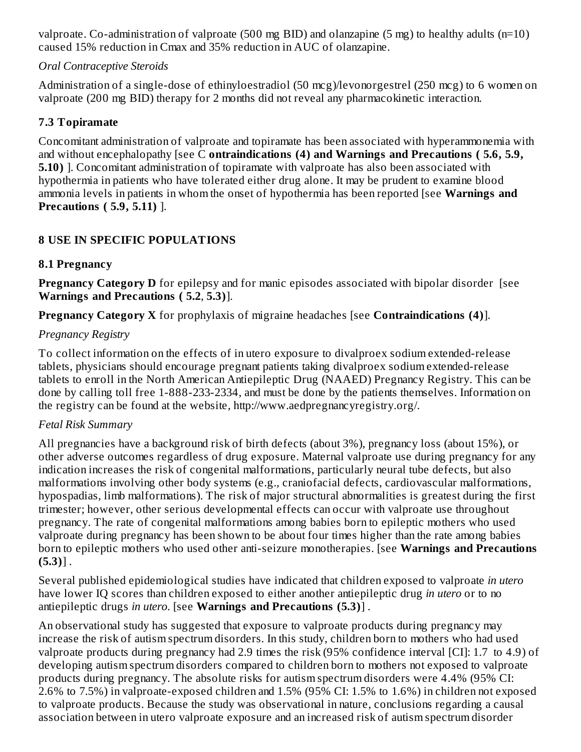valproate. Co-administration of valproate (500 mg BID) and olanzapine (5 mg) to healthy adults (n=10) caused 15% reduction in Cmax and 35% reduction in AUC of olanzapine.

*Oral Contraceptive Steroids*

Administration of a single-dose of ethinyloestradiol (50 mcg)/levonorgestrel (250 mcg) to 6 women on valproate (200 mg BID) therapy for 2 months did not reveal any pharmacokinetic interaction.

### 7.3 Topiramate

Concomitant administration of valproate and topiramate has been associated with hyperammonemia with and without encephalopathy [see C **ontraindications (4) and Warnings and Precautions ( 5.6, 5.9, 5.10)** ]. Concomitant administration of topiramate with valproate has also been associated with hypothermia in patients who have tolerated either drug alone. It may be prudent to examine blood ammonia levels in patients in whom the onset of hypothermia has been reported [see **Warnings and Precautions ( 5.9, 5.11)** ].

## 8 USE IN SPECIFIC POPULATIONS

### 8.1 Pregnancy

**Pregnancy Category D** for epilepsy and for manic episodes associated with bipolar disorder [see **Warnings and Precautions ( 5.2**, **5.3)**].

**Pregnancy Category X** for prophylaxis of migraine headaches [see **Contraindications (4)**].

*Pregnancy Registry*

To collect information on the effects of in utero exposure to divalproex sodium extended-release tablets, physicians should encourage pregnant patients taking divalproex sodium extended-release tablets to enroll in the North American Antiepileptic Drug (NAAED) Pregnancy Registry. This can be done by calling toll free 1-888-233-2334, and must be done by the patients themselves. Information on the registry can be found at the website, http://www.aedpregnancyregistry.org/.

*Fetal Risk Summary*

All pregnancies have a background risk of birth defects (about 3%), pregnancy loss (about 15%), or other adverse outcomes regardless of drug exposure. Maternal valproate use during pregnancy for any indication increases the risk of congenital malformations, particularly neural tube defects, but also malformations involving other body systems (e.g., craniofacial defects, cardiovascular malformations, hypospadias, limb malformations). The risk of major structural abnormalities is greatest during the first trimester; however, other serious developmental effects can occur with valproate use throughout pregnancy. The rate of congenital malformations among babies born to epileptic mothers who used valproate during pregnancy has been shown to be about four times higher than the rate among babies born to epileptic mothers who used other anti-seizure monotherapies. [see **Warnings and Precautions (5.3)**] .

Several published epidemiological studies have indicated that children exposed to valproate *in utero* have lower IQ scores than children exposed to either another antiepileptic drug *in utero* or to no antiepileptic drugs *in utero*. [see **Warnings and Precautions (5.3)**] .

An observational study has suggested that exposure to valproate products during pregnancy may increase the risk of autism spectrum disorders. In this study, children born to mothers who had used valproate products during pregnancy had 2.9 times the risk (95% confidence interval [CI]: 1.7 to 4.9) of developing autism spectrum disorders compared to children born to mothers not exposed to valproate products during pregnancy. The absolute risks for autism spectrum disorders were 4.4% (95% CI: 2.6% to 7.5%) in valproate-exposed children and 1.5% (95% CI: 1.5% to 1.6%) in children not exposed to valproate products. Because the study was observational in nature, conclusions regarding a causal association between in utero valproate exposure and an increased risk of autism spectrum disorder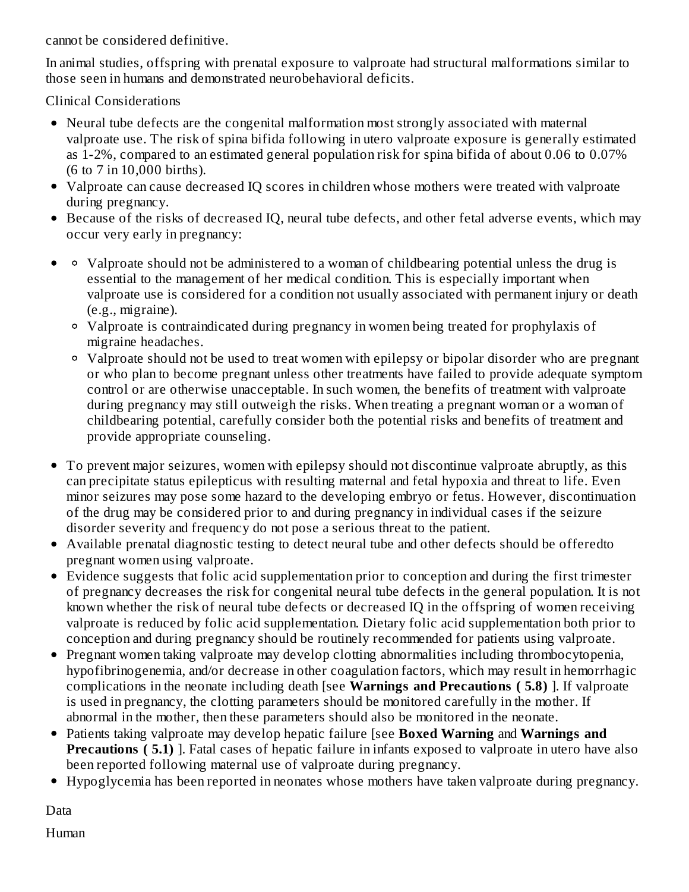cannot be considered definitive.

In animal studies, offspring with prenatal exposure to valproate had structural malformations similar to those seen in humans and demonstrated neurobehavioral deficits.

Clinical Considerations

- Neural tube defects are the congenital malformation most strongly associated with maternal valproate use. The risk of spina bifida following in utero valproate exposure is generally estimated as 1-2%, compared to an estimated general population risk for spina bifida of about 0.06 to 0.07% (6 to 7 in 10,000 births).
- Valproate can cause decreased IQ scores in children whose mothers were treated with valproate during pregnancy.
- Because of the risks of decreased IQ, neural tube defects, and other fetal adverse events, which may occur very early in pregnancy:
    - Valproate should not be administered to a woman of childbearing potential unless the drug is essential to the management of her medical condition. This is especially important when valproate use is considered for a condition not usually associated with permanent injury or death (e.g., migraine).
    - Valproate is contraindicated during pregnancy in women being treated for prophylaxis of migraine headaches.
    - Valproate should not be used to treat women with epilepsy or bipolar disorder who are pregnant or who plan to become pregnant unless other treatments have failed to provide adequate symptom control or are otherwise unacceptable. In such women, the benefits of treatment with valproate during pregnancy may still outweigh the risks. When treating a pregnant woman or a woman of childbearing potential, carefully consider both the potential risks and benefits of treatment and provide appropriate counseling.
- To prevent major seizures, women with epilepsy should not discontinue valproate abruptly, as this can precipitate status epilepticus with resulting maternal and fetal hypoxia and threat to life. Even minor seizures may pose some hazard to the developing embryo or fetus. However, discontinuation of the drug may be considered prior to and during pregnancy in individual cases if the seizure disorder severity and frequency do not pose a serious threat to the patient.
- Available prenatal diagnostic testing to detect neural tube and other defects should be offeredto pregnant women using valproate.
- Evidence suggests that folic acid supplementation prior to conception and during the first trimester of pregnancy decreases the risk for congenital neural tube defects in the general population. It is not known whether the risk of neural tube defects or decreased IQ in the offspring of women receiving valproate is reduced by folic acid supplementation. Dietary folic acid supplementation both prior to conception and during pregnancy should be routinely recommended for patients using valproate.
- Pregnant women taking valproate may develop clotting abnormalities including thrombocytopenia, hypofibrinogenemia, and/or decrease in other coagulation factors, which may result in hemorrhagic complications in the neonate including death [see **Warnings and Precautions ( 5.8)** ]. If valproate is used in pregnancy, the clotting parameters should be monitored carefully in the mother. If abnormal in the mother, then these parameters should also be monitored in the neonate.
- Patients taking valproate may develop hepatic failure [see **Boxed Warning** and **Warnings and Precautions ( 5.1)** ]. Fatal cases of hepatic failure in infants exposed to valproate in utero have also been reported following maternal use of valproate during pregnancy.
- Hypoglycemia has been reported in neonates whose mothers have taken valproate during pregnancy.

Data

Human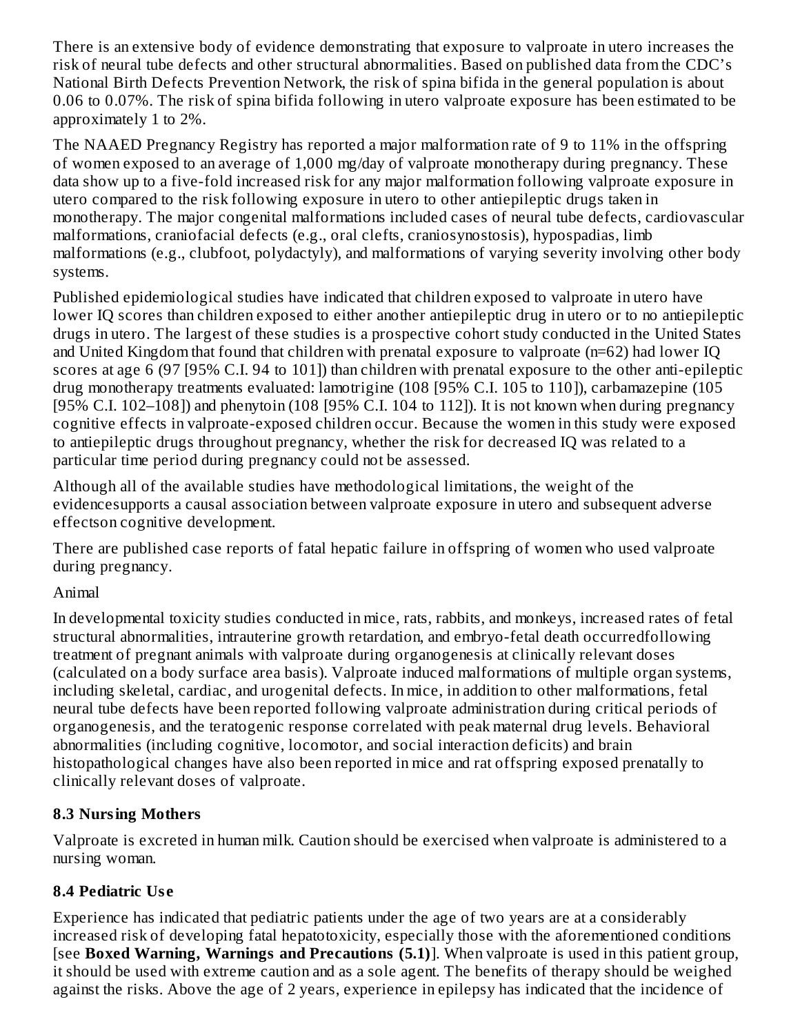There is an extensive body of evidence demonstrating that exposure to valproate in utero increases the risk of neural tube defects and other structural abnormalities. Based on published data from the CDC's National Birth Defects Prevention Network, the risk of spina bifida in the general population is about 0.06 to 0.07%. The risk of spina bifida following in utero valproate exposure has been estimated to be approximately 1 to 2%.

The NAAED Pregnancy Registry has reported a major malformation rate of 9 to 11% in the offspring of women exposed to an average of 1,000 mg/day of valproate monotherapy during pregnancy. These data show up to a five-fold increased risk for any major malformation following valproate exposure in utero compared to the risk following exposure in utero to other antiepileptic drugs taken in monotherapy. The major congenital malformations included cases of neural tube defects, cardiovascular malformations, craniofacial defects (e.g., oral clefts, craniosynostosis), hypospadias, limb malformations (e.g., clubfoot, polydactyly), and malformations of varying severity involving other body systems.

Published epidemiological studies have indicated that children exposed to valproate in utero have lower IQ scores than children exposed to either another antiepileptic drug in utero or to no antiepileptic drugs in utero. The largest of these studies is a prospective cohort study conducted in the United States and United Kingdom that found that children with prenatal exposure to valproate (n=62) had lower IQ scores at age 6 (97 [95% C.I. 94 to 101]) than children with prenatal exposure to the other anti-epileptic drug monotherapy treatments evaluated: lamotrigine (108 [95% C.I. 105 to 110]), carbamazepine (105 [95% C.I. 102–108]) and phenytoin (108 [95% C.I. 104 to 112]). It is not known when during pregnancy cognitive effects in valproate-exposed children occur. Because the women in this study were exposed to antiepileptic drugs throughout pregnancy, whether the risk for decreased IQ was related to a particular time period during pregnancy could not be assessed.

Although all of the available studies have methodological limitations, the weight of the evidencesupports a causal association between valproate exposure in utero and subsequent adverse effectson cognitive development.

There are published case reports of fatal hepatic failure in offspring of women who used valproate during pregnancy.

Animal

In developmental toxicity studies conducted in mice, rats, rabbits, and monkeys, increased rates of fetal structural abnormalities, intrauterine growth retardation, and embryo-fetal death occurredfollowing treatment of pregnant animals with valproate during organogenesis at clinically relevant doses (calculated on a body surface area basis). Valproate induced malformations of multiple organ systems, including skeletal, cardiac, and urogenital defects. In mice, in addition to other malformations, fetal neural tube defects have been reported following valproate administration during critical periods of organogenesis, and the teratogenic response correlated with peak maternal drug levels. Behavioral abnormalities (including cognitive, locomotor, and social interaction deficits) and brain histopathological changes have also been reported in mice and rat offspring exposed prenatally to clinically relevant doses of valproate.

### 8.3 Nursing Mothers

Valproate is excreted in human milk. Caution should be exercised when valproate is administered to a nursing woman.

### 8.4 Pediatric Use

Experience has indicated that pediatric patients under the age of two years are at a considerably increased risk of developing fatal hepatotoxicity, especially those with the aforementioned conditions [see **Boxed Warning, Warnings and Precautions (5.1)**]. When valproate is used in this patient group, it should be used with extreme caution and as a sole agent. The benefits of therapy should be weighed against the risks. Above the age of 2 years, experience in epilepsy has indicated that the incidence of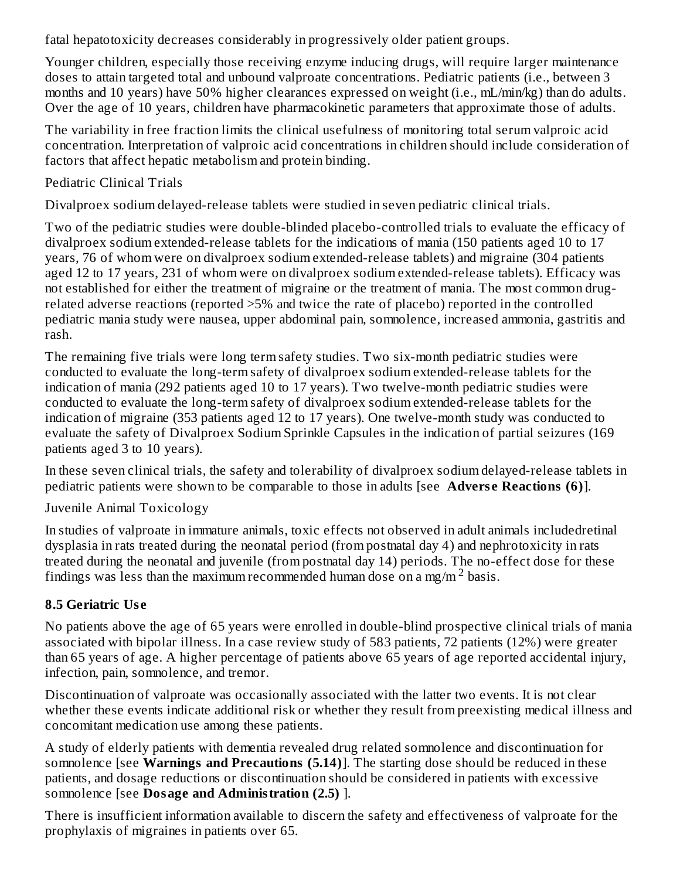fatal hepatotoxicity decreases considerably in progressively older patient groups.

Younger children, especially those receiving enzyme inducing drugs, will require larger maintenance doses to attain targeted total and unbound valproate concentrations. Pediatric patients (i.e., between 3 months and 10 years) have 50% higher clearances expressed on weight (i.e., mL/min/kg) than do adults. Over the age of 10 years, children have pharmacokinetic parameters that approximate those of adults.

The variability in free fraction limits the clinical usefulness of monitoring total serum valproic acid concentration. Interpretation of valproic acid concentrations in children should include consideration of factors that affect hepatic metabolism and protein binding.

Pediatric Clinical Trials

Divalproex sodium delayed-release tablets were studied in seven pediatric clinical trials.

Two of the pediatric studies were double-blinded placebo-controlled trials to evaluate the efficacy of divalproex sodium extended-release tablets for the indications of mania (150 patients aged 10 to 17 years, 76 of whom were on divalproex sodium extended-release tablets) and migraine (304 patients aged 12 to 17 years, 231 of whom were on divalproex sodium extended-release tablets). Efficacy was not established for either the treatment of migraine or the treatment of mania. The most common drug-related adverse reactions (reported >5% and twice the rate of placebo) reported in the controlled pediatric mania study were nausea, upper abdominal pain, somnolence, increased ammonia, gastritis and rash.

The remaining five trials were long term safety studies. Two six-month pediatric studies were conducted to evaluate the long-term safety of divalproex sodium extended-release tablets for the indication of mania (292 patients aged 10 to 17 years). Two twelve-month pediatric studies were conducted to evaluate the long-term safety of divalproex sodium extended-release tablets for the indication of migraine (353 patients aged 12 to 17 years). One twelve-month study was conducted to evaluate the safety of Divalproex Sodium Sprinkle Capsules in the indication of partial seizures (169 patients aged 3 to 10 years).

In these seven clinical trials, the safety and tolerability of divalproex sodium delayed-release tablets in pediatric patients were shown to be comparable to those in adults [see **Adverse Reactions (6)**].

Juvenile Animal Toxicology

In studies of valproate in immature animals, toxic effects not observed in adult animals includedretinal dysplasia in rats treated during the neonatal period (from postnatal day 4) and nephrotoxicity in rats treated during the neonatal and juvenile (from postnatal day 14) periods. The no-effect dose for these findings was less than the maximum recommended human dose on a mg/m$^2$ basis.

### 8.5 Geriatric Use

No patients above the age of 65 years were enrolled in double-blind prospective clinical trials of mania associated with bipolar illness. In a case review study of 583 patients, 72 patients (12%) were greater than 65 years of age. A higher percentage of patients above 65 years of age reported accidental injury, infection, pain, somnolence, and tremor.

Discontinuation of valproate was occasionally associated with the latter two events. It is not clear whether these events indicate additional risk or whether they result from preexisting medical illness and concomitant medication use among these patients.

A study of elderly patients with dementia revealed drug related somnolence and discontinuation for somnolence [see **Warnings and Precautions (5.14)**]. The starting dose should be reduced in these patients, and dosage reductions or discontinuation should be considered in patients with excessive somnolence [see **Dosage and Administration (2.5)** ].

There is insufficient information available to discern the safety and effectiveness of valproate for the prophylaxis of migraines in patients over 65.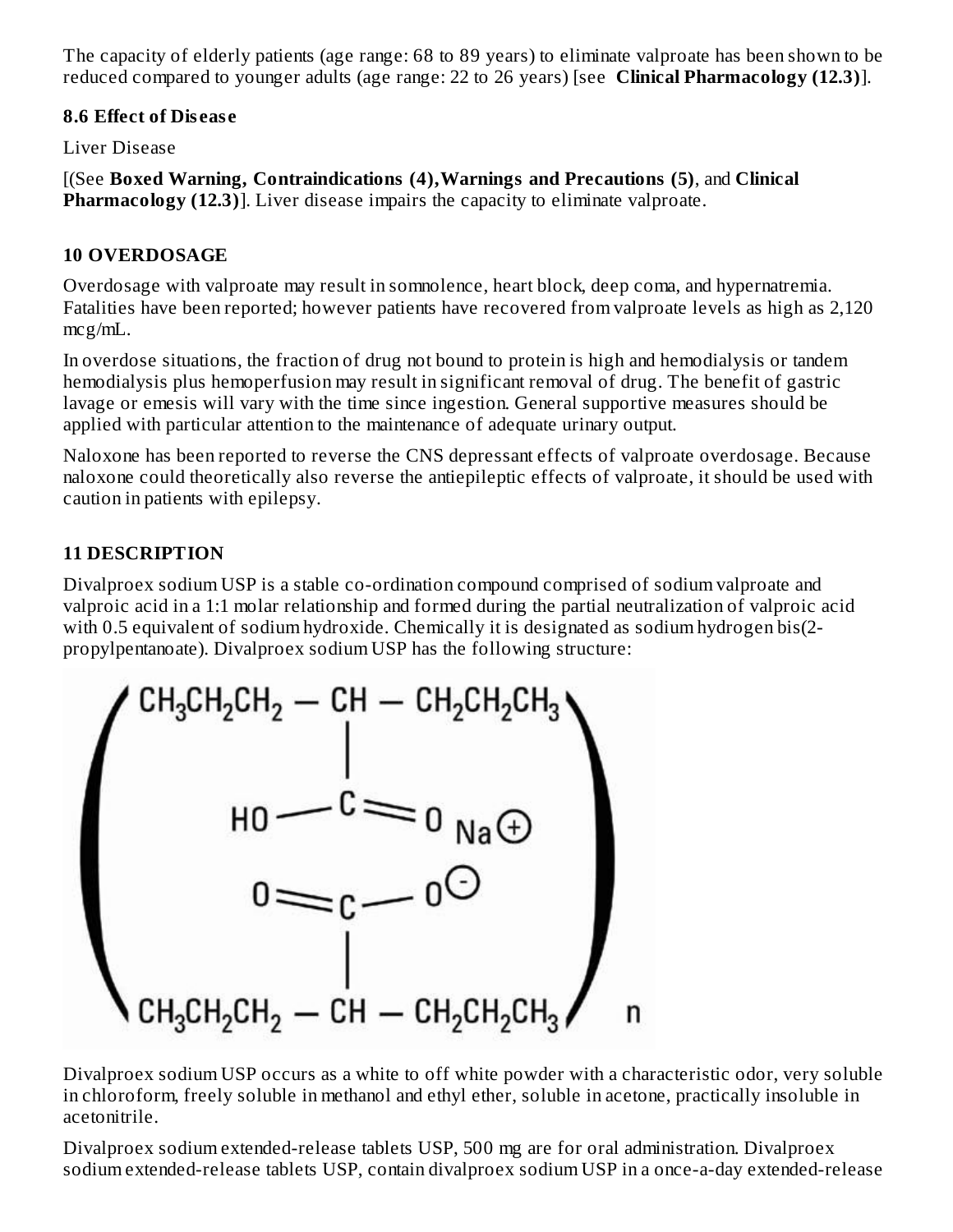The capacity of elderly patients (age range: 68 to 89 years) to eliminate valproate has been shown to be reduced compared to younger adults (age range: 22 to 26 years) [see **Clinical Pharmacology (12.3)**].

### 8.6 Effect of Disease

Liver Disease

[(See **Boxed Warning, Contraindications (4), Warnings and Precautions (5)**, and **Clinical Pharmacology (12.3)**]. Liver disease impairs the capacity to eliminate valproate.

## 10 OVERDOSAGE

Overdosage with valproate may result in somnolence, heart block, deep coma, and hypernatremia. Fatalities have been reported; however patients have recovered from valproate levels as high as 2,120 mcg/mL.

In overdose situations, the fraction of drug not bound to protein is high and hemodialysis or tandem hemodialysis plus hemoperfusion may result in significant removal of drug. The benefit of gastric lavage or emesis will vary with the time since ingestion. General supportive measures should be applied with particular attention to the maintenance of adequate urinary output.

Naloxone has been reported to reverse the CNS depressant effects of valproate overdosage. Because naloxone could theoretically also reverse the antiepileptic effects of valproate, it should be used with caution in patients with epilepsy.

## 11 DESCRIPTION

Divalproex sodium USP is a stable co-ordination compound comprised of sodium valproate and valproic acid in a 1:1 molar relationship and formed during the partial neutralization of valproic acid with 0.5 equivalent of sodium hydroxide. Chemically it is designated as sodium hydrogen bis(2-propylpentanoate). Divalproex sodium USP has the following structure:

Divalproex sodium USP occurs as a white to off white powder with a characteristic odor, very soluble in chloroform, freely soluble in methanol and ethyl ether, soluble in acetone, practically insoluble in acetonitrile.

Divalproex sodium extended-release tablets USP, 500 mg are for oral administration. Divalproex sodium extended-release tablets USP, contain divalproex sodium USP in a once-a-day extended-release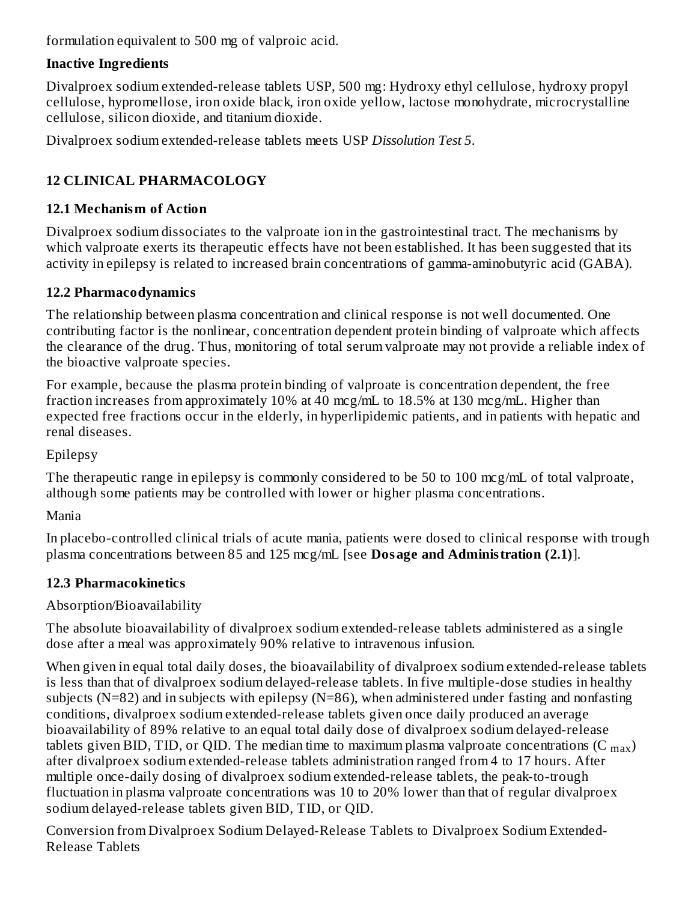formulation equivalent to 500 mg of valproic acid.

**Inactive Ingredients**

Divalproex sodium extended-release tablets USP, 500 mg: Hydroxy ethyl cellulose, hydroxy propyl cellulose, hypromellose, iron oxide black, iron oxide yellow, lactose monohydrate, microcrystalline cellulose, silicon dioxide, and titanium dioxide.

Divalproex sodium extended-release tablets meets USP *Dissolution Test 5*.

## 12 CLINICAL PHARMACOLOGY

### 12.1 Mechanism of Action

Divalproex sodium dissociates to the valproate ion in the gastrointestinal tract. The mechanisms by which valproate exerts its therapeutic effects have not been established. It has been suggested that its activity in epilepsy is related to increased brain concentrations of gamma-aminobutyric acid (GABA).

### 12.2 Pharmacodynamics

The relationship between plasma concentration and clinical response is not well documented. One contributing factor is the nonlinear, concentration dependent protein binding of valproate which affects the clearance of the drug. Thus, monitoring of total serum valproate may not provide a reliable index of the bioactive valproate species.

For example, because the plasma protein binding of valproate is concentration dependent, the free fraction increases from approximately 10% at 40 mcg/mL to 18.5% at 130 mcg/mL. Higher than expected free fractions occur in the elderly, in hyperlipidemic patients, and in patients with hepatic and renal diseases.

Epilepsy

The therapeutic range in epilepsy is commonly considered to be 50 to 100 mcg/mL of total valproate, although some patients may be controlled with lower or higher plasma concentrations.

Mania

In placebo-controlled clinical trials of acute mania, patients were dosed to clinical response with trough plasma concentrations between 85 and 125 mcg/mL [see **Dosage and Administration (2.1)**].

### 12.3 Pharmacokinetics

Absorption/Bioavailability

The absolute bioavailability of divalproex sodium extended-release tablets administered as a single dose after a meal was approximately 90% relative to intravenous infusion.

When given in equal total daily doses, the bioavailability of divalproex sodium extended-release tablets is less than that of divalproex sodium delayed-release tablets. In five multiple-dose studies in healthy subjects (N=82) and in subjects with epilepsy (N=86), when administered under fasting and nonfasting conditions, divalproex sodium extended-release tablets given once daily produced an average bioavailability of 89% relative to an equal total daily dose of divalproex sodium delayed-release tablets given BID, TID, or QID. The median time to maximum plasma valproate concentrations ($C_{max}$) after divalproex sodium extended-release tablets administration ranged from 4 to 17 hours. After multiple once-daily dosing of divalproex sodium extended-release tablets, the peak-to-trough fluctuation in plasma valproate concentrations was 10 to 20% lower than that of regular divalproex sodium delayed-release tablets given BID, TID, or QID.

Conversion from Divalproex Sodium Delayed-Release Tablets to Divalproex Sodium Extended-Release Tablets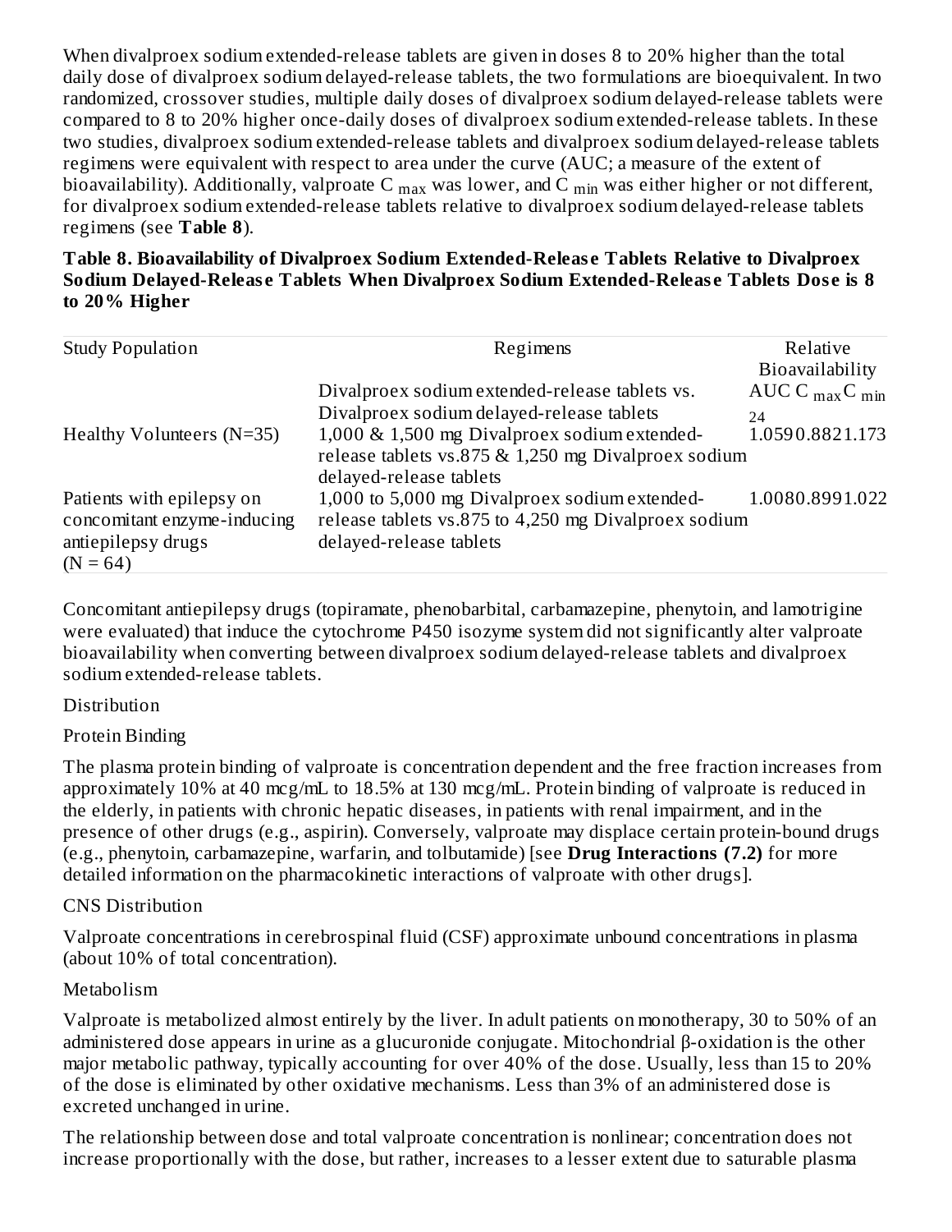When divalproex sodium extended-release tablets are given in doses 8 to 20% higher than the total daily dose of divalproex sodium delayed-release tablets, the two formulations are bioequivalent. In two randomized, crossover studies, multiple daily doses of divalproex sodium delayed-release tablets were compared to 8 to 20% higher once-daily doses of divalproex sodium extended-release tablets. In these two studies, divalproex sodium extended-release tablets and divalproex sodium delayed-release tablets regimens were equivalent with respect to area under the curve (AUC; a measure of the extent of bioavailability). Additionally, valproate $C_{max}$ was lower, and $C_{min}$ was either higher or not different, for divalproex sodium extended-release tablets relative to divalproex sodium delayed-release tablets regimens (see **Table 8**).

**Table 8. Bioavailability of Divalproex Sodium Extended-Release Tablets Relative to Divalproex Sodium Delayed-Release Tablets When Divalproex Sodium Extended-Release Tablets Dose is 8 to 20% Higher**

| Study Population | Regimens | Relative Bioavailability | | |
|---|---|---|---|---|
| | Divalproex sodium extended-release tablets vs. Divalproex sodium delayed-release tablets | $AUC_{24}$ | $C_{max}$ | $C_{min}$ |
| Healthy Volunteers (N=35) | 1,000 & 1,500 mg Divalproex sodium extended-release tablets vs.875 & 1,250 mg Divalproex sodium delayed-release tablets | 1.059 | 0.882 | 1.173 |
| Patients with epilepsy on concomitant enzyme-inducing antiepilepsy drugs (N = 64) | 1,000 to 5,000 mg Divalproex sodium extended-release tablets vs.875 to 4,250 mg Divalproex sodium delayed-release tablets | 1.008 | 0.899 | 1.022 |

Concomitant antiepilepsy drugs (topiramate, phenobarbital, carbamazepine, phenytoin, and lamotrigine were evaluated) that induce the cytochrome P450 isozyme system did not significantly alter valproate bioavailability when converting between divalproex sodium delayed-release tablets and divalproex sodium extended-release tablets.

Distribution

Protein Binding

The plasma protein binding of valproate is concentration dependent and the free fraction increases from approximately 10% at 40 mcg/mL to 18.5% at 130 mcg/mL. Protein binding of valproate is reduced in the elderly, in patients with chronic hepatic diseases, in patients with renal impairment, and in the presence of other drugs (e.g., aspirin). Conversely, valproate may displace certain protein-bound drugs (e.g., phenytoin, carbamazepine, warfarin, and tolbutamide) [see **Drug Interactions (7.2)** for more detailed information on the pharmacokinetic interactions of valproate with other drugs].

CNS Distribution

Valproate concentrations in cerebrospinal fluid (CSF) approximate unbound concentrations in plasma (about 10% of total concentration).

Metabolism

Valproate is metabolized almost entirely by the liver. In adult patients on monotherapy, 30 to 50% of an administered dose appears in urine as a glucuronide conjugate. Mitochondrial β-oxidation is the other major metabolic pathway, typically accounting for over 40% of the dose. Usually, less than 15 to 20% of the dose is eliminated by other oxidative mechanisms. Less than 3% of an administered dose is excreted unchanged in urine.

The relationship between dose and total valproate concentration is nonlinear; concentration does not increase proportionally with the dose, but rather, increases to a lesser extent due to saturable plasma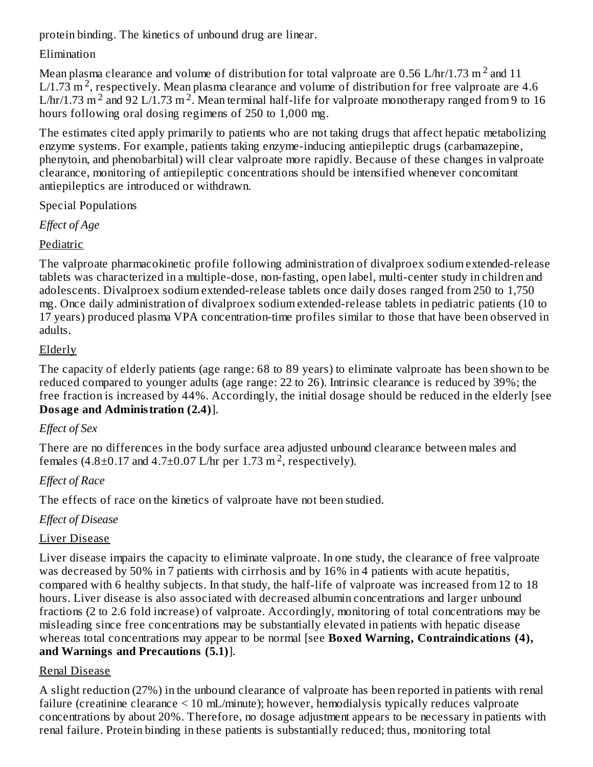protein binding. The kinetics of unbound drug are linear.

Elimination

Mean plasma clearance and volume of distribution for total valproate are 0.56 L/hr/1.73 $m^2$ and 11 L/1.73 $m^2$, respectively. Mean plasma clearance and volume of distribution for free valproate are 4.6 L/hr/1.73 $m^2$ and 92 L/1.73 $m^2$. Mean terminal half-life for valproate monotherapy ranged from 9 to 16 hours following oral dosing regimens of 250 to 1,000 mg.

The estimates cited apply primarily to patients who are not taking drugs that affect hepatic metabolizing enzyme systems. For example, patients taking enzyme-inducing antiepileptic drugs (carbamazepine, phenytoin, and phenobarbital) will clear valproate more rapidly. Because of these changes in valproate clearance, monitoring of antiepileptic concentrations should be intensified whenever concomitant antiepileptics are introduced or withdrawn.

Special Populations

*Effect of Age*

Pediatric

The valproate pharmacokinetic profile following administration of divalproex sodium extended-release tablets was characterized in a multiple-dose, non-fasting, open label, multi-center study in children and adolescents. Divalproex sodium extended-release tablets once daily doses ranged from 250 to 1,750 mg. Once daily administration of divalproex sodium extended-release tablets in pediatric patients (10 to 17 years) produced plasma VPA concentration-time profiles similar to those that have been observed in adults.

Elderly

The capacity of elderly patients (age range: 68 to 89 years) to eliminate valproate has been shown to be reduced compared to younger adults (age range: 22 to 26). Intrinsic clearance is reduced by 39%; the free fraction is increased by 44%. Accordingly, the initial dosage should be reduced in the elderly [see **Dosage and Administration (2.4)**].

*Effect of Sex*

There are no differences in the body surface area adjusted unbound clearance between males and females (4.8±0.17 and 4.7±0.07 L/hr per 1.73 $m^2$, respectively).

*Effect of Race*

The effects of race on the kinetics of valproate have not been studied.

*Effect of Disease*

Liver Disease

Liver disease impairs the capacity to eliminate valproate. In one study, the clearance of free valproate was decreased by 50% in 7 patients with cirrhosis and by 16% in 4 patients with acute hepatitis, compared with 6 healthy subjects. In that study, the half-life of valproate was increased from 12 to 18 hours. Liver disease is also associated with decreased albumin concentrations and larger unbound fractions (2 to 2.6 fold increase) of valproate. Accordingly, monitoring of total concentrations may be misleading since free concentrations may be substantially elevated in patients with hepatic disease whereas total concentrations may appear to be normal [see **Boxed Warning, Contraindications (4), and Warnings and Precautions (5.1)**].

Renal Disease

A slight reduction (27%) in the unbound clearance of valproate has been reported in patients with renal failure (creatinine clearance < 10 mL/minute); however, hemodialysis typically reduces valproate concentrations by about 20%. Therefore, no dosage adjustment appears to be necessary in patients with renal failure. Protein binding in these patients is substantially reduced; thus, monitoring total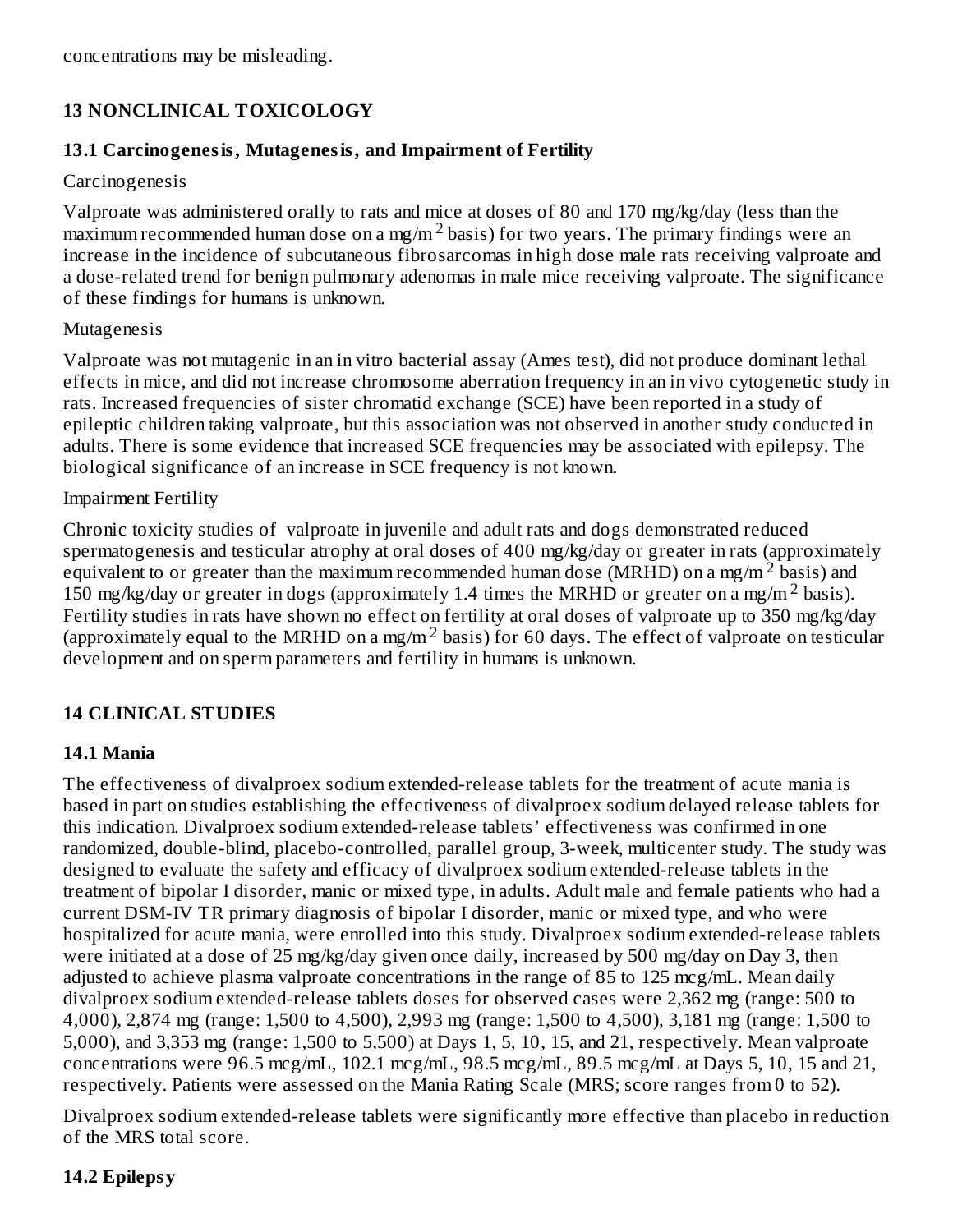concentrations may be misleading.

## 13 NONCLINICAL TOXICOLOGY

### 13.1 Carcinogenesis, Mutagenesis, and Impairment of Fertility

Carcinogenesis

Valproate was administered orally to rats and mice at doses of 80 and 170 mg/kg/day (less than the maximum recommended human dose on a mg/m $^2$ basis) for two years. The primary findings were an increase in the incidence of subcutaneous fibrosarcomas in high dose male rats receiving valproate and a dose-related trend for benign pulmonary adenomas in male mice receiving valproate. The significance of these findings for humans is unknown.

Mutagenesis

Valproate was not mutagenic in an in vitro bacterial assay (Ames test), did not produce dominant lethal effects in mice, and did not increase chromosome aberration frequency in an in vivo cytogenetic study in rats. Increased frequencies of sister chromatid exchange (SCE) have been reported in a study of epileptic children taking valproate, but this association was not observed in another study conducted in adults. There is some evidence that increased SCE frequencies may be associated with epilepsy. The biological significance of an increase in SCE frequency is not known.

Impairment Fertility

Chronic toxicity studies of valproate in juvenile and adult rats and dogs demonstrated reduced spermatogenesis and testicular atrophy at oral doses of 400 mg/kg/day or greater in rats (approximately equivalent to or greater than the maximum recommended human dose (MRHD) on a mg/m $^2$ basis) and 150 mg/kg/day or greater in dogs (approximately 1.4 times the MRHD or greater on a mg/m $^2$ basis). Fertility studies in rats have shown no effect on fertility at oral doses of valproate up to 350 mg/kg/day (approximately equal to the MRHD on a mg/m $^2$ basis) for 60 days. The effect of valproate on testicular development and on sperm parameters and fertility in humans is unknown.

## 14 CLINICAL STUDIES

### 14.1 Mania

The effectiveness of divalproex sodium extended-release tablets for the treatment of acute mania is based in part on studies establishing the effectiveness of divalproex sodium delayed release tablets for this indication. Divalproex sodium extended-release tablets' effectiveness was confirmed in one randomized, double-blind, placebo-controlled, parallel group, 3-week, multicenter study. The study was designed to evaluate the safety and efficacy of divalproex sodium extended-release tablets in the treatment of bipolar I disorder, manic or mixed type, in adults. Adult male and female patients who had a current DSM-IV TR primary diagnosis of bipolar I disorder, manic or mixed type, and who were hospitalized for acute mania, were enrolled into this study. Divalproex sodium extended-release tablets were initiated at a dose of 25 mg/kg/day given once daily, increased by 500 mg/day on Day 3, then adjusted to achieve plasma valproate concentrations in the range of 85 to 125 mcg/mL. Mean daily divalproex sodium extended-release tablets doses for observed cases were 2,362 mg (range: 500 to 4,000), 2,874 mg (range: 1,500 to 4,500), 2,993 mg (range: 1,500 to 4,500), 3,181 mg (range: 1,500 to 5,000), and 3,353 mg (range: 1,500 to 5,500) at Days 1, 5, 10, 15, and 21, respectively. Mean valproate concentrations were 96.5 mcg/mL, 102.1 mcg/mL, 98.5 mcg/mL, 89.5 mcg/mL at Days 5, 10, 15 and 21, respectively. Patients were assessed on the Mania Rating Scale (MRS; score ranges from 0 to 52).

Divalproex sodium extended-release tablets were significantly more effective than placebo in reduction of the MRS total score.

### 14.2 Epilepsy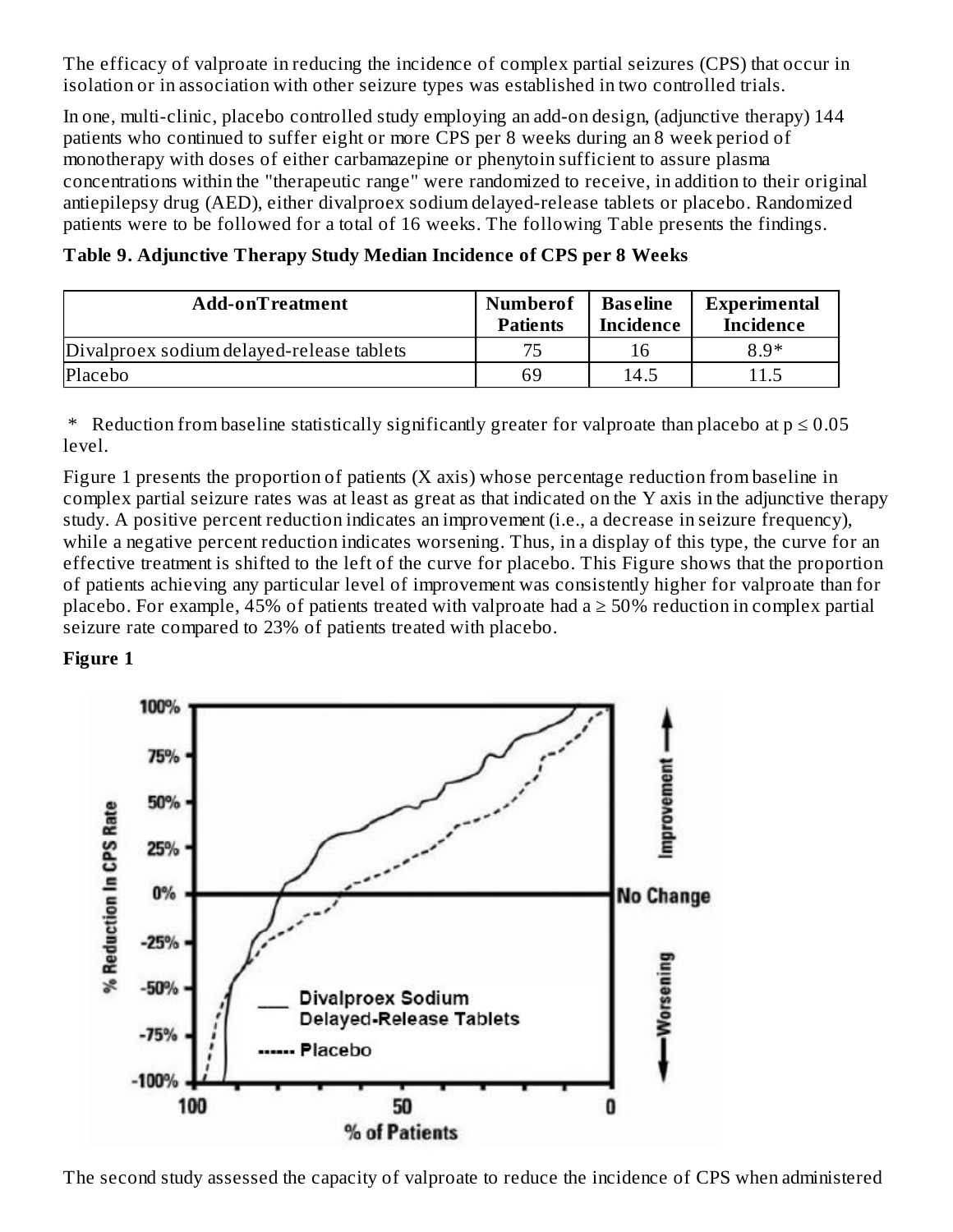The efficacy of valproate in reducing the incidence of complex partial seizures (CPS) that occur in isolation or in association with other seizure types was established in two controlled trials.

In one, multi-clinic, placebo controlled study employing an add-on design, (adjunctive therapy) 144 patients who continued to suffer eight or more CPS per 8 weeks during an 8 week period of monotherapy with doses of either carbamazepine or phenytoin sufficient to assure plasma concentrations within the "therapeutic range" were randomized to receive, in addition to their original antiepilepsy drug (AED), either divalproex sodium delayed-release tablets or placebo. Randomized patients were to be followed for a total of 16 weeks. The following Table presents the findings.

**Table 9. Adjunctive Therapy Study Median Incidence of CPS per 8 Weeks**

| Add-onTreatment | Numberof Patients | Baseline Incidence | Experimental Incidence |
|---|---|---|---|
| Divalproex sodium delayed-release tablets | 75 | 16 | 8.9* |
| Placebo | 69 | 14.5 | 11.5 |

\* Reduction from baseline statistically significantly greater for valproate than placebo at $p \leq 0.05$ level.

Figure 1 presents the proportion of patients (X axis) whose percentage reduction from baseline in complex partial seizure rates was at least as great as that indicated on the Y axis in the adjunctive therapy study. A positive percent reduction indicates an improvement (i.e., a decrease in seizure frequency), while a negative percent reduction indicates worsening. Thus, in a display of this type, the curve for an effective treatment is shifted to the left of the curve for placebo. This Figure shows that the proportion of patients achieving any particular level of improvement was consistently higher for valproate than for placebo. For example, 45% of patients treated with valproate had a ≥ 50% reduction in complex partial seizure rate compared to 23% of patients treated with placebo.

**Figure 1**

The second study assessed the capacity of valproate to reduce the incidence of CPS when administered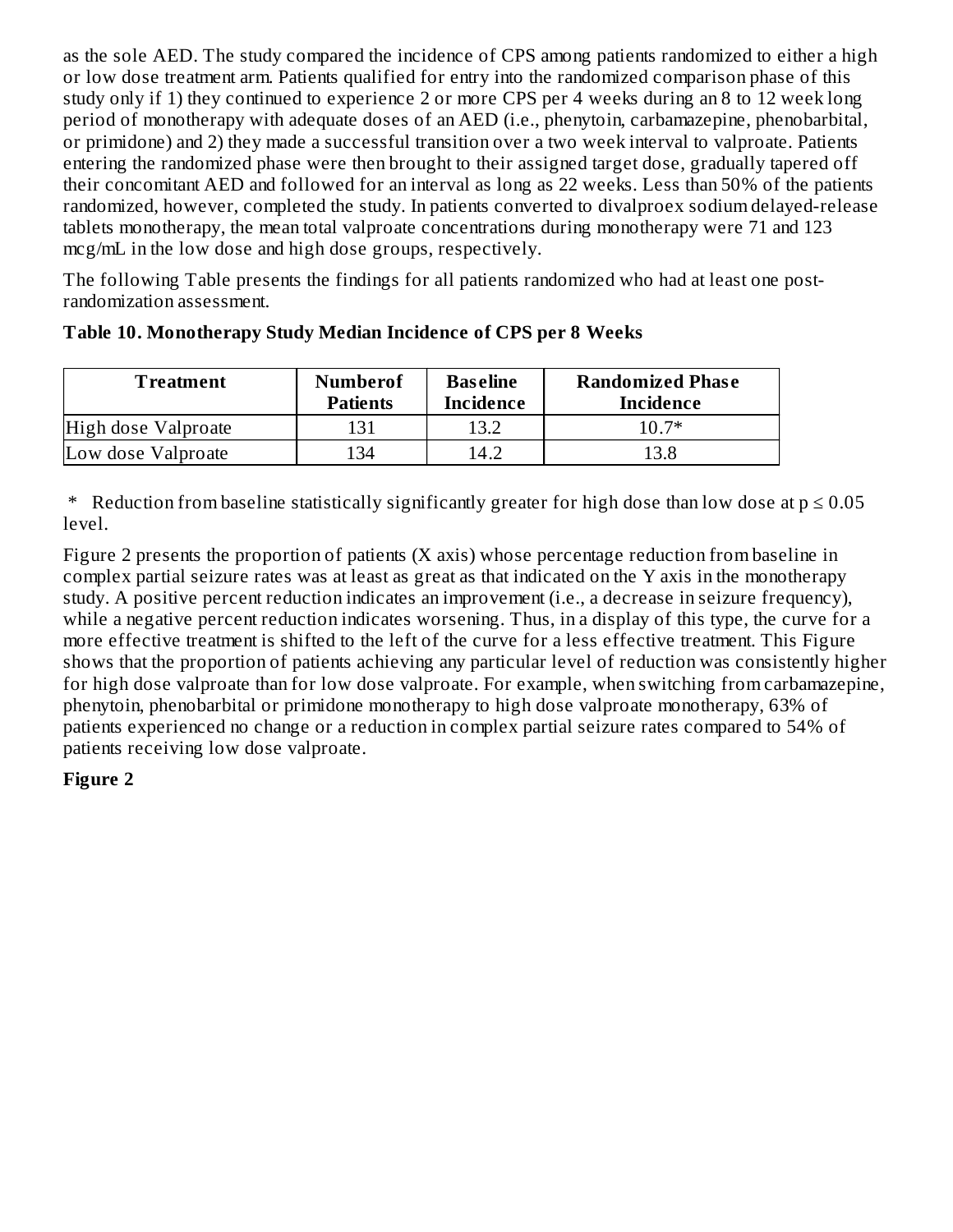as the sole AED. The study compared the incidence of CPS among patients randomized to either a high or low dose treatment arm. Patients qualified for entry into the randomized comparison phase of this study only if 1) they continued to experience 2 or more CPS per 4 weeks during an 8 to 12 week long period of monotherapy with adequate doses of an AED (i.e., phenytoin, carbamazepine, phenobarbital, or primidone) and 2) they made a successful transition over a two week interval to valproate. Patients entering the randomized phase were then brought to their assigned target dose, gradually tapered off their concomitant AED and followed for an interval as long as 22 weeks. Less than 50% of the patients randomized, however, completed the study. In patients converted to divalproex sodium delayed-release tablets monotherapy, the mean total valproate concentrations during monotherapy were 71 and 123 mcg/mL in the low dose and high dose groups, respectively.

The following Table presents the findings for all patients randomized who had at least one post-randomization assessment.

**Table 10. Monotherapy Study Median Incidence of CPS per 8 Weeks**

| Treatment | Numberof Patients | Baseline Incidence | Randomized Phase Incidence |
|---|---|---|---|
| High dose Valproate | 131 | 13.2 | 10.7* |
| Low dose Valproate | 134 | 14.2 | 13.8 |

\* Reduction from baseline statistically significantly greater for high dose than low dose at $p \leq 0.05$ level.

Figure 2 presents the proportion of patients (X axis) whose percentage reduction from baseline in complex partial seizure rates was at least as great as that indicated on the Y axis in the monotherapy study. A positive percent reduction indicates an improvement (i.e., a decrease in seizure frequency), while a negative percent reduction indicates worsening. Thus, in a display of this type, the curve for a more effective treatment is shifted to the left of the curve for a less effective treatment. This Figure shows that the proportion of patients achieving any particular level of reduction was consistently higher for high dose valproate than for low dose valproate. For example, when switching from carbamazepine, phenytoin, phenobarbital or primidone monotherapy to high dose valproate monotherapy, 63% of patients experienced no change or a reduction in complex partial seizure rates compared to 54% of patients receiving low dose valproate.

**Figure 2**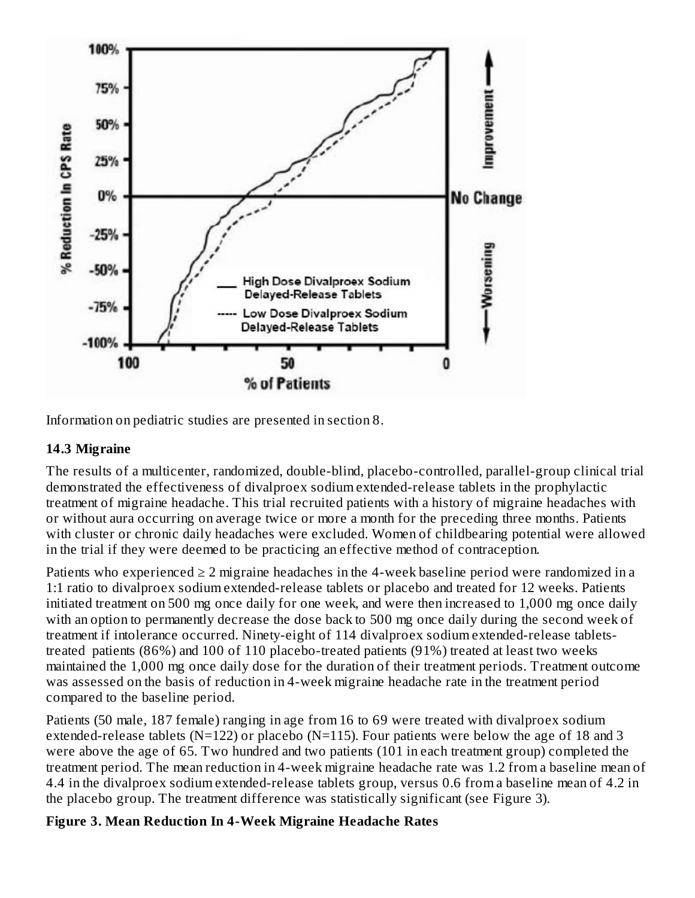Information on pediatric studies are presented in section 8.

### 14.3 Migraine

The results of a multicenter, randomized, double-blind, placebo-controlled, parallel-group clinical trial demonstrated the effectiveness of divalproex sodium extended-release tablets in the prophylactic treatment of migraine headache. This trial recruited patients with a history of migraine headaches with or without aura occurring on average twice or more a month for the preceding three months. Patients with cluster or chronic daily headaches were excluded. Women of childbearing potential were allowed in the trial if they were deemed to be practicing an effective method of contraception.

Patients who experienced ≥ 2 migraine headaches in the 4-week baseline period were randomized in a 1:1 ratio to divalproex sodium extended-release tablets or placebo and treated for 12 weeks. Patients initiated treatment on 500 mg once daily for one week, and were then increased to 1,000 mg once daily with an option to permanently decrease the dose back to 500 mg once daily during the second week of treatment if intolerance occurred. Ninety-eight of 114 divalproex sodium extended-release tablets-treated patients (86%) and 100 of 110 placebo-treated patients (91%) treated at least two weeks maintained the 1,000 mg once daily dose for the duration of their treatment periods. Treatment outcome was assessed on the basis of reduction in 4-week migraine headache rate in the treatment period compared to the baseline period.

Patients (50 male, 187 female) ranging in age from 16 to 69 were treated with divalproex sodium extended-release tablets (N=122) or placebo (N=115). Four patients were below the age of 18 and 3 were above the age of 65. Two hundred and two patients (101 in each treatment group) completed the treatment period. The mean reduction in 4-week migraine headache rate was 1.2 from a baseline mean of 4.4 in the divalproex sodium extended-release tablets group, versus 0.6 from a baseline mean of 4.2 in the placebo group. The treatment difference was statistically significant (see Figure 3).

**Figure 3. Mean Reduction In 4-Week Migraine Headache Rates**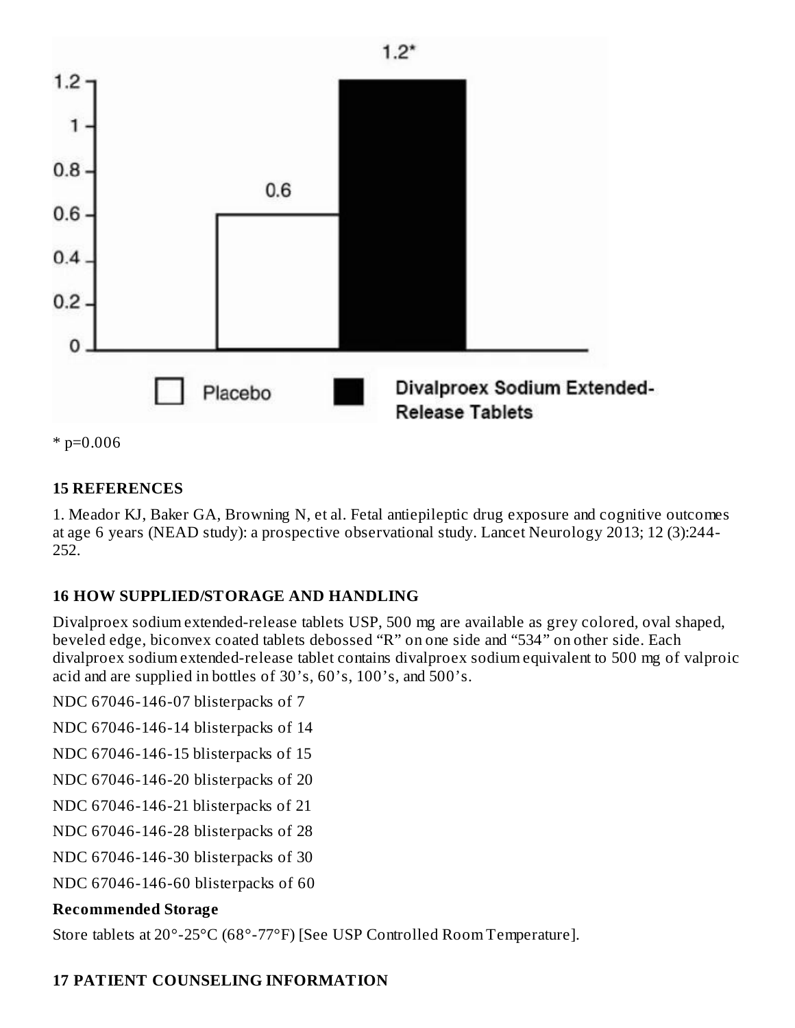1.2*

1.2

1

0.8

0.6

0.4

0.2

0

0.6

Placebo | Divalproex Sodium Extended-Release Tablets

* p=0.006

## 15 REFERENCES

1. Meador KJ, Baker GA, Browning N, et al. Fetal antiepileptic drug exposure and cognitive outcomes at age 6 years (NEAD study): a prospective observational study. Lancet Neurology 2013; 12 (3):244-252.

## 16 HOW SUPPLIED/STORAGE AND HANDLING

Divalproex sodium extended-release tablets USP, 500 mg are available as grey colored, oval shaped, beveled edge, biconvex coated tablets debossed "R" on one side and "534" on other side. Each divalproex sodium extended-release tablet contains divalproex sodium equivalent to 500 mg of valproic acid and are supplied in bottles of 30's, 60's, 100's, and 500's.

NDC 67046-146-07 blisterpacks of 7

NDC 67046-146-14 blisterpacks of 14

NDC 67046-146-15 blisterpacks of 15

NDC 67046-146-20 blisterpacks of 20

NDC 67046-146-21 blisterpacks of 21

NDC 67046-146-28 blisterpacks of 28

NDC 67046-146-30 blisterpacks of 30

NDC 67046-146-60 blisterpacks of 60

**Recommended Storage**

Store tablets at 20°-25°C (68°-77°F) [See USP Controlled Room Temperature].

## 17 PATIENT COUNSELING INFORMATION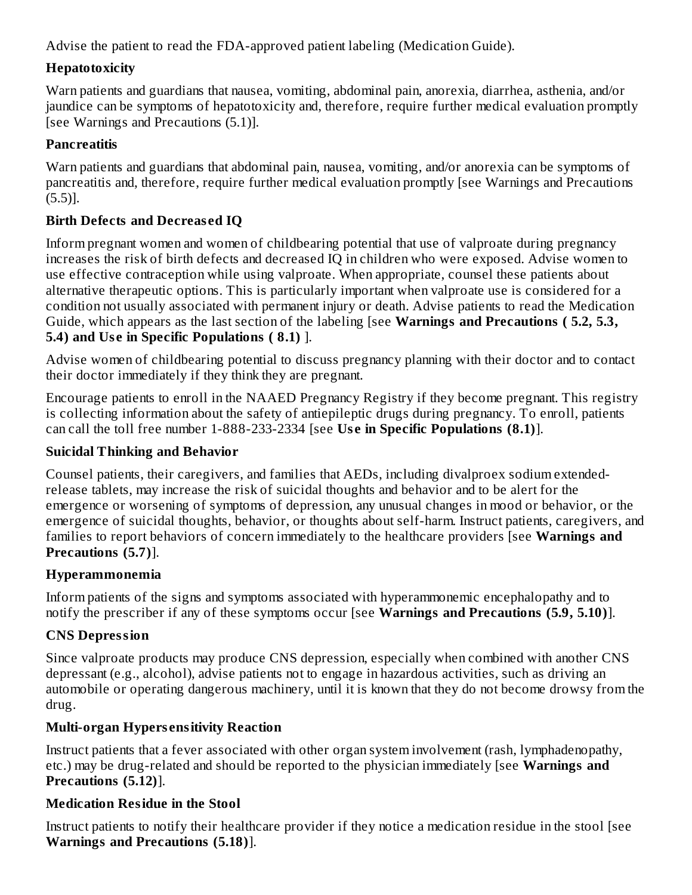Advise the patient to read the FDA-approved patient labeling (Medication Guide).

**Hepatotoxicity**

Warn patients and guardians that nausea, vomiting, abdominal pain, anorexia, diarrhea, asthenia, and/or jaundice can be symptoms of hepatotoxicity and, therefore, require further medical evaluation promptly [see Warnings and Precautions (5.1)].

**Pancreatitis**

Warn patients and guardians that abdominal pain, nausea, vomiting, and/or anorexia can be symptoms of pancreatitis and, therefore, require further medical evaluation promptly [see Warnings and Precautions (5.5)].

**Birth Defects and Decreased IQ**

Inform pregnant women and women of childbearing potential that use of valproate during pregnancy increases the risk of birth defects and decreased IQ in children who were exposed. Advise women to use effective contraception while using valproate. When appropriate, counsel these patients about alternative therapeutic options. This is particularly important when valproate use is considered for a condition not usually associated with permanent injury or death. Advise patients to read the Medication Guide, which appears as the last section of the labeling [see **Warnings and Precautions ( 5.2, 5.3, 5.4) and Use in Specific Populations ( 8.1)** ].

Advise women of childbearing potential to discuss pregnancy planning with their doctor and to contact their doctor immediately if they think they are pregnant.

Encourage patients to enroll in the NAAED Pregnancy Registry if they become pregnant. This registry is collecting information about the safety of antiepileptic drugs during pregnancy. To enroll, patients can call the toll free number 1-888-233-2334 [see **Use in Specific Populations (8.1)**].

**Suicidal Thinking and Behavior**

Counsel patients, their caregivers, and families that AEDs, including divalproex sodium extended-release tablets, may increase the risk of suicidal thoughts and behavior and to be alert for the emergence or worsening of symptoms of depression, any unusual changes in mood or behavior, or the emergence of suicidal thoughts, behavior, or thoughts about self-harm. Instruct patients, caregivers, and families to report behaviors of concern immediately to the healthcare providers [see **Warnings and Precautions (5.7)**].

**Hyperammonemia**

Inform patients of the signs and symptoms associated with hyperammonemic encephalopathy and to notify the prescriber if any of these symptoms occur [see **Warnings and Precautions (5.9, 5.10)**].

**CNS Depression**

Since valproate products may produce CNS depression, especially when combined with another CNS depressant (e.g., alcohol), advise patients not to engage in hazardous activities, such as driving an automobile or operating dangerous machinery, until it is known that they do not become drowsy from the drug.

**Multi-organ Hypersensitivity Reaction**

Instruct patients that a fever associated with other organ system involvement (rash, lymphadenopathy, etc.) may be drug-related and should be reported to the physician immediately [see **Warnings and Precautions (5.12)**].

**Medication Residue in the Stool**

Instruct patients to notify their healthcare provider if they notice a medication residue in the stool [see **Warnings and Precautions (5.18)**].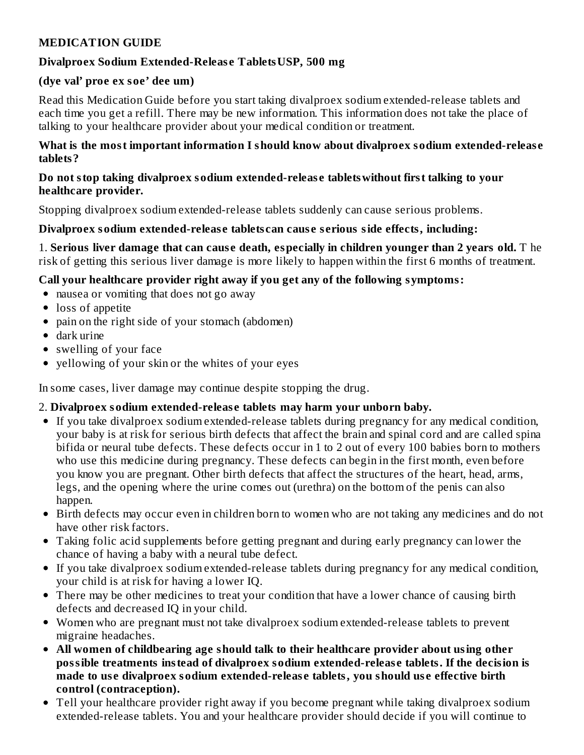## MEDICATION GUIDE

**Divalproex Sodium Extended-Release Tablets USP, 500 mg**

**(dye val' proe ex soe' dee um)**

Read this Medication Guide before you start taking divalproex sodium extended-release tablets and each time you get a refill. There may be new information. This information does not take the place of talking to your healthcare provider about your medical condition or treatment.

### What is the most important information I should know about divalproex sodium extended-release tablets?

**Do not stop taking divalproex sodium extended-release tablets without first talking to your healthcare provider.**

Stopping divalproex sodium extended-release tablets suddenly can cause serious problems.

**Divalproex sodium extended-release tablets can cause serious side effects, including:**

1. **Serious liver damage that can cause death, especially in children younger than 2 years old.** The risk of getting this serious liver damage is more likely to happen within the first 6 months of treatment.

**Call your healthcare provider right away if you get any of the following symptoms:**

- nausea or vomiting that does not go away
- loss of appetite
- pain on the right side of your stomach (abdomen)
- dark urine
- swelling of your face
- yellowing of your skin or the whites of your eyes

In some cases, liver damage may continue despite stopping the drug.

2. **Divalproex sodium extended-release tablets may harm your unborn baby.**

- If you take divalproex sodium extended-release tablets during pregnancy for any medical condition, your baby is at risk for serious birth defects that affect the brain and spinal cord and are called spina bifida or neural tube defects. These defects occur in 1 to 2 out of every 100 babies born to mothers who use this medicine during pregnancy. These defects can begin in the first month, even before you know you are pregnant. Other birth defects that affect the structures of the heart, head, arms, legs, and the opening where the urine comes out (urethra) on the bottom of the penis can also happen.
- Birth defects may occur even in children born to women who are not taking any medicines and do not have other risk factors.
- Taking folic acid supplements before getting pregnant and during early pregnancy can lower the chance of having a baby with a neural tube defect.
- If you take divalproex sodium extended-release tablets during pregnancy for any medical condition, your child is at risk for having a lower IQ.
- There may be other medicines to treat your condition that have a lower chance of causing birth defects and decreased IQ in your child.
- Women who are pregnant must not take divalproex sodium extended-release tablets to prevent migraine headaches.
- **All women of childbearing age should talk to their healthcare provider about using other possible treatments instead of divalproex sodium extended-release tablets. If the decision is made to use divalproex sodium extended-release tablets, you should use effective birth control (contraception).**
- Tell your healthcare provider right away if you become pregnant while taking divalproex sodium extended-release tablets. You and your healthcare provider should decide if you will continue to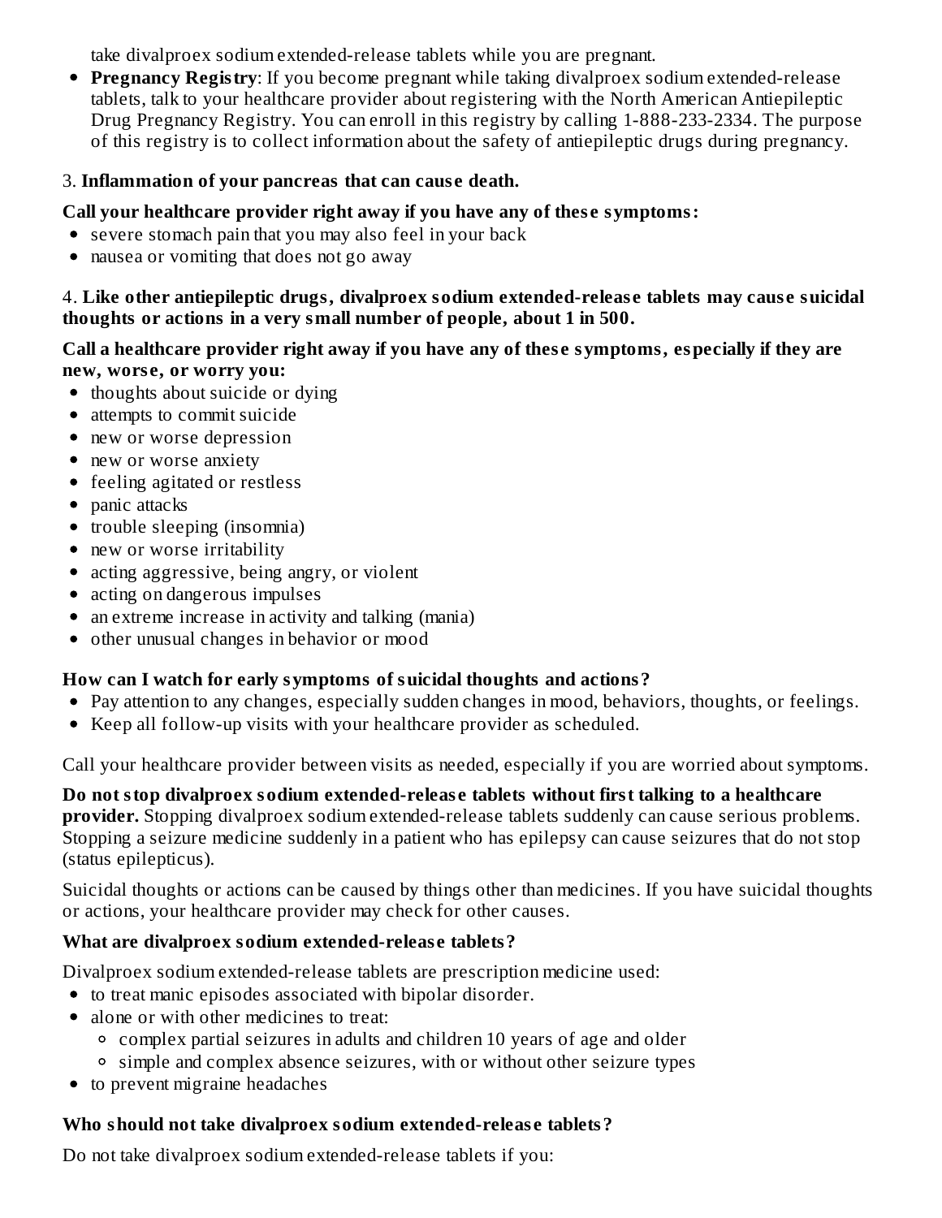take divalproex sodium extended-release tablets while you are pregnant.

- **Pregnancy Registry**: If you become pregnant while taking divalproex sodium extended-release tablets, talk to your healthcare provider about registering with the North American Antiepileptic Drug Pregnancy Registry. You can enroll in this registry by calling 1-888-233-2334. The purpose of this registry is to collect information about the safety of antiepileptic drugs during pregnancy.

3. **Inflammation of your pancreas that can cause death.**

**Call your healthcare provider right away if you have any of these symptoms:**

- severe stomach pain that you may also feel in your back
- nausea or vomiting that does not go away

4. **Like other antiepileptic drugs, divalproex sodium extended-release tablets may cause suicidal thoughts or actions in a very small number of people, about 1 in 500.**

**Call a healthcare provider right away if you have any of these symptoms, especially if they are new, worse, or worry you:**

- thoughts about suicide or dying
- attempts to commit suicide
- new or worse depression
- new or worse anxiety
- feeling agitated or restless
- panic attacks
- trouble sleeping (insomnia)
- new or worse irritability
- acting aggressive, being angry, or violent
- acting on dangerous impulses
- an extreme increase in activity and talking (mania)
- other unusual changes in behavior or mood

**How can I watch for early symptoms of suicidal thoughts and actions?**

- Pay attention to any changes, especially sudden changes in mood, behaviors, thoughts, or feelings.
- Keep all follow-up visits with your healthcare provider as scheduled.

Call your healthcare provider between visits as needed, especially if you are worried about symptoms.

**Do not stop divalproex sodium extended-release tablets without first talking to a healthcare provider.** Stopping divalproex sodium extended-release tablets suddenly can cause serious problems. Stopping a seizure medicine suddenly in a patient who has epilepsy can cause seizures that do not stop (status epilepticus).

Suicidal thoughts or actions can be caused by things other than medicines. If you have suicidal thoughts or actions, your healthcare provider may check for other causes.

**What are divalproex sodium extended-release tablets?**

Divalproex sodium extended-release tablets are prescription medicine used:

- to treat manic episodes associated with bipolar disorder.
- alone or with other medicines to treat:
  - complex partial seizures in adults and children 10 years of age and older
  - simple and complex absence seizures, with or without other seizure types
- to prevent migraine headaches

**Who should not take divalproex sodium extended-release tablets?**

Do not take divalproex sodium extended-release tablets if you: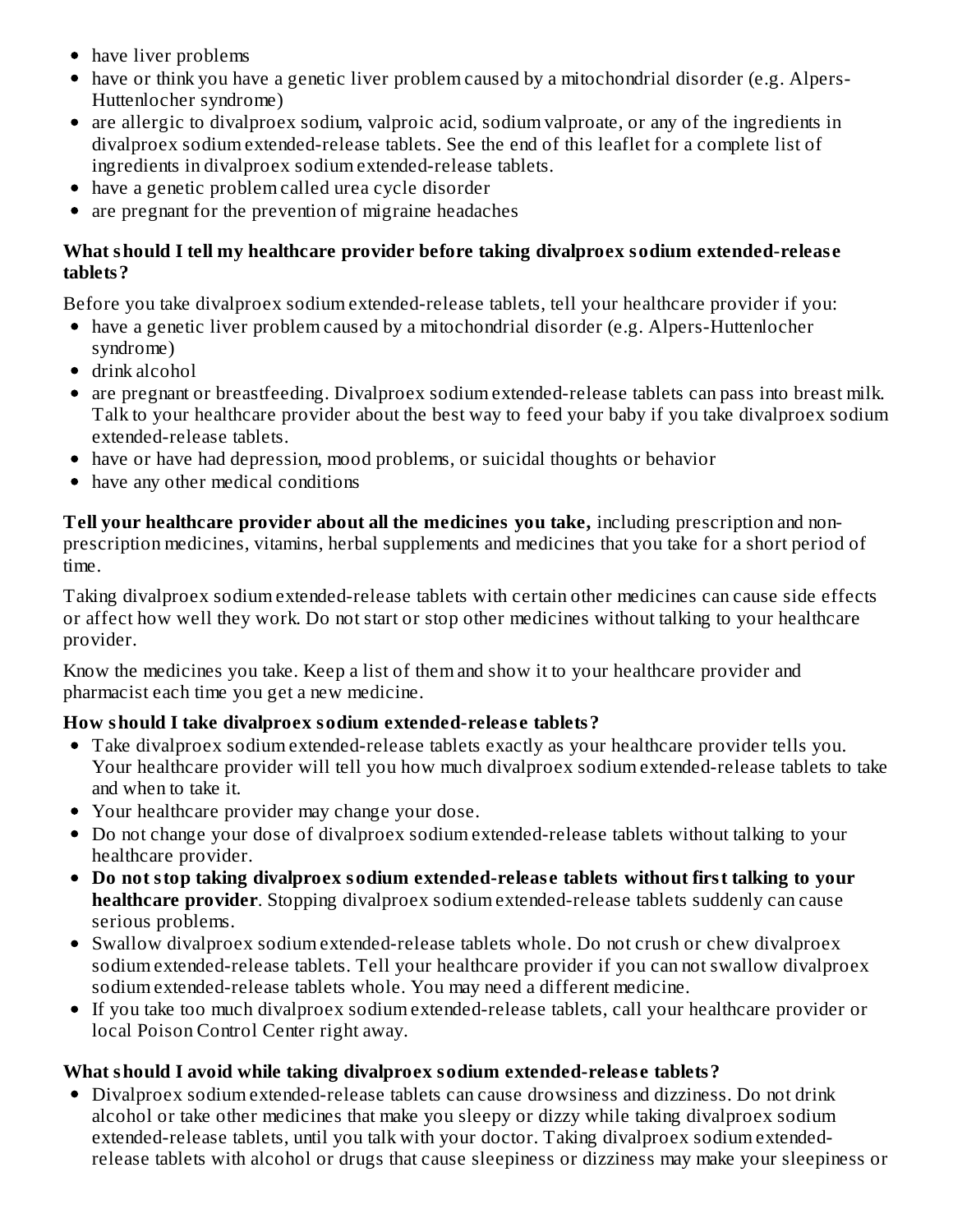- have liver problems
- have or think you have a genetic liver problem caused by a mitochondrial disorder (e.g. Alpers-Huttenlocher syndrome)
- are allergic to divalproex sodium, valproic acid, sodium valproate, or any of the ingredients in divalproex sodium extended-release tablets. See the end of this leaflet for a complete list of ingredients in divalproex sodium extended-release tablets.
- have a genetic problem called urea cycle disorder
- are pregnant for the prevention of migraine headaches

**What should I tell my healthcare provider before taking divalproex sodium extended-release tablets?**

Before you take divalproex sodium extended-release tablets, tell your healthcare provider if you:

- have a genetic liver problem caused by a mitochondrial disorder (e.g. Alpers-Huttenlocher syndrome)
- drink alcohol
- are pregnant or breastfeeding. Divalproex sodium extended-release tablets can pass into breast milk. Talk to your healthcare provider about the best way to feed your baby if you take divalproex sodium extended-release tablets.
- have or have had depression, mood problems, or suicidal thoughts or behavior
- have any other medical conditions

**Tell your healthcare provider about all the medicines you take,** including prescription and non-prescription medicines, vitamins, herbal supplements and medicines that you take for a short period of time.

Taking divalproex sodium extended-release tablets with certain other medicines can cause side effects or affect how well they work. Do not start or stop other medicines without talking to your healthcare provider.

Know the medicines you take. Keep a list of them and show it to your healthcare provider and pharmacist each time you get a new medicine.

**How should I take divalproex sodium extended-release tablets?**

- Take divalproex sodium extended-release tablets exactly as your healthcare provider tells you. Your healthcare provider will tell you how much divalproex sodium extended-release tablets to take and when to take it.
- Your healthcare provider may change your dose.
- Do not change your dose of divalproex sodium extended-release tablets without talking to your healthcare provider.
- **Do not stop taking divalproex sodium extended-release tablets without first talking to your healthcare provider**. Stopping divalproex sodium extended-release tablets suddenly can cause serious problems.
- Swallow divalproex sodium extended-release tablets whole. Do not crush or chew divalproex sodium extended-release tablets. Tell your healthcare provider if you can not swallow divalproex sodium extended-release tablets whole. You may need a different medicine.
- If you take too much divalproex sodium extended-release tablets, call your healthcare provider or local Poison Control Center right away.

**What should I avoid while taking divalproex sodium extended-release tablets?**

- Divalproex sodium extended-release tablets can cause drowsiness and dizziness. Do not drink alcohol or take other medicines that make you sleepy or dizzy while taking divalproex sodium extended-release tablets, until you talk with your doctor. Taking divalproex sodium extended-release tablets with alcohol or drugs that cause sleepiness or dizziness may make your sleepiness or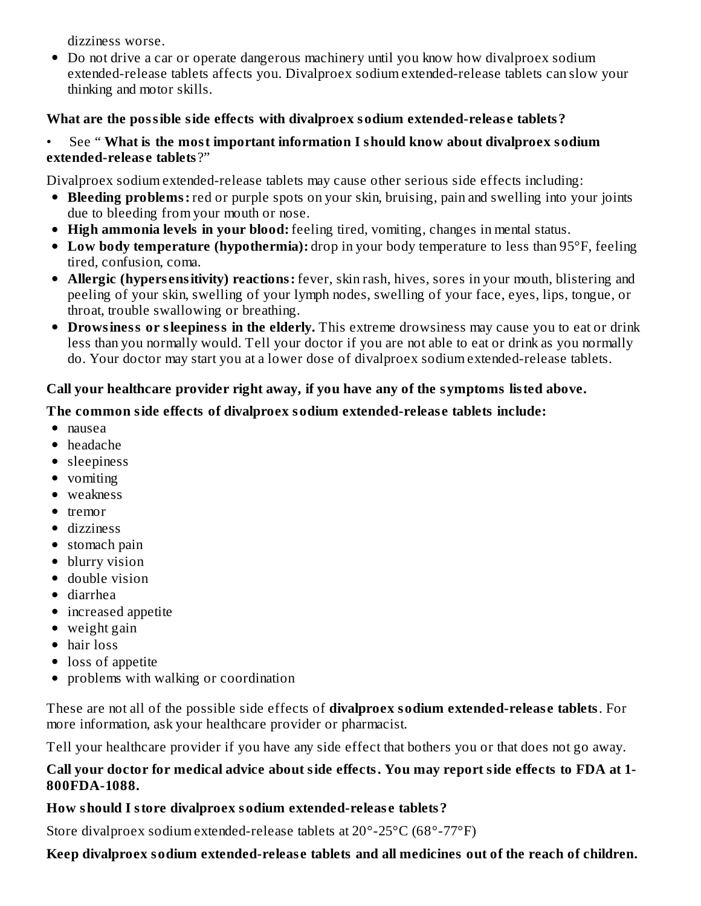dizziness worse.

- Do not drive a car or operate dangerous machinery until you know how divalproex sodium extended-release tablets affects you. Divalproex sodium extended-release tablets can slow your thinking and motor skills.

**What are the possible side effects with divalproex sodium extended-release tablets?**

- See " **What is the most important information I should know about divalproex sodium extended-release tablets**?"

Divalproex sodium extended-release tablets may cause other serious side effects including:

- **Bleeding problems:** red or purple spots on your skin, bruising, pain and swelling into your joints due to bleeding from your mouth or nose.
- **High ammonia levels in your blood:** feeling tired, vomiting, changes in mental status.
- **Low body temperature (hypothermia):** drop in your body temperature to less than 95°F, feeling tired, confusion, coma.
- **Allergic (hypersensitivity) reactions:** fever, skin rash, hives, sores in your mouth, blistering and peeling of your skin, swelling of your lymph nodes, swelling of your face, eyes, lips, tongue, or throat, trouble swallowing or breathing.
- **Drowsiness or sleepiness in the elderly.** This extreme drowsiness may cause you to eat or drink less than you normally would. Tell your doctor if you are not able to eat or drink as you normally do. Your doctor may start you at a lower dose of divalproex sodium extended-release tablets.

**Call your healthcare provider right away, if you have any of the symptoms listed above.**

**The common side effects of divalproex sodium extended-release tablets include:**

- nausea
- headache
- sleepiness
- vomiting
- weakness
- tremor
- dizziness
- stomach pain
- blurry vision
- double vision
- diarrhea
- increased appetite
- weight gain
- hair loss
- loss of appetite
- problems with walking or coordination

These are not all of the possible side effects of **divalproex sodium extended-release tablets**. For more information, ask your healthcare provider or pharmacist.

Tell your healthcare provider if you have any side effect that bothers you or that does not go away.

**Call your doctor for medical advice about side effects. You may report side effects to FDA at 1-800FDA-1088.**

**How should I store divalproex sodium extended-release tablets?**

Store divalproex sodium extended-release tablets at 20°-25°C (68°-77°F)

**Keep divalproex sodium extended-release tablets and all medicines out of the reach of children.**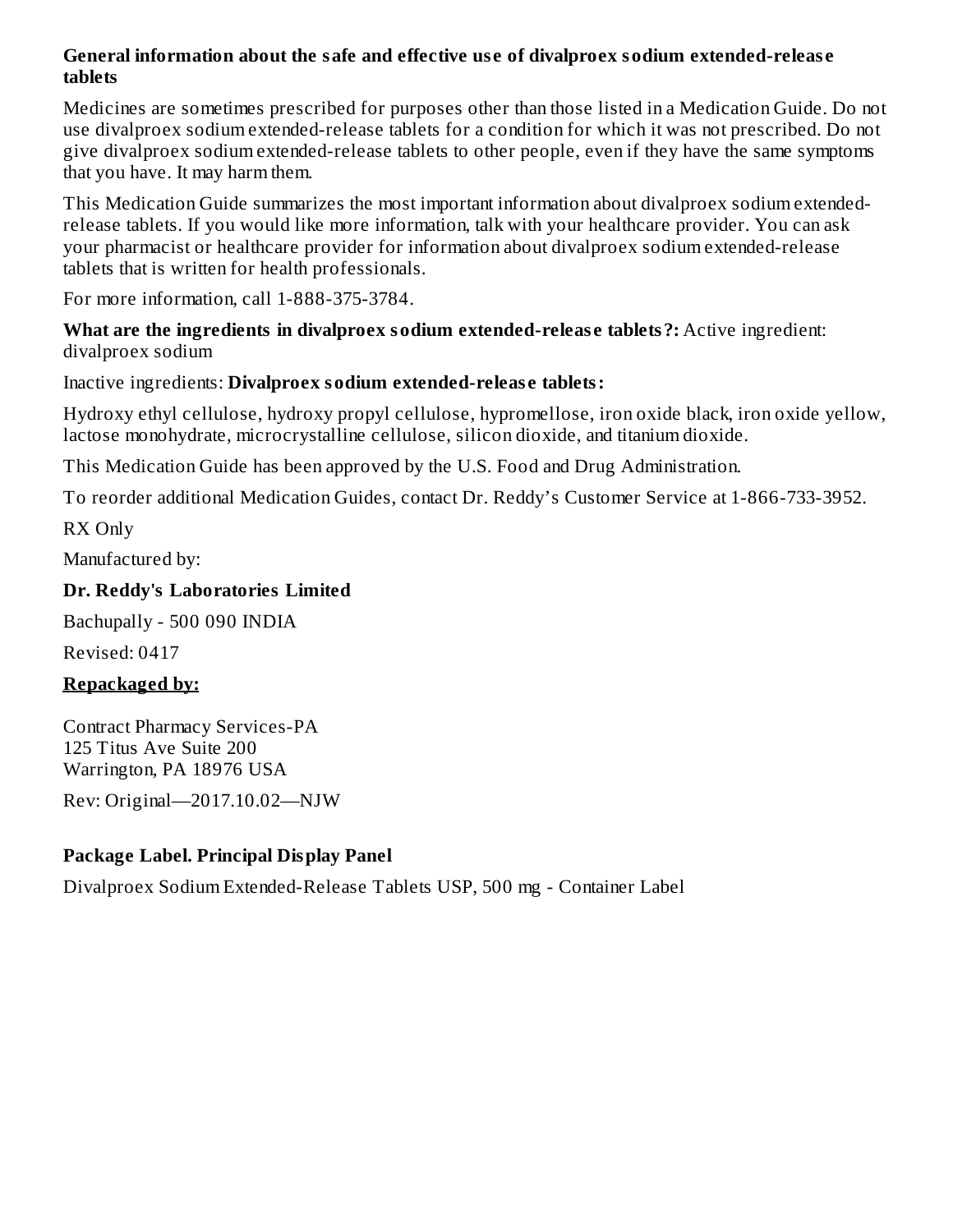### General information about the safe and effective use of divalproex sodium extended-release tablets

Medicines are sometimes prescribed for purposes other than those listed in a Medication Guide. Do not use divalproex sodium extended-release tablets for a condition for which it was not prescribed. Do not give divalproex sodium extended-release tablets to other people, even if they have the same symptoms that you have. It may harm them.

This Medication Guide summarizes the most important information about divalproex sodium extended-release tablets. If you would like more information, talk with your healthcare provider. You can ask your pharmacist or healthcare provider for information about divalproex sodium extended-release tablets that is written for health professionals.

For more information, call 1-888-375-3784.

**What are the ingredients in divalproex sodium extended-release tablets?:** Active ingredient: divalproex sodium

Inactive ingredients: **Divalproex sodium extended-release tablets:**

Hydroxy ethyl cellulose, hydroxy propyl cellulose, hypromellose, iron oxide black, iron oxide yellow, lactose monohydrate, microcrystalline cellulose, silicon dioxide, and titanium dioxide.

This Medication Guide has been approved by the U.S. Food and Drug Administration.

To reorder additional Medication Guides, contact Dr. Reddy's Customer Service at 1-866-733-3952.

RX Only

Manufactured by:

**Dr. Reddy's Laboratories Limited**

Bachupally - 500 090 INDIA

Revised: 0417

**Repackaged by:**

Contract Pharmacy Services-PA
125 Titus Ave Suite 200
Warrington, PA 18976 USA

Rev: Original—2017.10.02—NJW

### Package Label. Principal Display Panel

Divalproex Sodium Extended-Release Tablets USP, 500 mg - Container Label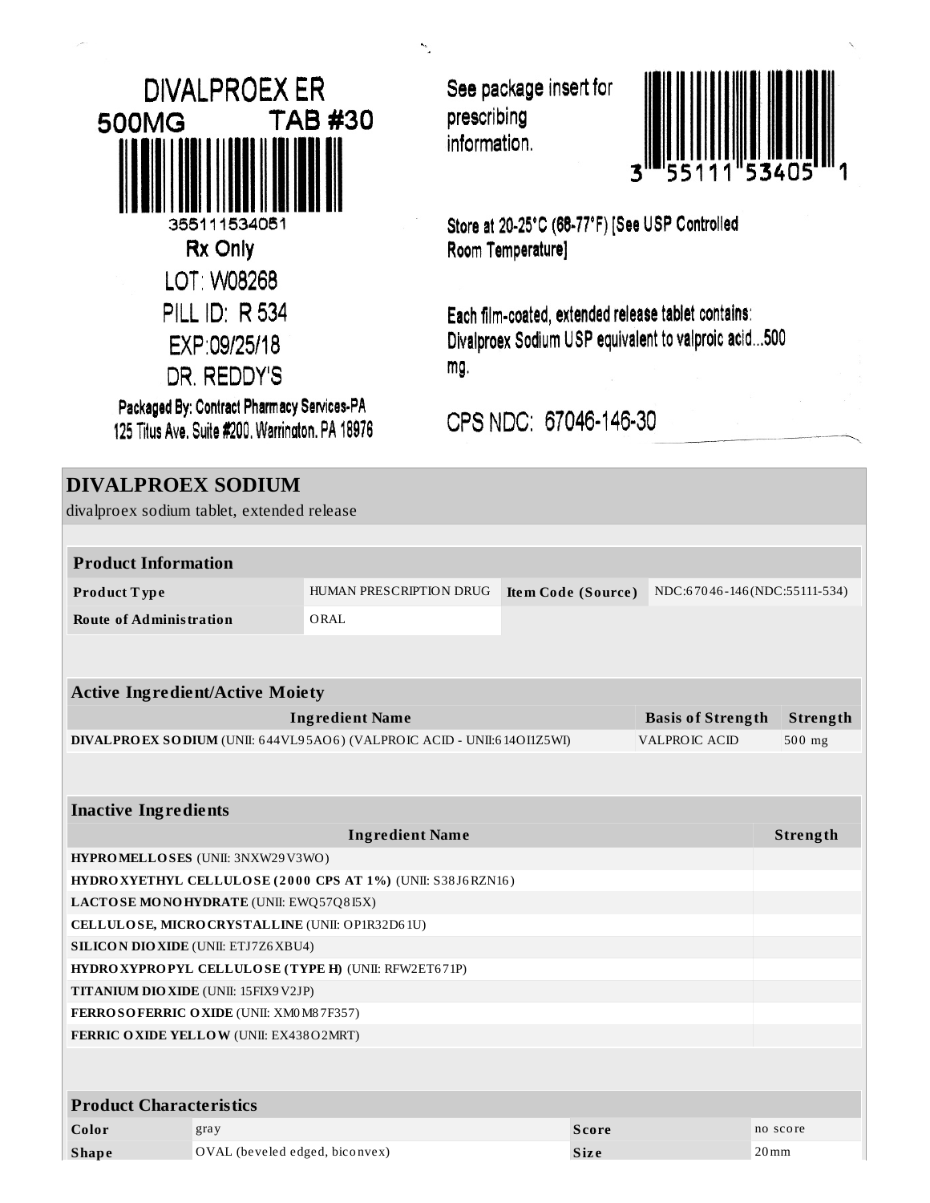DIVALPROEX ER
500MG TAB #30

355111534051

Rx Only

LOT: W08268

PILL ID: R 534

EXP:09/25/18

DR. REDDY'S

Packaged By: Contract Pharmacy Services-PA
125 Titus Ave. Suite #200, Warrington, PA 18976

See package insert for prescribing information.

3 55111 53405 1

Store at 20-25°C (68-77°F) [See USP Controlled Room Temperature]

Each film-coated, extended release tablet contains:
Divalproex Sodium USP equivalent to valproic acid...500 mg.

CPS NDC: 67046-146-30

## DIVALPROEX SODIUM

divalproex sodium tablet, extended release

| Product Information | | | |
|---|---|---|---|
| **Product Type** | HUMAN PRESCRIPTION DRUG | **Item Code (Source)** | NDC:67046-146(NDC:55111-534) |
| **Route of Administration** | ORAL | | |

| Active Ingredient/Active Moiety | | |
|---|---|---|
| **Ingredient Name** | **Basis of Strength** | **Strength** |
| **DIVALPROEX SODIUM** (UNII: 644VL95AO6) (VALPROIC ACID - UNII:614OI1Z5WI) | VALPROIC ACID | 500 mg |

| Inactive Ingredients | |
|---|---|
| **Ingredient Name** | **Strength** |
| **HYPROMELLOSES** (UNII: 3NXW29V3WO) | |
| **HYDROXYETHYL CELLULOSE (2000 CPS AT 1%)** (UNII: S38J6RZN16) | |
| **LACTOSE MONOHYDRATE** (UNII: EWQ57Q8I5X) | |
| **CELLULOSE, MICROCRYSTALLINE** (UNII: OP1R32D61U) | |
| **SILICON DIOXIDE** (UNII: ETJ7Z6XBU4) | |
| **HYDROXYPROPYL CELLULOSE (TYPE H)** (UNII: RFW2ET671P) | |
| **TITANIUM DIOXIDE** (UNII: 15FIX9V2JP) | |
| **FERROSOFERRIC OXIDE** (UNII: XM0M87F357) | |
| **FERRIC OXIDE YELLOW** (UNII: EX438O2MRT) | |

| Product Characteristics | | | |
|---|---|---|---|
| **Color** | gray | **Score** | no score |
| **Shape** | OVAL (beveled edged, biconvex) | **Size** | 20mm |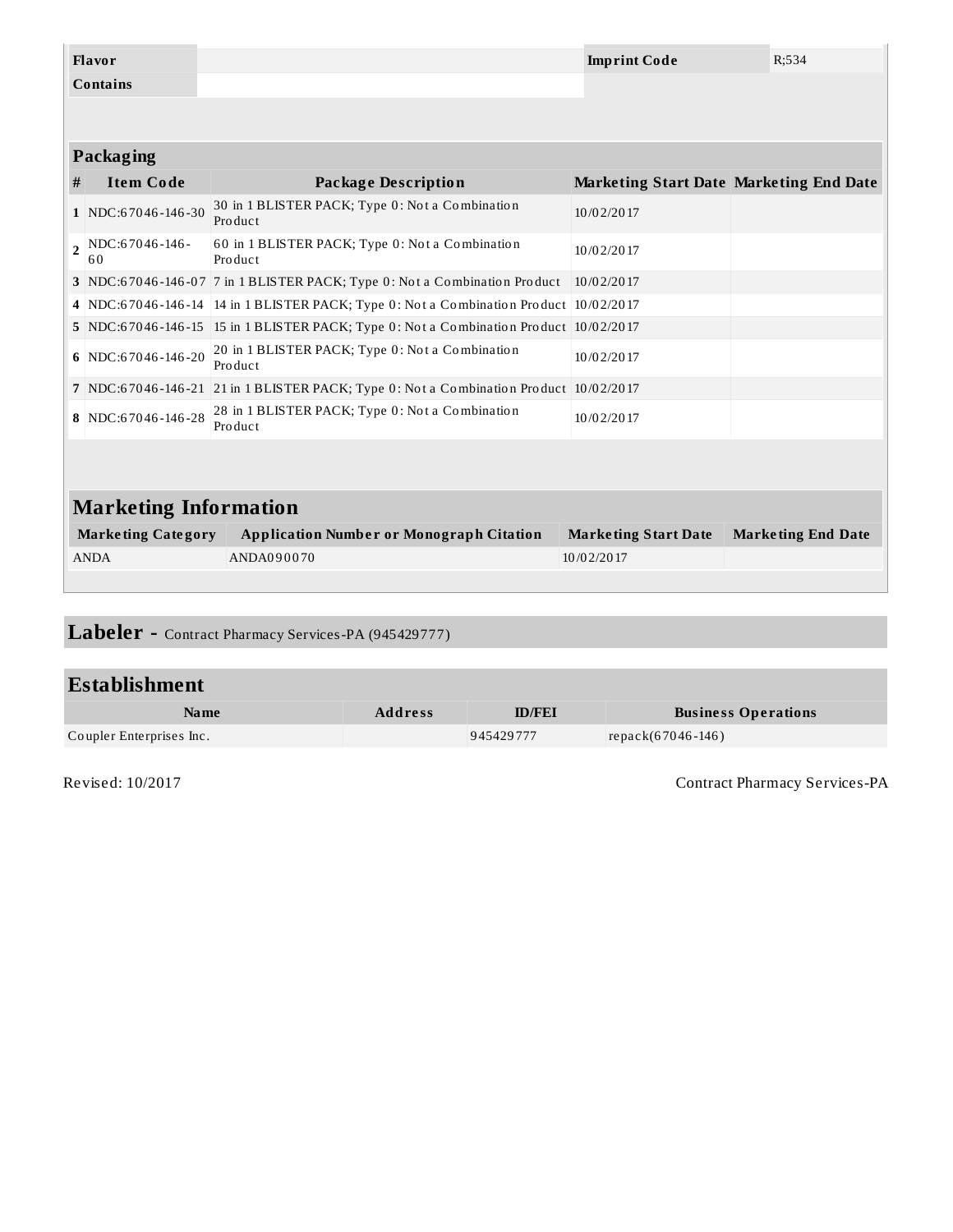| | | | |
|---|---|---|---|
| **Flavor** | | **Imprint Code** | R;534 |
| **Contains** | | | |

### Packaging

| # | Item Code | Package Description | Marketing Start Date | Marketing End Date |
|---|---|---|---|---|
| 1 | NDC:67046-146-30 | 30 in 1 BLISTER PACK; Type 0: Not a Combination Product | 10/02/2017 | |
| 2 | NDC:67046-146-60 | 60 in 1 BLISTER PACK; Type 0: Not a Combination Product | 10/02/2017 | |
| 3 | NDC:67046-146-07 | 7 in 1 BLISTER PACK; Type 0: Not a Combination Product | 10/02/2017 | |
| 4 | NDC:67046-146-14 | 14 in 1 BLISTER PACK; Type 0: Not a Combination Product | 10/02/2017 | |
| 5 | NDC:67046-146-15 | 15 in 1 BLISTER PACK; Type 0: Not a Combination Product | 10/02/2017 | |
| 6 | NDC:67046-146-20 | 20 in 1 BLISTER PACK; Type 0: Not a Combination Product | 10/02/2017 | |
| 7 | NDC:67046-146-21 | 21 in 1 BLISTER PACK; Type 0: Not a Combination Product | 10/02/2017 | |
| 8 | NDC:67046-146-28 | 28 in 1 BLISTER PACK; Type 0: Not a Combination Product | 10/02/2017 | |

### Marketing Information

| Marketing Category | Application Number or Monograph Citation | Marketing Start Date | Marketing End Date |
|---|---|---|---|
| ANDA | ANDA090070 | 10/02/2017 | |

## Labeler - Contract Pharmacy Services-PA (945429777)

## Establishment

| Name | Address | ID/FEI | Business Operations |
|---|---|---|---|
| Coupler Enterprises Inc. | | 945429777 | repack(67046-146) |

Revised: 10/2017

Contract Pharmacy Services-PA